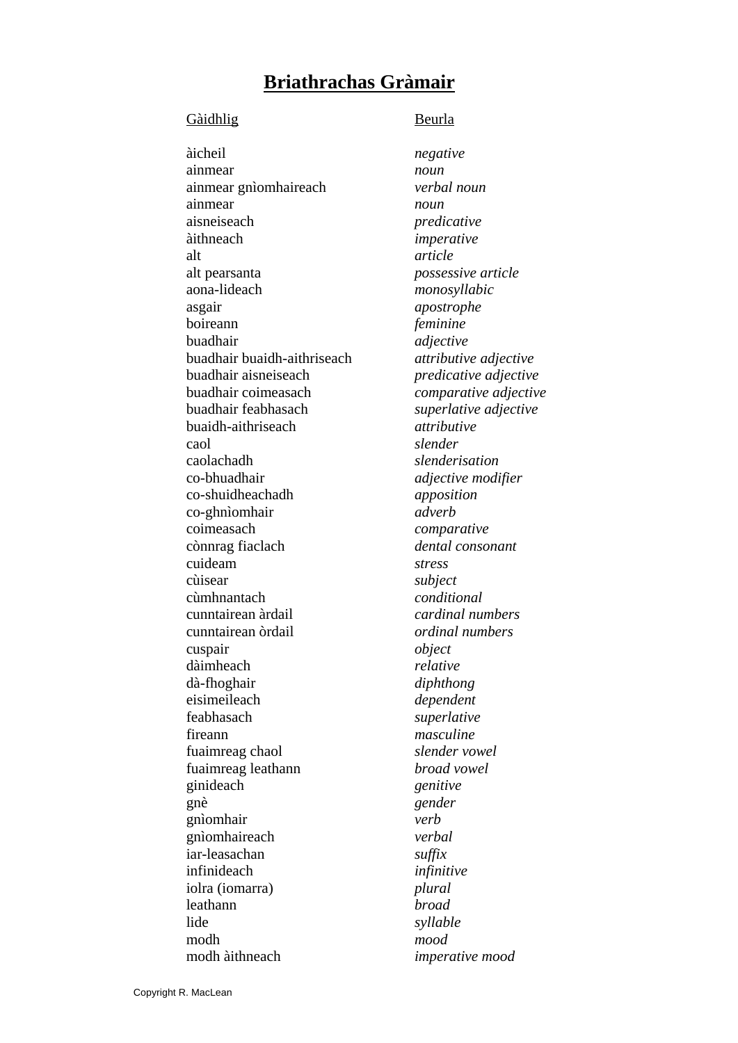# Briathrachas Gràmair

| Gàidhlig | Beurla |
| --- | --- |
| àicheil | *negative* |
| ainmear | *noun* |
| ainmear gnìomhaireach | *verbal noun* |
| ainmear | *noun* |
| aisneiseach | *predicative* |
| àithneach | *imperative* |
| alt | *article* |
| alt pearsanta | *possessive article* |
| aona-lideach | *monosyllabic* |
| asgair | *apostrophe* |
| boireann | *feminine* |
| buadhair | *adjective* |
| buadhair buaidh-aithriseach | *attributive adjective* |
| buadhair aisneiseach | *predicative adjective* |
| buadhair coimeasach | *comparative adjective* |
| buadhair feabhasach | *superlative adjective* |
| buaidh-aithriseach | *attributive* |
| caol | *slender* |
| caolachadh | *slenderisation* |
| co-bhuadhair | *adjective modifier* |
| co-shuidheachadh | *apposition* |
| co-ghnìomhair | *adverb* |
| coimeasach | *comparative* |
| cònnrag fiaclach | *dental consonant* |
| cuideam | *stress* |
| cùisear | *subject* |
| cùmhnantach | *conditional* |
| cunntairean àrdail | *cardinal numbers* |
| cunntairean òrdail | *ordinal numbers* |
| cuspair | *object* |
| dàimheach | *relative* |
| dà-fhoghair | *diphthong* |
| eisimeileach | *dependent* |
| feabhasach | *superlative* |
| fireann | *masculine* |
| fuaimreag chaol | *slender vowel* |
| fuaimreag leathann | *broad vowel* |
| ginideach | *genitive* |
| gnè | *gender* |
| gnìomhair | *verb* |
| gnìomhaireach | *verbal* |
| iar-leasachan | *suffix* |
| infinideach | *infinitive* |
| iolra (iomarra) | *plural* |
| leathann | *broad* |
| lide | *syllable* |
| modh | *mood* |
| modh àithneach | *imperative mood* |

Copyright R. MacLean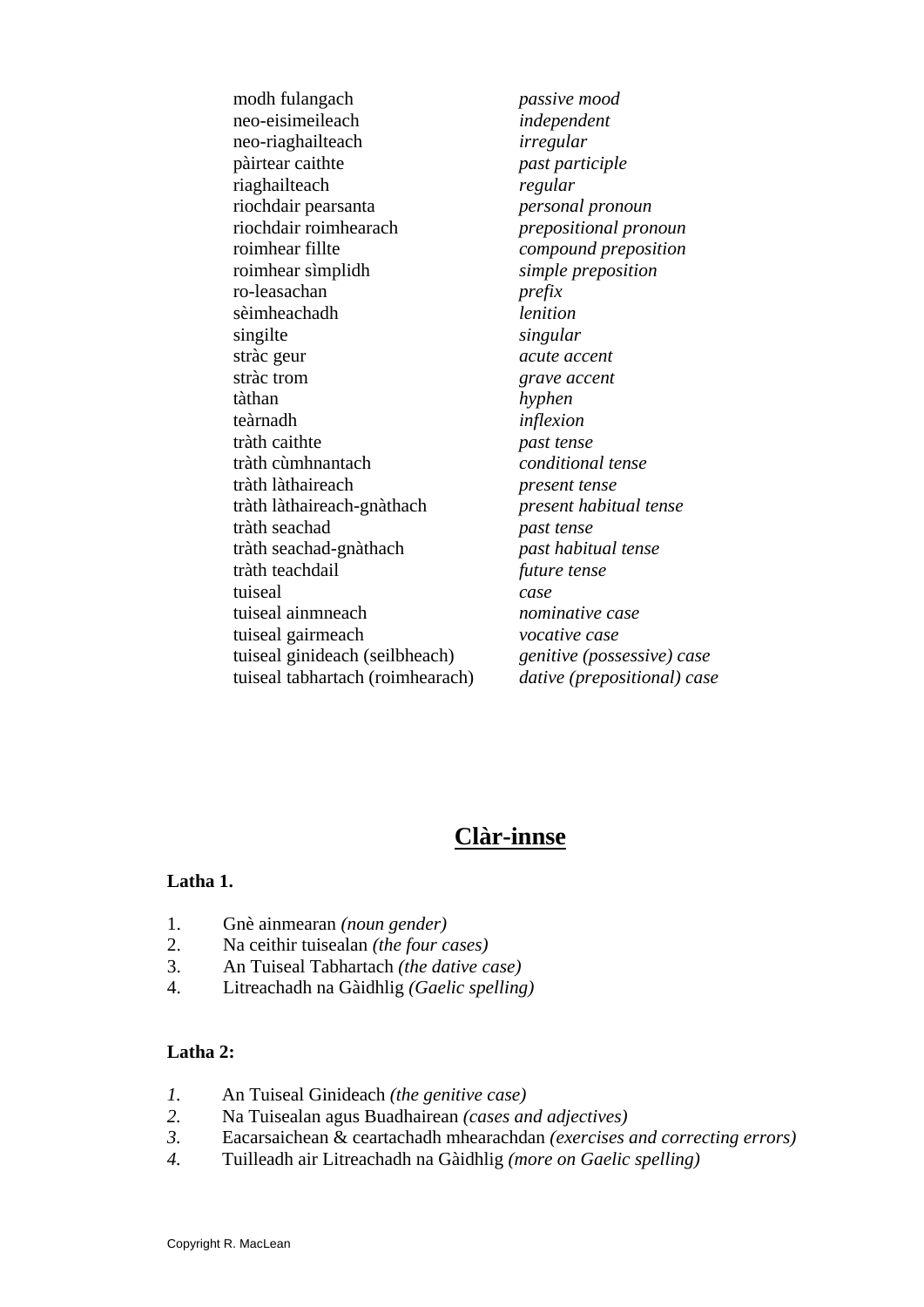| | |
|---|---|
| modh fulangach | *passive mood* |
| neo-eisimeileach | *independent* |
| neo-riaghailteach | *irregular* |
| pàirtear caithte | *past participle* |
| riaghailteach | *regular* |
| riochdair pearsanta | *personal pronoun* |
| riochdair roimhearach | *prepositional pronoun* |
| roimhear fillte | *compound preposition* |
| roimhear sìmplidh | *simple preposition* |
| ro-leasachan | *prefix* |
| sèimheachadh | *lenition* |
| singilte | *singular* |
| stràc geur | *acute accent* |
| stràc trom | *grave accent* |
| tàthan | *hyphen* |
| teàrnadh | *inflexion* |
| tràth caithte | *past tense* |
| tràth cùmhnantach | *conditional tense* |
| tràth làthaireach | *present tense* |
| tràth làthaireach-gnàthach | *present habitual tense* |
| tràth seachad | *past tense* |
| tràth seachad-gnàthach | *past habitual tense* |
| tràth teachdail | *future tense* |
| tuiseal | *case* |
| tuiseal ainmneach | *nominative case* |
| tuiseal gairmeach | *vocative case* |
| tuiseal ginideach (seilbheach) | *genitive (possessive) case* |
| tuiseal tabhartach (roimhearach) | *dative (prepositional) case* |

# Clàr-innse

**Latha 1.**

1. Gnè ainmearan *(noun gender)*
2. Na ceithir tuisealan *(the four cases)*
3. An Tuiseal Tabhartach *(the dative case)*
4. Litreachadh na Gàidhlig *(Gaelic spelling)*

**Latha 2:**

1. An Tuiseal Ginideach *(the genitive case)*
2. Na Tuisealan agus Buadhairean *(cases and adjectives)*
3. Eacarsaichean & ceartachadh mhearachdan *(exercises and correcting errors)*
4. Tuilleadh air Litreachadh na Gàidhlig *(more on Gaelic spelling)*

Copyright R. MacLean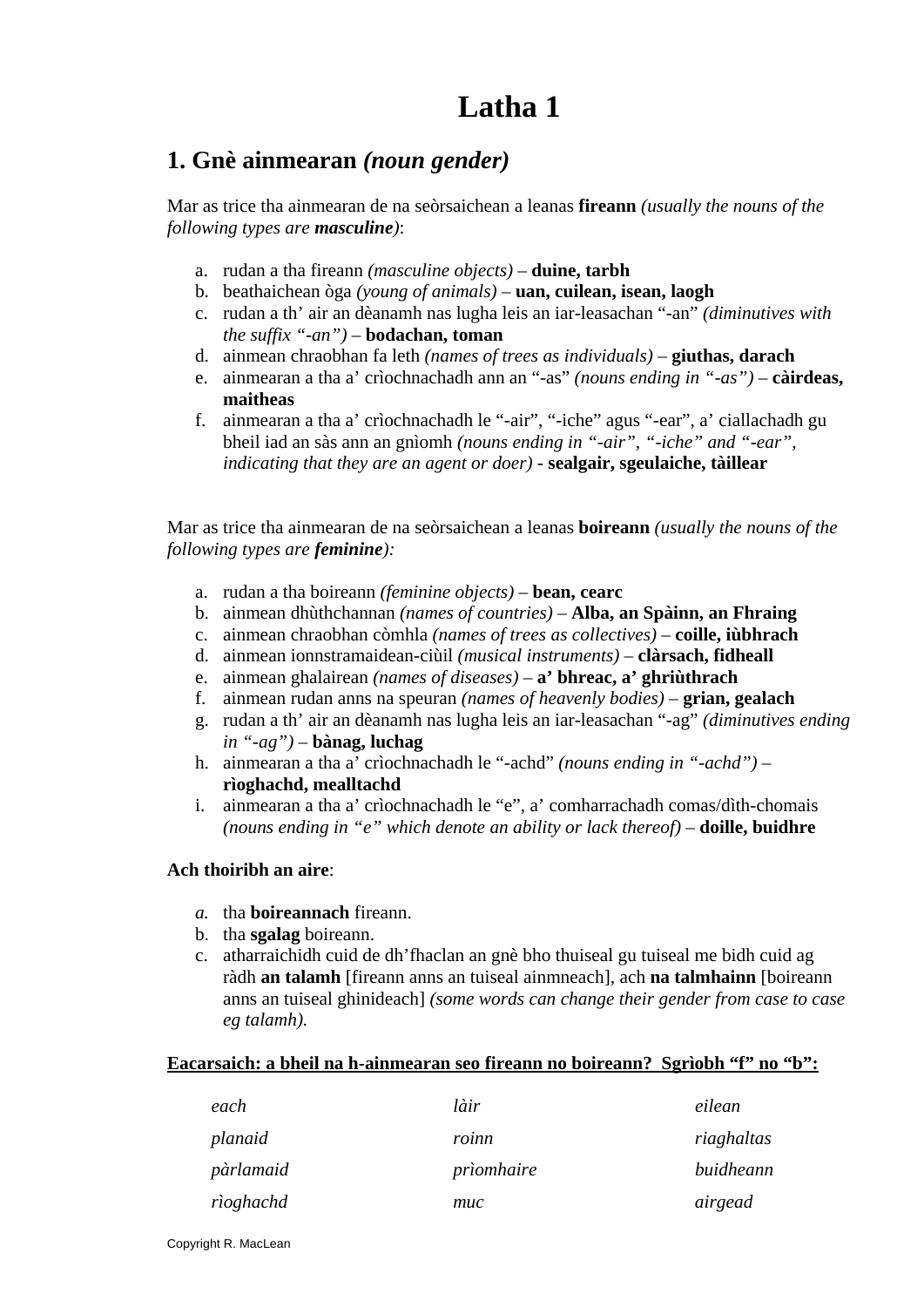// Latha 1

# Latha 1

## 1. Gnè ainmearan *(noun gender)*

Mar as trice tha ainmearan de na seòrsaichean a leanas **fireann** *(usually the nouns of the following types are* ***masculine****)*:

a. rudan a tha fireann *(masculine objects)* – **duine, tarbh**
b. beathaichean òga *(young of animals)* – **uan, cuilean, isean, laogh**
c. rudan a th' air an dèanamh nas lugha leis an iar-leasachan "-an" *(diminutives with the suffix "-an")* – **bodachan, toman**
d. ainmean chraobhan fa leth *(names of trees as individuals)* – **giuthas, darach**
e. ainmearan a tha a' crìochnachadh ann an "-as" *(nouns ending in "-as")* – **càirdeas, maitheas**
f. ainmearan a tha a' crìochnachadh le "-air", "-iche" agus "-ear", a' ciallachadh gu bheil iad an sàs ann an gnìomh *(nouns ending in "-air", "-iche" and "-ear", indicating that they are an agent or doer)* - **sealgair, sgeulaiche, tàillear**

Mar as trice tha ainmearan de na seòrsaichean a leanas **boireann** *(usually the nouns of the following types are* ***feminine****)*:

a. rudan a tha boireann *(feminine objects)* – **bean, cearc**
b. ainmean dhùthchannan *(names of countries)* – **Alba, an Spàinn, an Fhraing**
c. ainmean chraobhan còmhla *(names of trees as collectives)* – **coille, iùbhrach**
d. ainmean ionnstramaidean-ciùil *(musical instruments)* – **clàrsach, fidheall**
e. ainmean ghalairean *(names of diseases)* – **a' bhreac, a' ghriùthrach**
f. ainmean rudan anns na speuran *(names of heavenly bodies)* – **grian, gealach**
g. rudan a th' air an dèanamh nas lugha leis an iar-leasachan "-ag" *(diminutives ending in "-ag")* – **bànag, luchag**
h. ainmearan a tha a' crìochnachadh le "-achd" *(nouns ending in "-achd")* – **rìoghachd, mealltachd**
i. ainmearan a tha a' crìochnachadh le "e", a' comharrachadh comas/dìth-chomais *(nouns ending in "e" which denote an ability or lack thereof)* – **doille, buidhre**

**Ach thoiribh an aire**:

*a.* tha **boireannach** fireann.
b. tha **sgalag** boireann.
c. atharraichidh cuid de dh'fhaclan an gnè bho thuiseal gu tuiseal me bidh cuid ag ràdh **an talamh** [fireann anns an tuiseal ainmneach], ach **na talmhainn** [boireann anns an tuiseal ghinideach] *(some words can change their gender from case to case eg talamh).*

**Eacarsaich: a bheil na h-ainmearan seo fireann no boireann? Sgrìobh "f" no "b":**

| | | |
|---|---|---|
| *each* | *làir* | *eilean* |
| *planaid* | *roinn* | *riaghaltas* |
| *pàrlamaid* | *prìomhaire* | *buidheann* |
| *rìoghachd* | *muc* | *airgead* |

Copyright R. MacLean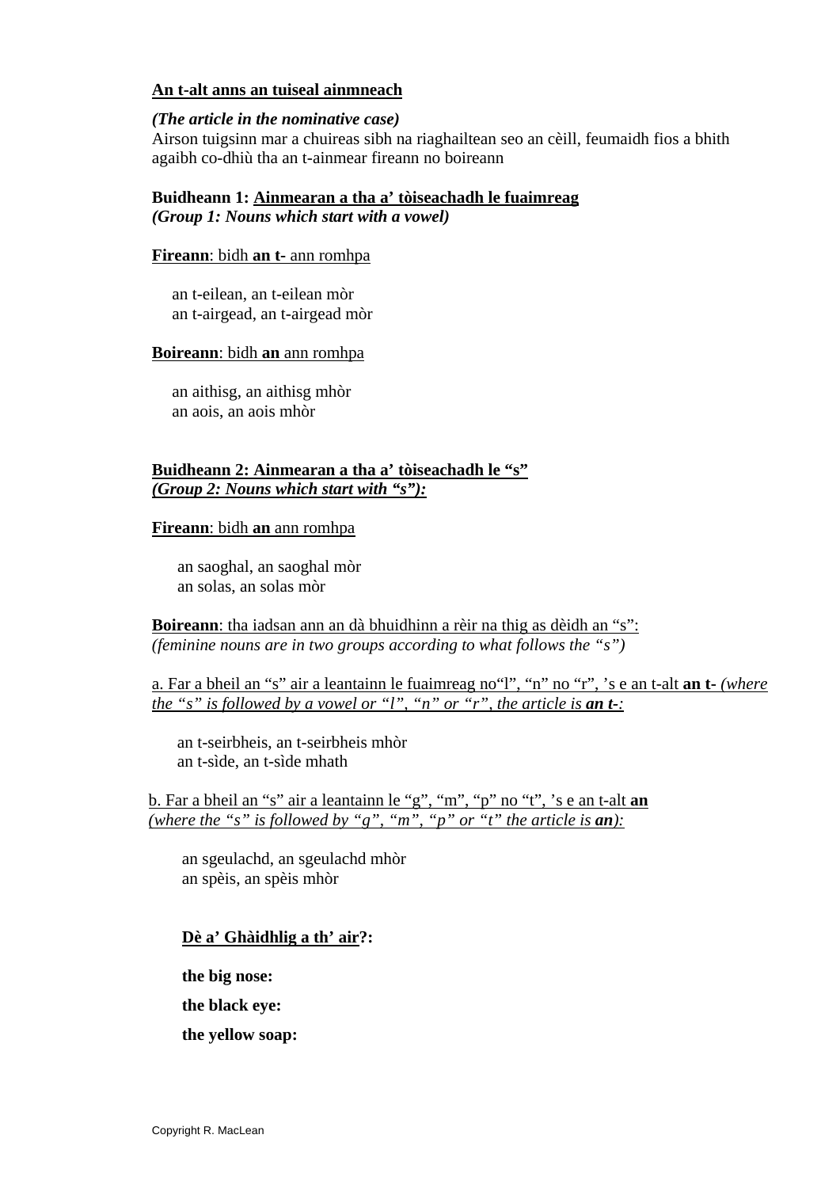**<u>An t-alt anns an tuiseal ainmneach</u>**

***(The article in the nominative case)***
Airson tuigsinn mar a chuireas sibh na riaghailtean seo an cèill, feumaidh fios a bhith agaibh co-dhiù tha an t-ainmear fireann no boireann

**Buidheann 1: <u>Ainmearan a tha a' tòiseachadh le fuaimreag</u>**
***(Group 1: Nouns which start with a vowel)***

<u>**Fireann**: bidh **an t-** ann romhpa</u>

an t-eilean, an t-eilean mòr
an t-airgead, an t-airgead mòr

<u>**Boireann**: bidh **an** ann romhpa</u>

an aithisg, an aithisg mhòr
an aois, an aois mhòr

<u>**Buidheann 2: Ainmearan a tha a' tòiseachadh le "s"**</u>
<u>***(Group 2: Nouns which start with "s"):***</u>

<u>**Fireann**: bidh **an** ann romhpa</u>

an saoghal, an saoghal mòr
an solas, an solas mòr

<u>**Boireann**: tha iadsan ann an dà bhuidhinn a rèir na thig as dèidh an "s":</u>
*(feminine nouns are in two groups according to what follows the "s")*

<u>a. Far a bheil an "s" air a leantainn le fuaimreag no"l", "n" no "r", 's e an t-alt **an t-** *(where the "s" is followed by a vowel or "l", "n" or "r", the article is **an t-**:*</u>

an t-seirbheis, an t-seirbheis mhòr
an t-sìde, an t-sìde mhath

<u>b. Far a bheil an "s" air a leantainn le "g", "m", "p" no "t", 's e an t-alt **an** *(where the "s" is followed by "g", "m", "p" or "t" the article is **an**):*</u>

an sgeulachd, an sgeulachd mhòr
an spèis, an spèis mhòr

**<u>Dè a' Ghàidhlig a th' air</u>?:**

**the big nose:**

**the black eye:**

**the yellow soap:**

Copyright R. MacLean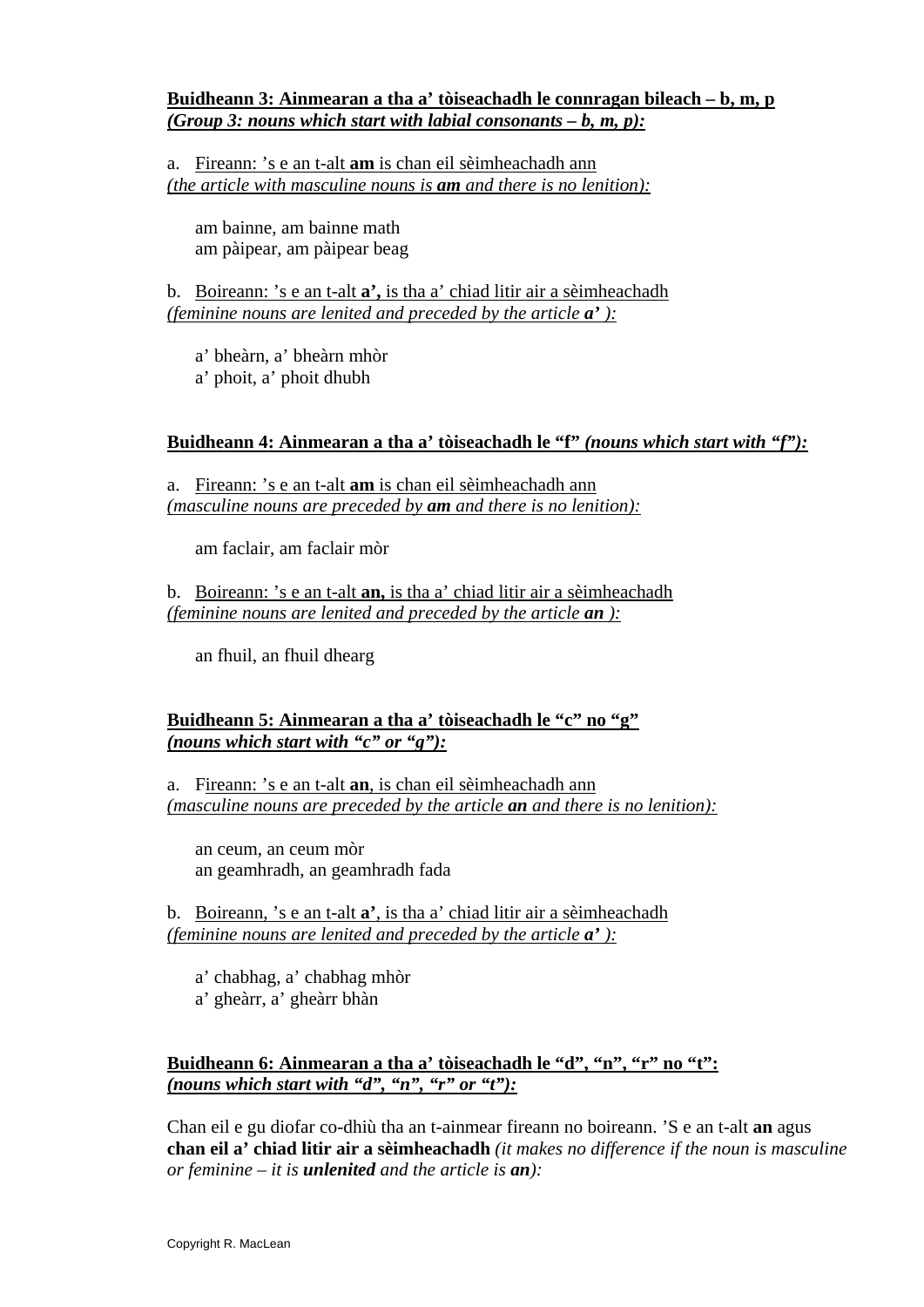**<u>Buidheann 3: Ainmearan a tha a' tòiseachadh le connragan bileach – b, m, p</u>**
***<u>(Group 3: nouns which start with labial consonants – b, m, p):</u>***

a. <u>Fireann: 's e an t-alt **am** is chan eil sèimheachadh ann</u>
*<u>(the article with masculine nouns is **am** and there is no lenition):</u>*

am bainne, am bainne math
am pàipear, am pàipear beag

b. <u>Boireann: 's e an t-alt **a',** is tha a' chiad litir air a sèimheachadh</u>
*<u>(feminine nouns are lenited and preceded by the article **a'** ):</u>*

a' bheàrn, a' bheàrn mhòr
a' phoit, a' phoit dhubh

**<u>Buidheann 4: Ainmearan a tha a' tòiseachadh le "f" *(nouns which start with "f"):*</u>**

a. <u>Fireann: 's e an t-alt **am** is chan eil sèimheachadh ann</u>
*<u>(masculine nouns are preceded by **am** and there is no lenition):</u>*

am faclair, am faclair mòr

b. <u>Boireann: 's e an t-alt **an,** is tha a' chiad litir air a sèimheachadh</u>
*<u>(feminine nouns are lenited and preceded by the article **an** ):</u>*

an fhuil, an fhuil dhearg

**<u>Buidheann 5: Ainmearan a tha a' tòiseachadh le "c" no "g"</u>**
***<u>(nouns which start with "c" or "g"):</u>***

a. <u>Fireann: 's e an t-alt **an**, is chan eil sèimheachadh ann</u>
*<u>(masculine nouns are preceded by the article **an** and there is no lenition):</u>*

an ceum, an ceum mòr
an geamhradh, an geamhradh fada

b. <u>Boireann, 's e an t-alt **a'**, is tha a' chiad litir air a sèimheachadh</u>
*<u>(feminine nouns are lenited and preceded by the article **a'** ):</u>*

a' chabhag, a' chabhag mhòr
a' gheàrr, a' gheàrr bhàn

**<u>Buidheann 6: Ainmearan a tha a' tòiseachadh le "d", "n", "r" no "t":</u>**
***<u>(nouns which start with "d", "n", "r" or "t"):</u>***

Chan eil e gu diofar co-dhiù tha an t-ainmear fireann no boireann. 'S e an t-alt **an** agus **chan eil a' chiad litir air a sèimheachadh** *(it makes no difference if the noun is masculine or feminine – it is **unlenited** and the article is **an**):*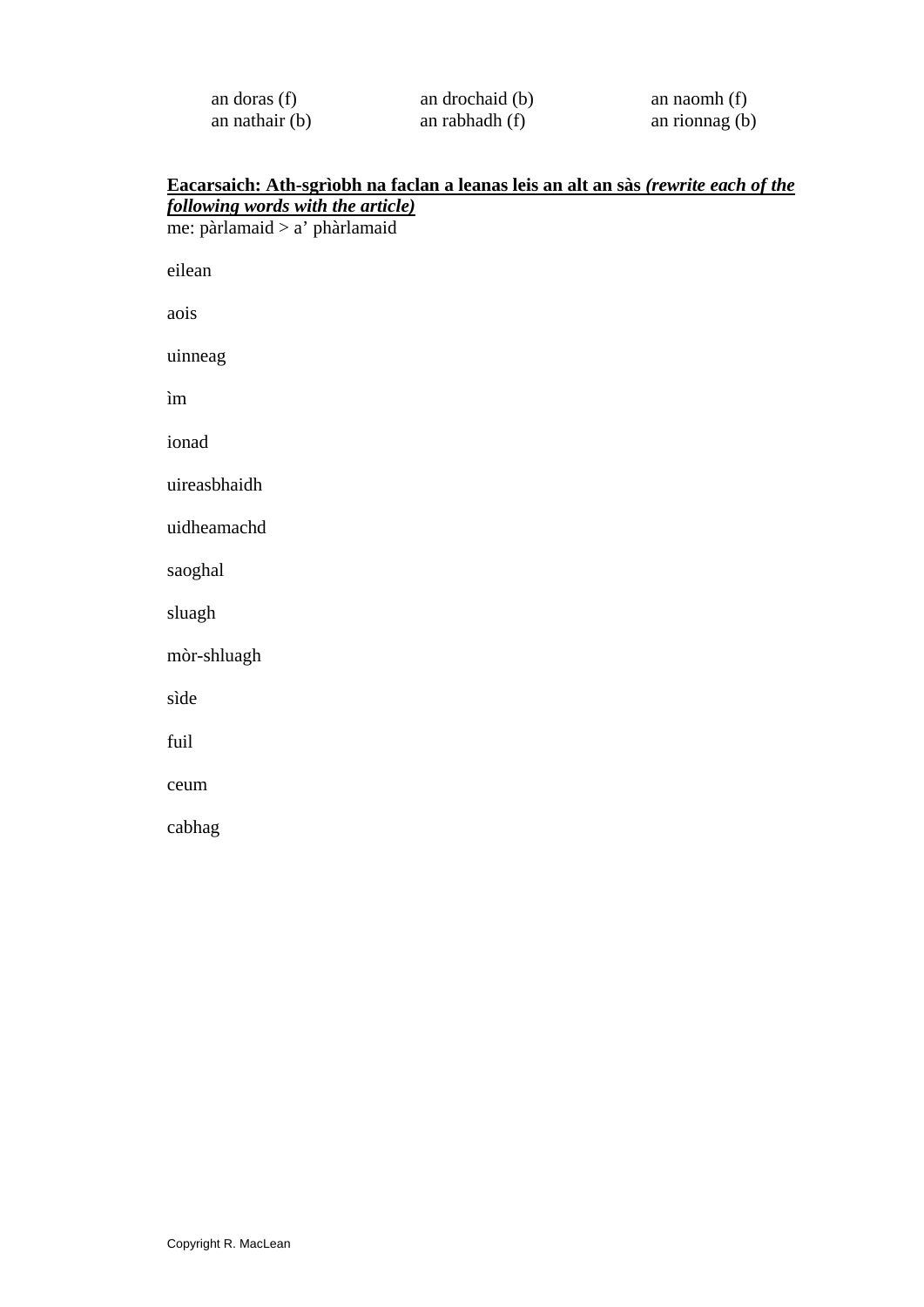| | | |
|---|---|---|
| an doras (f) | an drochaid (b) | an naomh (f) |
| an nathair (b) | an rabhadh (f) | an rionnag (b) |

**<u>Eacarsaich: Ath-sgrìobh na faclan a leanas leis an alt an sàs *(rewrite each of the following words with the article)*</u>**

me: pàrlamaid > a' phàrlamaid

eilean

aois

uinneag

ìm

ionad

uireasbhaidh

uidheamachd

saoghal

sluagh

mòr-shluagh

sìde

fuil

ceum

cabhag

Copyright R. MacLean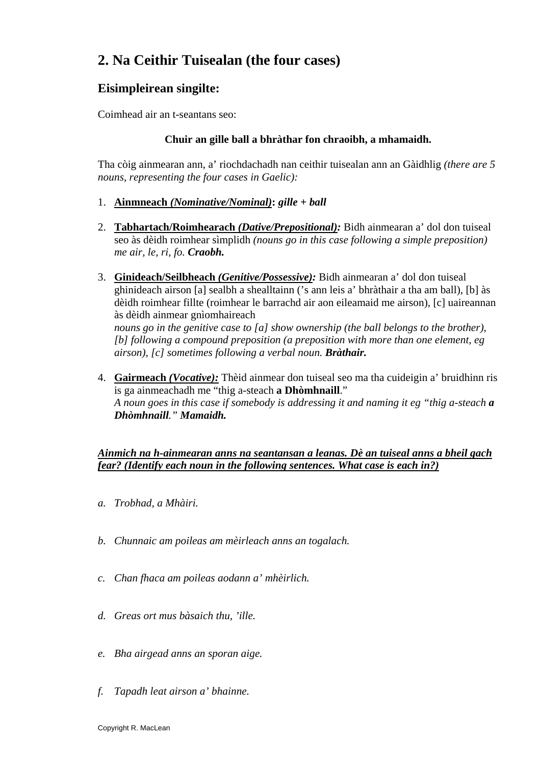# 2. Na Ceithir Tuisealan (the four cases)

## Eisimpleirean singilte:

Coimhead air an t-seantans seo:

**Chuir an gille ball a bhràthar fon chraoibh, a mhamaidh.**

Tha còig ainmearan ann, a' riochdachadh nan ceithir tuisealan ann an Gàidhlig *(there are 5 nouns, representing the four cases in Gaelic):*

1. **Ainmneach *(Nominative/Nominal)*: *gille + ball***

2. **Tabhartach/Roimhearach *(Dative/Prepositional):*** Bidh ainmearan a' dol don tuiseal seo às dèidh roimhear sìmplidh *(nouns go in this case following a simple preposition) me air, le, ri, fo.* ***Craobh.***

3. **Ginideach/Seilbheach *(Genitive/Possessive):*** Bidh ainmearan a' dol don tuiseal ghinideach airson [a] sealbh a shealltainn ('s ann leis a' bhràthair a tha am ball), [b] às dèidh roimhear fillte (roimhear le barrachd air aon eileamaid me airson), [c] uaireannan às dèidh ainmear gnìomhaireach
*nouns go in the genitive case to [a] show ownership (the ball belongs to the brother), [b] following a compound preposition (a preposition with more than one element, eg airson), [c] sometimes following a verbal noun.* ***Bràthair.***

4. **Gairmeach *(Vocative):*** Thèid ainmear don tuiseal seo ma tha cuideigin a' bruidhinn ris is ga ainmeachadh me "thig a-steach **a Dhòmhnaill**."
*A noun goes in this case if somebody is addressing it and naming it eg "thig a-steach* ***a Dhòmhnaill****."* ***Mamaidh.***

***Ainmich na h-ainmearan anns na seantansan a leanas. Dè an tuiseal anns a bheil gach fear? (Identify each noun in the following sentences. What case is each in?)***

a. *Trobhad, a Mhàiri.*

b. *Chunnaic am poileas am mèirleach anns an togalach.*

c. *Chan fhaca am poileas aodann a' mhèirlich.*

d. *Greas ort mus bàsaich thu, 'ille.*

e. *Bha airgead anns an sporan aige.*

f. *Tapadh leat airson a' bhainne.*

Copyright R. MacLean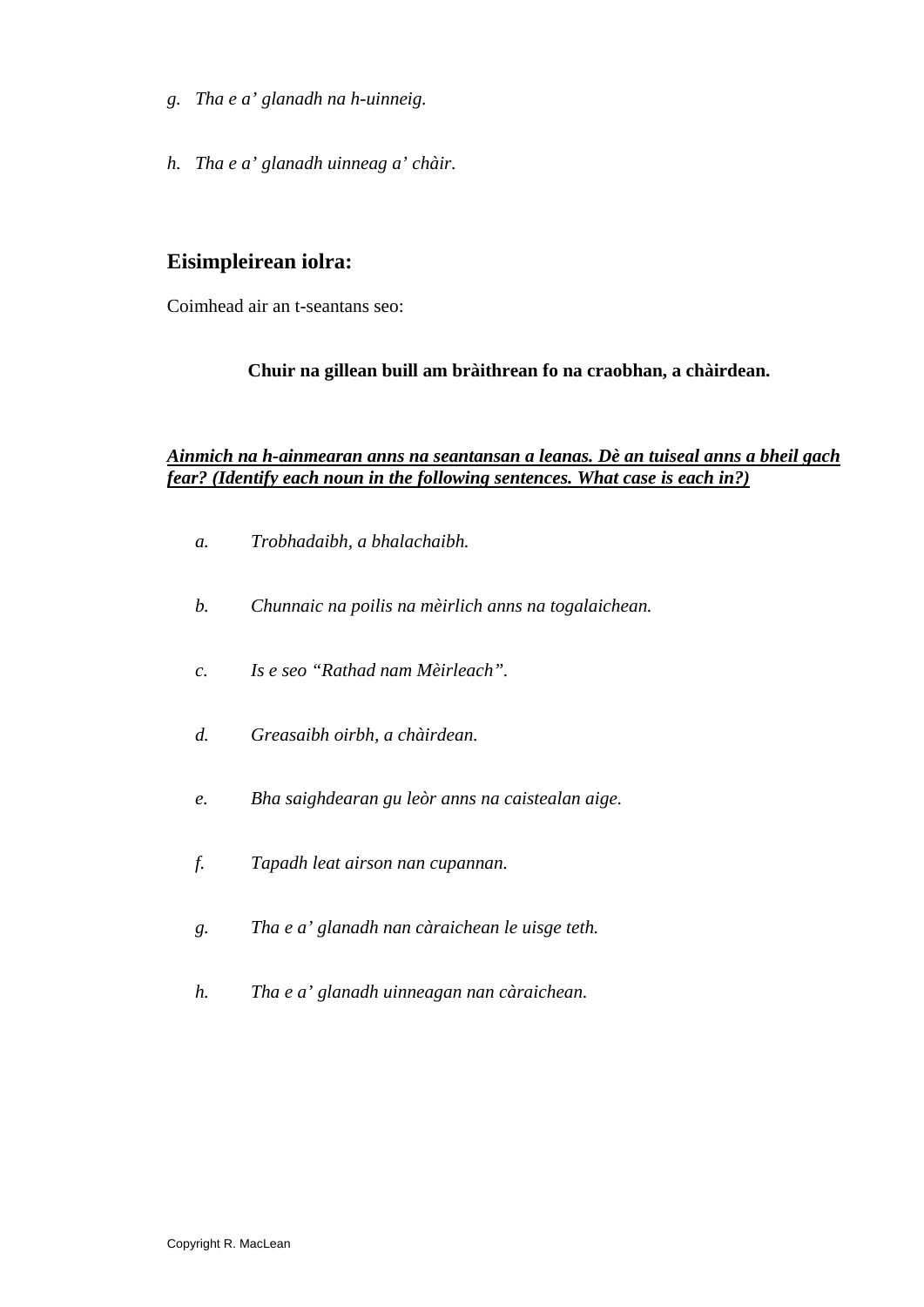g. *Tha e a' glanadh na h-uinneig.*

h. *Tha e a' glanadh uinneag a' chàir.*

## Eisimpleirean iolra:

Coimhead air an t-seantans seo:

**Chuir na gillean buill am bràithrean fo na craobhan, a chàirdean.**

***Ainmich na h-ainmearan anns na seantansan a leanas. Dè an tuiseal anns a bheil gach fear? (Identify each noun in the following sentences. What case is each in?)***

a. *Trobhadaibh, a bhalachaibh.*

b. *Chunnaic na poilis na mèirlich anns na togalaichean.*

c. *Is e seo "Rathad nam Mèirleach".*

d. *Greasaibh oirbh, a chàirdean.*

e. *Bha saighdearan gu leòr anns na caistealan aige.*

f. *Tapadh leat airson nan cupannan.*

g. *Tha e a' glanadh nan càraichean le uisge teth.*

h. *Tha e a' glanadh uinneagan nan càraichean.*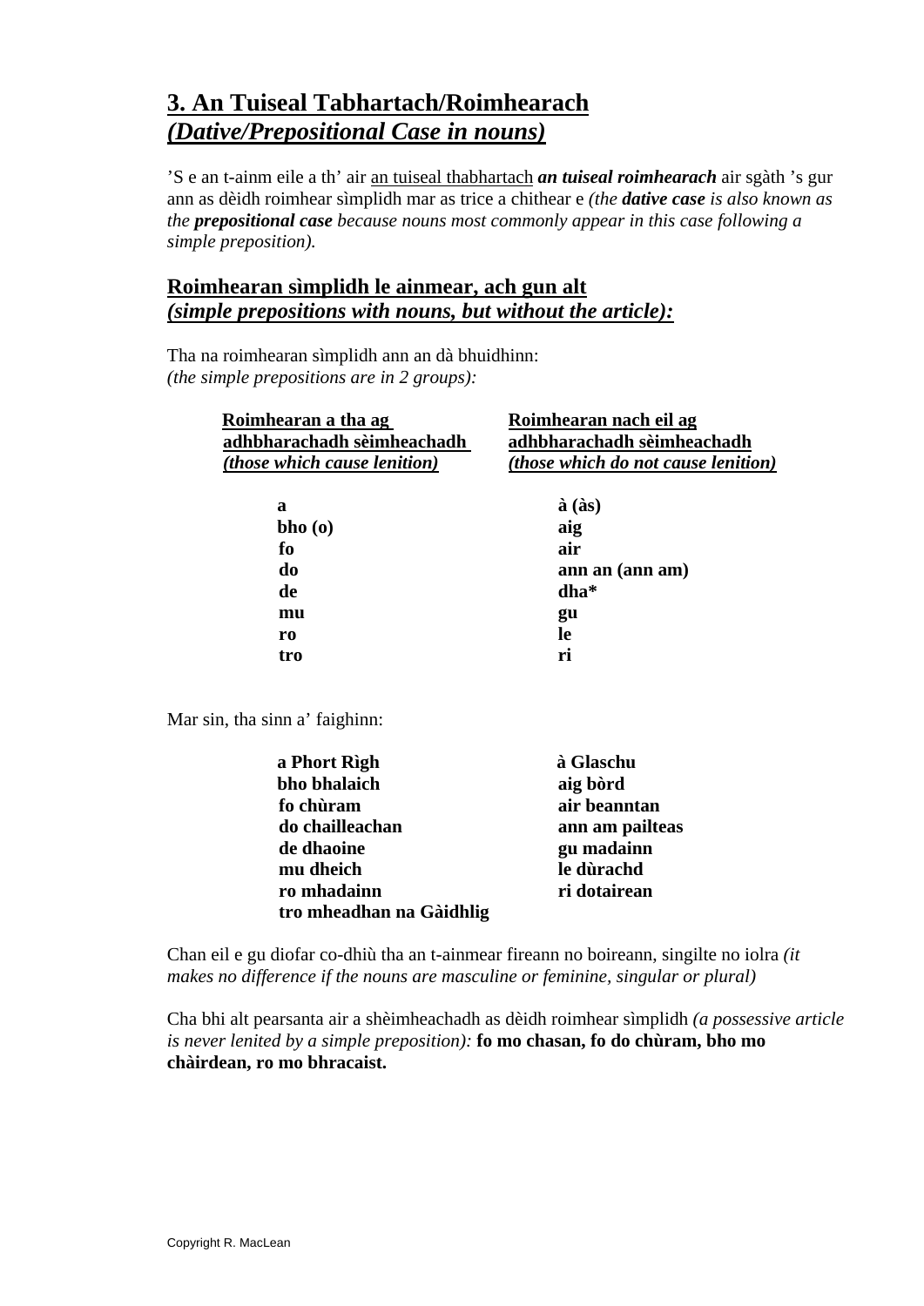## 3. An Tuiseal Tabhartach/Roimhearach
## *(Dative/Prepositional Case in nouns)*

'S e an t-ainm eile a th' air an tuiseal thabhartach ***an tuiseal roimhearach*** air sgàth 's gur ann as dèidh roimhear sìmplidh mar as trice a chithear e *(the **dative case** is also known as the **prepositional case** because nouns most commonly appear in this case following a simple preposition).*

### Roimhearan sìmplidh le ainmear, ach gun alt
### *(simple prepositions with nouns, but without the article):*

Tha na roimhearan sìmplidh ann an dà bhuidhinn:
*(the simple prepositions are in 2 groups):*

| Roimhearan a tha ag adhbharachadh sèimheachadh *(those which cause lenition)* | Roimhearan nach eil ag adhbharachadh sèimheachadh *(those which do not cause lenition)* |
|---|---|
| **a** | **à (às)** |
| **bho (o)** | **aig** |
| **fo** | **air** |
| **do** | **ann an (ann am)** |
| **de** | **dha*** |
| **mu** | **gu** |
| **ro** | **le** |
| **tro** | **ri** |

Mar sin, tha sinn a' faighinn:

| | |
|---|---|
| **a Phort Rìgh** | **à Glaschu** |
| **bho bhalaich** | **aig bòrd** |
| **fo chùram** | **air beanntan** |
| **do chailleachan** | **ann am pailteas** |
| **de dhaoine** | **gu madainn** |
| **mu dheich** | **le dùrachd** |
| **ro mhadainn** | **ri dotairean** |
| **tro mheadhan na Gàidhlig** | |

Chan eil e gu diofar co-dhiù tha an t-ainmear fireann no boireann, singilte no iolra *(it makes no difference if the nouns are masculine or feminine, singular or plural)*

Cha bhi alt pearsanta air a shèimheachadh as dèidh roimhear sìmplidh *(a possessive article is never lenited by a simple preposition):* **fo mo chasan, fo do chùram, bho mo chàirdean, ro mo bhracaist.**

Copyright R. MacLean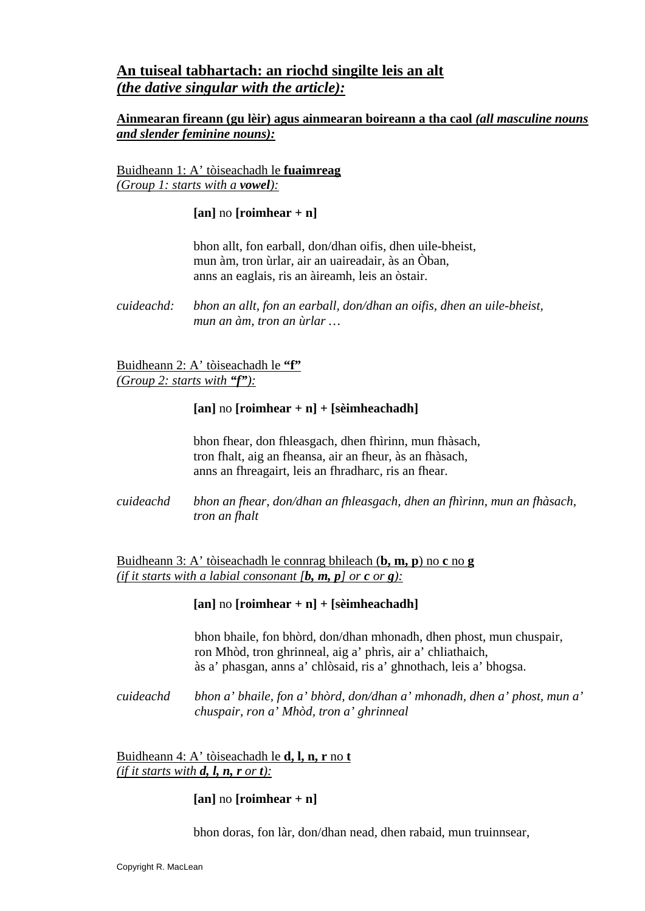## **An tuiseal tabhartach: an riochd singilte leis an alt** ***(the dative singular with the article):***

**Ainmearan fireann (gu lèir) agus ainmearan boireann a tha caol** ***(all masculine nouns and slender feminine nouns):***

Buidheann 1: A’ tòiseachadh le **fuaimreag**
*(Group 1: starts with a **vowel**):*

**[an]** no **[roimhear + n]**

bhon allt, fon earball, don/dhan oifis, dhen uile-bheist,
mun àm, tron ùrlar, air an uaireadair, às an Òban,
anns an eaglais, ris an àireamh, leis an òstair.

*cuideachd:* *bhon an allt, fon an earball, don/dhan an oifis, dhen an uile-bheist, mun an àm, tron an ùrlar …*

Buidheann 2: A’ tòiseachadh le **“f”**
*(Group 2: starts with **“f”**):*

**[an]** no **[roimhear + n] + [sèimheachadh]**

bhon fhear, don fhleasgach, dhen fhìrinn, mun fhàsach,
tron fhalt, aig an fheansa, air an fheur, às an fhàsach,
anns an fhreagairt, leis an fhradharc, ris an fhear.

*cuideachd* *bhon an fhear, don/dhan an fhleasgach, dhen an fhìrinn, mun an fhàsach, tron an fhalt*

Buidheann 3: A’ tòiseachadh le connrag bhileach (**b, m, p**) no **c** no **g**
*(if it starts with a labial consonant [**b, m, p**] or **c** or **g**):*

**[an]** no **[roimhear + n] + [sèimheachadh]**

bhon bhaile, fon bhòrd, don/dhan mhonadh, dhen phost, mun chuspair,
ron Mhòd, tron ghrinneal, aig a’ phrìs, air a’ chliathaich,
às a’ phasgan, anns a’ chlòsaid, ris a’ ghnothach, leis a’ bhogsa.

*cuideachd* *bhon a’ bhaile, fon a’ bhòrd, don/dhan a’ mhonadh, dhen a’ phost, mun a’ chuspair, ron a’ Mhòd, tron a’ ghrinneal*

Buidheann 4: A’ tòiseachadh le **d, l, n, r** no **t**
*(if it starts with **d, l, n, r** or **t**):*

**[an]** no **[roimhear + n]**

bhon doras, fon làr, don/dhan nead, dhen rabaid, mun truinnsear,

Copyright R. MacLean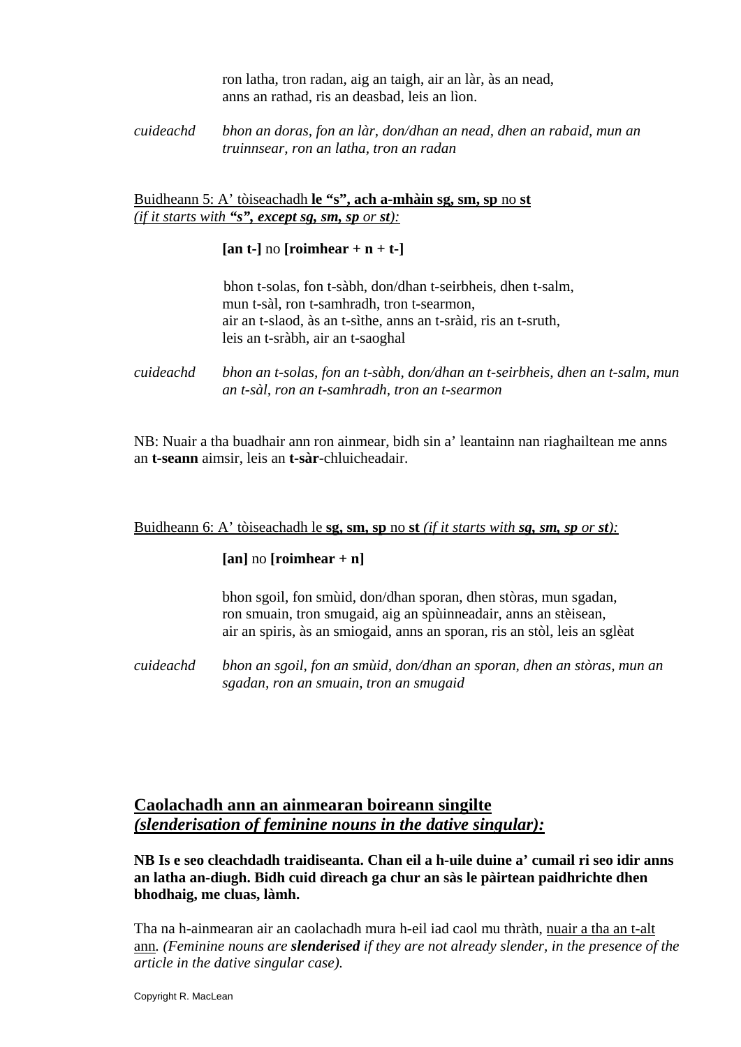ron latha, tron radan, aig an taigh, air an làr, às an nead,
anns an rathad, ris an deasbad, leis an lìon.

*cuideachd* *bhon an doras, fon an làr, don/dhan an nead, dhen an rabaid, mun an truinnsear, ron an latha, tron an radan*

<u>Buidheann 5: A' tòiseachadh **le "s", ach a-mhàin sg, sm, sp** no **st**</u>
<u>*(if it starts with **"s", except sg, sm, sp** or **st**):*</u>

**[an t-]** no **[roimhear + n + t-]**

bhon t-solas, fon t-sàbh, don/dhan t-seirbheis, dhen t-salm,
mun t-sàl, ron t-samhradh, tron t-searmon,
air an t-slaod, às an t-sìthe, anns an t-sràid, ris an t-sruth,
leis an t-sràbh, air an t-saoghal

*cuideachd* *bhon an t-solas, fon an t-sàbh, don/dhan an t-seirbheis, dhen an t-salm, mun an t-sàl, ron an t-samhradh, tron an t-searmon*

NB: Nuair a tha buadhair ann ron ainmear, bidh sin a' leantainn nan riaghailtean me anns an **t-seann** aimsir, leis an **t-sàr**-chluicheadair.

<u>Buidheann 6: A' tòiseachadh le **sg, sm, sp** no **st** *(if it starts with **sg, sm, sp** or **st**):*</u>

**[an]** no **[roimhear + n]**

bhon sgoil, fon smùid, don/dhan sporan, dhen stòras, mun sgadan,
ron smuain, tron smugaid, aig an spùinneadair, anns an stèisean,
air an spiris, às an smiogaid, anns an sporan, ris an stòl, leis an sglèat

*cuideachd* *bhon an sgoil, fon an smùid, don/dhan an sporan, dhen an stòras, mun an sgadan, ron an smuain, tron an smugaid*

## <u>Caolachadh ann an ainmearan boireann singilte</u>
## <u>*(slenderisation of feminine nouns in the dative singular):*</u>

**NB Is e seo cleachdadh traidiseanta. Chan eil a h-uile duine a' cumail ri seo idir anns an latha an-diugh. Bidh cuid dìreach ga chur an sàs le pàirtean paidhrichte dhen bhodhaig, me cluas, làmh.**

Tha na h-ainmearan air an caolachadh mura h-eil iad caol mu thràth, <u>nuair a tha an t-alt ann</u>. *(Feminine nouns are **slenderised** if they are not already slender, in the presence of the article in the dative singular case).*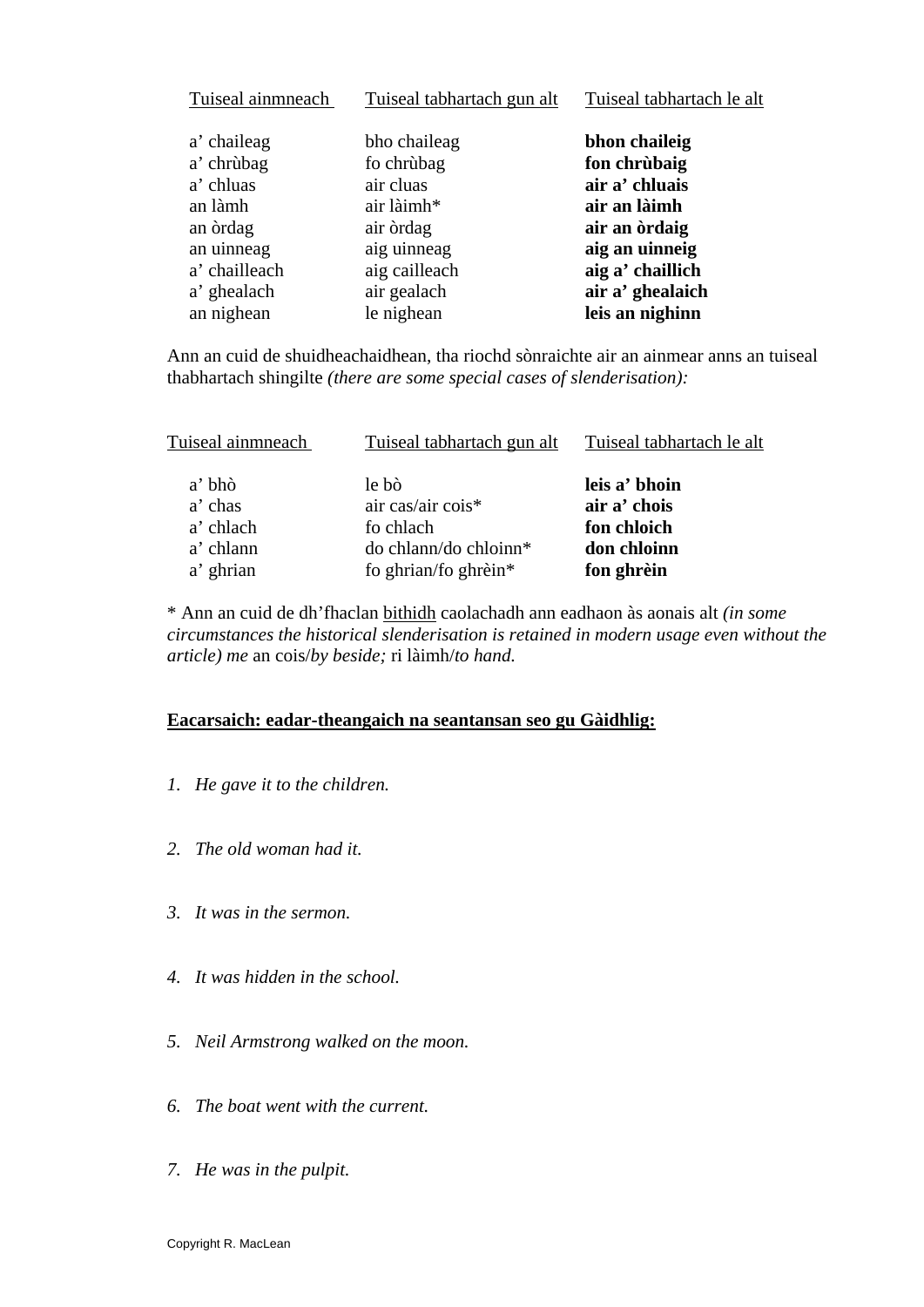| Tuiseal ainmneach | Tuiseal tabhartach gun alt | Tuiseal tabhartach le alt |
|---|---|---|
| a' chaileag | bho chaileag | **bhon chaileig** |
| a' chrùbag | fo chrùbag | **fon chrùbaig** |
| a' chluas | air cluas | **air a' chluais** |
| an làmh | air làimh* | **air an làimh** |
| an òrdag | air òrdag | **air an òrdaig** |
| an uinneag | aig uinneag | **aig an uinneig** |
| a' chailleach | aig cailleach | **aig a' chaillich** |
| a' ghealach | air gealach | **air a' ghealaich** |
| an nighean | le nighean | **leis an nighinn** |

Ann an cuid de shuidheachaidhean, tha riochd sònraichte air an ainmear anns an tuiseal thabhartach shingilte *(there are some special cases of slenderisation):*

| Tuiseal ainmneach | Tuiseal tabhartach gun alt | Tuiseal tabhartach le alt |
|---|---|---|
| a' bhò | le bò | **leis a' bhoin** |
| a' chas | air cas/air cois* | **air a' chois** |
| a' chlach | fo chlach | **fon chloich** |
| a' chlann | do chlann/do chloinn* | **don chloinn** |
| a' ghrian | fo ghrian/fo ghrèin* | **fon ghrèin** |

* Ann an cuid de dh'fhaclan <u>bithidh</u> caolachadh ann eadhaon às aonais alt *(in some circumstances the historical slenderisation is retained in modern usage even without the article) me* an cois/*by beside;* ri làimh/*to hand.*

**<u>Eacarsaich: eadar-theangaich na seantansan seo gu Gàidhlig:</u>**

1. *He gave it to the children.*

2. *The old woman had it.*

3. *It was in the sermon.*

4. *It was hidden in the school.*

5. *Neil Armstrong walked on the moon.*

6. *The boat went with the current.*

7. *He was in the pulpit.*

Copyright R. MacLean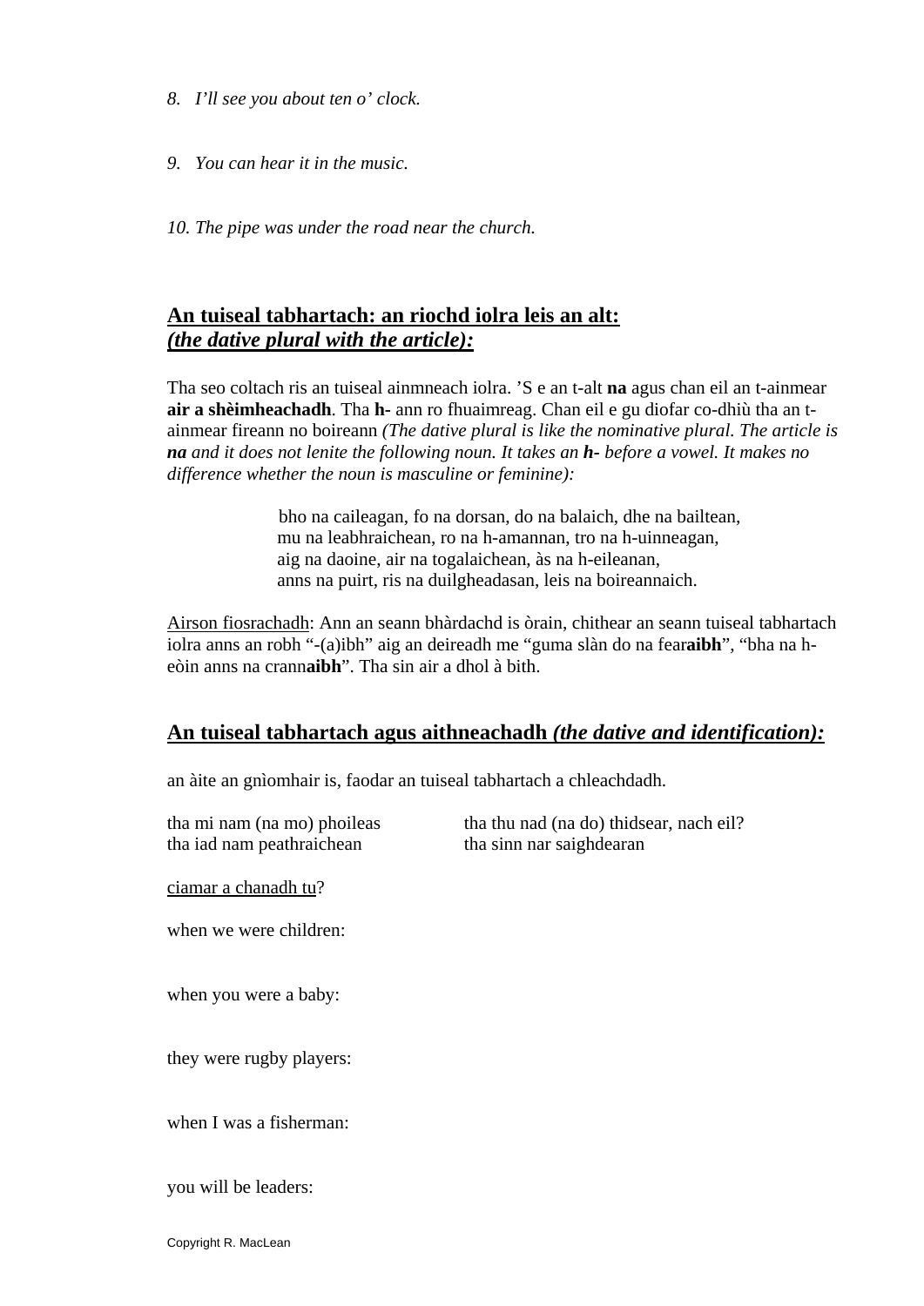8. *I'll see you about ten o' clock.*

9. *You can hear it in the music.*

10. *The pipe was under the road near the church.*

## An tuiseal tabhartach: an riochd iolra leis an alt: *(the dative plural with the article):*

Tha seo coltach ris an tuiseal ainmneach iolra. 'S e an t-alt **na** agus chan eil an t-ainmear **air a shèimheachadh**. Tha **h-** ann ro fhuaimreag. Chan eil e gu diofar co-dhiù tha an t-ainmear fireann no boireann *(The dative plural is like the nominative plural. The article is **na** and it does not lenite the following noun. It takes an **h-** before a vowel. It makes no difference whether the noun is masculine or feminine):*

> bho na caileagan, fo na dorsan, do na balaich, dhe na bailtean,
> mu na leabhraichean, ro na h-amannan, tro na h-uinneagan,
> aig na daoine, air na togalaichean, às na h-eileanan,
> anns na puirt, ris na duilgheadasan, leis na boireannaich.

Airson fiosrachadh: Ann an seann bhàrdachd is òrain, chithear an seann tuiseal tabhartach iolra anns an robh "-(a)ibh" aig an deireadh me "guma slàn do na fear**aibh**", "bha na h-eòin anns na crann**aibh**". Tha sin air a dhol à bith.

## An tuiseal tabhartach agus aithneachadh *(the dative and identification):*

an àite an gnìomhair is, faodar an tuiseal tabhartach a chleachdadh.

tha mi nam (na mo) phoileas
tha thu nad (na do) thidsear, nach eil?
tha iad nam peathraichean
tha sinn nar saighdearan

ciamar a chanadh tu?

when we were children:

when you were a baby:

they were rugby players:

when I was a fisherman:

you will be leaders:

Copyright R. MacLean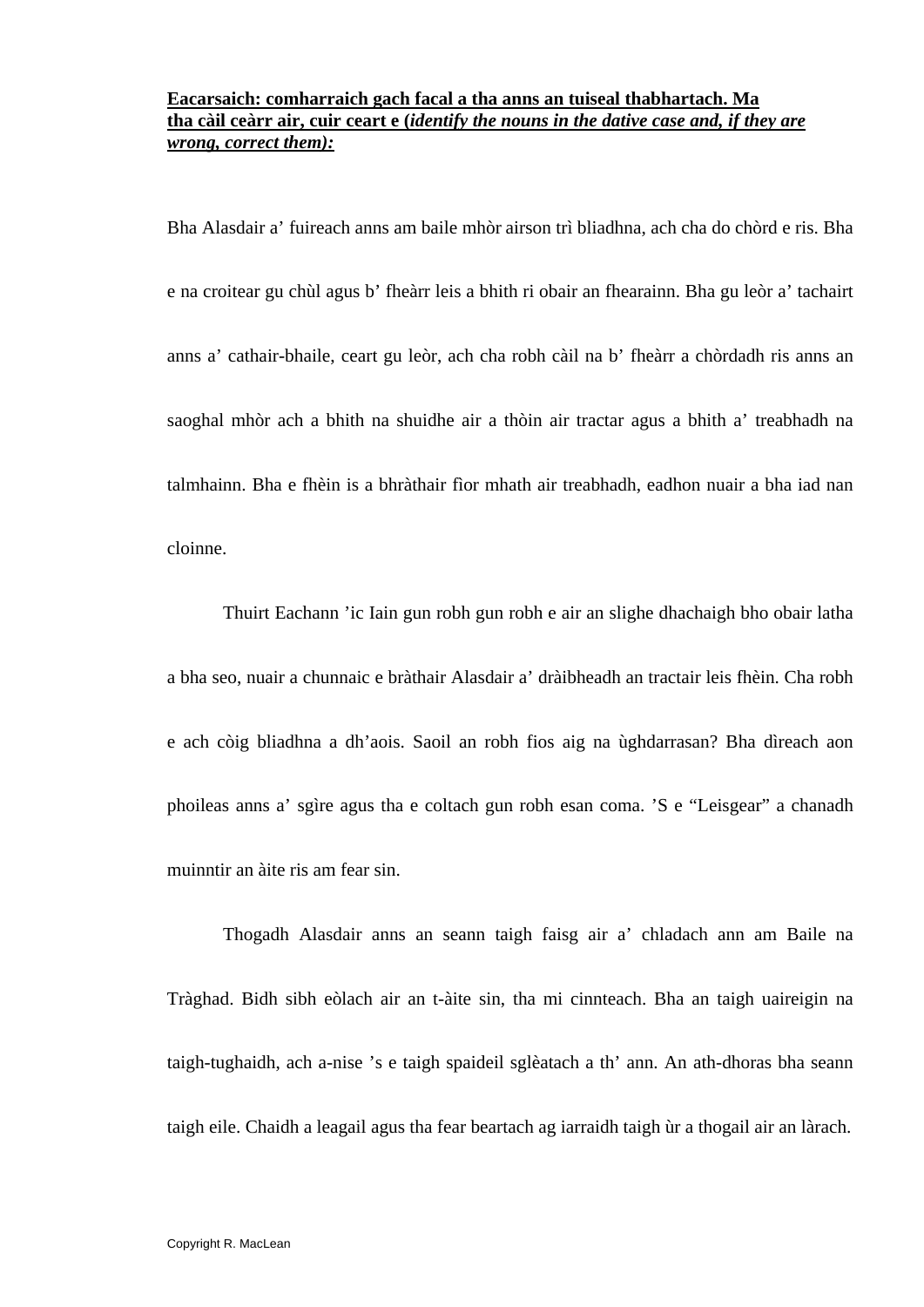**Eacarsaich: comharraich gach facal a tha anns an tuiseal thabhartach. Ma tha càil ceàrr air, cuir ceart e (*identify the nouns in the dative case and, if they are wrong, correct them):***

Bha Alasdair a' fuireach anns am baile mhòr airson trì bliadhna, ach cha do chòrd e ris. Bha e na croitear gu chùl agus b' fheàrr leis a bhith ri obair an fhearainn. Bha gu leòr a' tachairt anns a' cathair-bhaile, ceart gu leòr, ach cha robh càil na b' fheàrr a chòrdadh ris anns an saoghal mhòr ach a bhith na shuidhe air a thòin air tractar agus a bhith a' treabhadh na talmhainn. Bha e fhèin is a bhràthair fìor mhath air treabhadh, eadhon nuair a bha iad nan cloinne.

Thuirt Eachann 'ic Iain gun robh gun robh e air an slighe dhachaigh bho obair latha a bha seo, nuair a chunnaic e bràthair Alasdair a' dràibheadh an tractair leis fhèin. Cha robh e ach còig bliadhna a dh'aois. Saoil an robh fios aig na ùghdarrasan? Bha dìreach aon phoileas anns a' sgìre agus tha e coltach gun robh esan coma. 'S e "Leisgear" a chanadh muinntir an àite ris am fear sin.

Thogadh Alasdair anns an seann taigh faisg air a' chladach ann am Baile na Tràghad. Bidh sibh eòlach air an t-àite sin, tha mi cinnteach. Bha an taigh uaireigin na taigh-tughaidh, ach a-nise 's e taigh spaideil sglèatach a th' ann. An ath-dhoras bha seann taigh eile. Chaidh a leagail agus tha fear beartach ag iarraidh taigh ùr a thogail air an làrach.

Copyright R. MacLean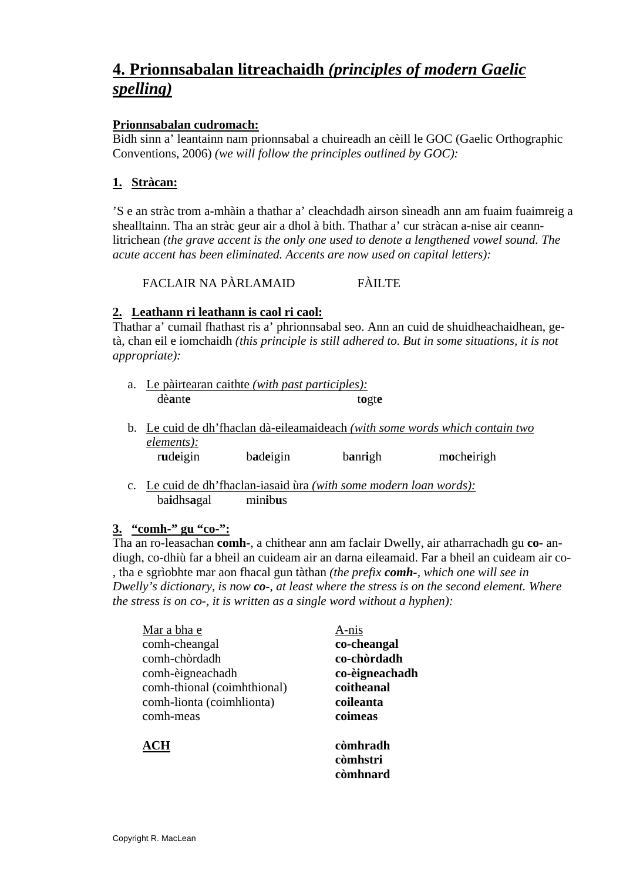# <u>4. Prionnsabalan litreachaidh *(principles of modern Gaelic spelling)*</u>

**<u>Prionnsabalan cudromach:</u>**
Bidh sinn a' leantainn nam prionnsabal a chuireadh an cèill le GOC (Gaelic Orthographic Conventions, 2006) *(we will follow the principles outlined by GOC):*

**1. <u>Stràcan:</u>**

'S e an stràc trom a-mhàin a thathar a' cleachdadh airson sìneadh ann am fuaim fuaimreig a shealltainn. Tha an stràc geur air a dhol à bith. Thathar a' cur stràcan a-nise air ceann-litrichean *(the grave accent is the only one used to denote a lengthened vowel sound. The acute accent has been eliminated. Accents are now used on capital letters):*

FACLAIR NA PÀRLAMAID FÀILTE

**2. <u>Leathann ri leathann is caol ri caol:</u>**
Thathar a' cumail fhathast ris a' phrionnsabal seo. Ann an cuid de shuidheachaidhean, ge-tà, chan eil e iomchaidh *(this principle is still adhered to. But in some situations, it is not appropriate):*

a. <u>Le pàirtearan caithte *(with past participles):*</u>
   dè**a**nt**e** t**o**gt**e**

b. <u>Le cuid de dh'fhaclan dà-eileamaideach *(with some words which contain two elements):*</u>
   r**u**d**e**igin b**a**d**e**igin b**a**nr**i**gh m**o**ch**e**irigh

c. <u>Le cuid de dh'fhaclan-iasaid ùra *(with some modern loan words):*</u>
   ba**i**dhs**a**gal min**i**b**u**s

**3. <u>"comh-" gu "co-":</u>**
Tha an ro-leasachan **comh-**, a chithear ann am faclair Dwelly, air atharrachadh gu **co-** an-diugh, co-dhiù far a bheil an cuideam air an darna eileamaid. Far a bheil an cuideam air co-, tha e sgrìobhte mar aon fhacal gun tàthan *(the prefix **comh-**, which one will see in Dwelly's dictionary, is now **co-**, at least where the stress is on the second element. Where the stress is on co-, it is written as a single word without a hyphen):*

| <u>Mar a bha e</u> | <u>A-nis</u> |
|---|---|
| comh-cheangal | **co-cheangal** |
| comh-chòrdadh | **co-chòrdadh** |
| comh-èigneachadh | **co-èigneachadh** |
| comh-thional (coimhthional) | **coitheanal** |
| comh-lionta (coimhlionta) | **coileanta** |
| comh-meas | **coimeas** |
| | |
| **<u>ACH</u>** | **còmhradh** |
| | **còmhstri** |
| | **còmhnard** |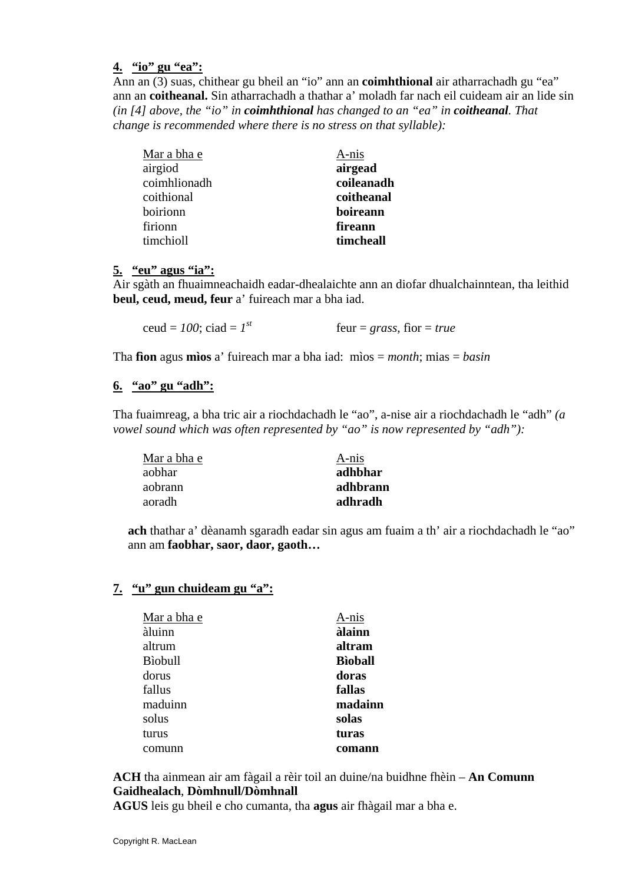**4. <u>“io” gu “ea”:</u>**

Ann an (3) suas, chithear gu bheil an “io” ann an **coimhthional** air atharrachadh gu “ea” ann an **coitheanal.** Sin atharrachadh a thathar a’ moladh far nach eil cuideam air an lide sin *(in [4] above, the “io” in **coimhthional** has changed to an “ea” in **coitheanal**. That change is recommended where there is no stress on that syllable):*

| Mar a bha e | A-nis |
|---|---|
| airgiod | **airgead** |
| coimhlionadh | **coileanadh** |
| coithional | **coitheanal** |
| boirionn | **boireann** |
| firionn | **fireann** |
| timchioll | **timcheall** |

**5. <u>“eu” agus “ia”:</u>**

Air sgàth an fhuaimneachaidh eadar-dhealaichte ann an diofar dhualchainntean, tha leithid **beul, ceud, meud, feur** a’ fuireach mar a bha iad.

ceud = *100*; ciad = *1st* &nbsp;&nbsp;&nbsp;&nbsp;&nbsp;&nbsp;&nbsp;&nbsp; feur = *grass*, fìor = *true*

Tha **fìon** agus **mìos** a’ fuireach mar a bha iad: mìos = *month*; mias = *basin*

**6. <u>“ao” gu “adh”:</u>**

Tha fuaimreag, a bha tric air a riochdachadh le “ao”, a-nise air a riochdachadh le “adh” *(a vowel sound which was often represented by “ao” is now represented by “adh”):*

| Mar a bha e | A-nis |
|---|---|
| aobhar | **adhbhar** |
| aobrann | **adhbrann** |
| aoradh | **adhradh** |

**ach** thathar a’ dèanamh sgaradh eadar sin agus am fuaim a th’ air a riochdachadh le “ao” ann am **faobhar, saor, daor, gaoth…**

**7. <u>“u” gun chuideam gu “a”:</u>**

| Mar a bha e | A-nis |
|---|---|
| àluinn | **àlainn** |
| altrum | **altram** |
| Bìobull | **Bìoball** |
| dorus | **doras** |
| fallus | **fallas** |
| maduinn | **madainn** |
| solus | **solas** |
| turus | **turas** |
| comunn | **comann** |

**ACH** tha ainmean air am fàgail a rèir toil an duine/na buidhne fhèin – **An Comunn Gaidhealach**, **Dòmhnull/Dòmhnall**

**AGUS** leis gu bheil e cho cumanta, tha **agus** air fhàgail mar a bha e.

Copyright R. MacLean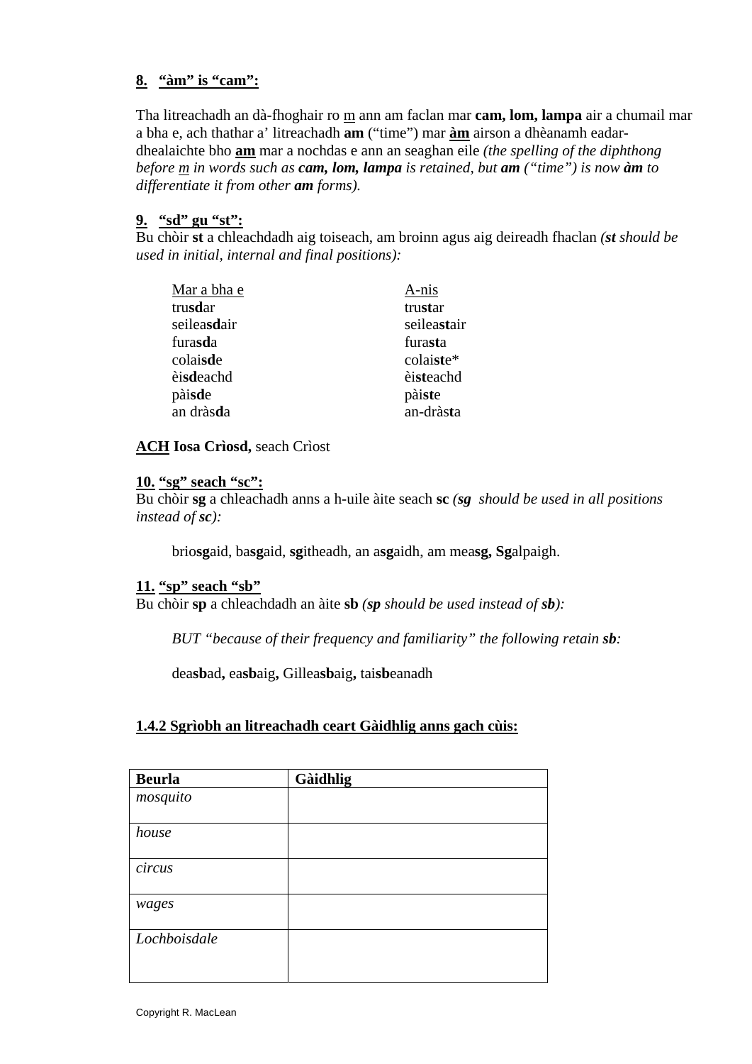**8. <u>“àm” is “cam”:</u>**

Tha litreachadh an dà-fhoghair ro <u>m</u> ann am faclan mar **cam, lom, lampa** air a chumail mar a bha e, ach thathar a’ litreachadh **am** (“time”) mar **<u>àm</u>** airson a dhèanamh eadar-dhealaichte bho **<u>am</u>** mar a nochdas e ann an seaghan eile *(the spelling of the diphthong before <u>m</u> in words such as **cam, lom, lampa** is retained, but **am** (“time”) is now **àm** to differentiate it from other **am** forms).*

**9. <u>“sd” gu “st”:</u>**

Bu chòir **st** a chleachdadh aig toiseach, am broinn agus aig deireadh fhaclan *(**st** should be used in initial, internal and final positions):*

| <u>Mar a bha e</u> | <u>A-nis</u> |
|---|---|
| tru**sd**ar | tru**st**ar |
| seilea**sd**air | seilea**st**air |
| fura**sd**a | fura**st**a |
| colai**sd**e | colai**st**e* |
| èi**sd**eachd | èi**st**eachd |
| pài**sd**e | pài**st**e |
| an dràs**d**a | an-dràs**t**a |

**<u>ACH</u> Iosa Crìosd,** seach Crìost

**<u>10. “sg” seach “sc”:</u>**

Bu chòir **sg** a chleachdadh anns a h-uile àite seach **sc** *(**sg** should be used in all positions instead of **sc**):*

brio**sg**aid, ba**sg**aid, **sg**itheadh, an a**sg**aidh, am mea**sg**, **Sg**alpaigh.

**<u>11. “sp” seach “sb”</u>**

Bu chòir **sp** a chleachdadh an àite **sb** *(**sp** should be used instead of **sb**):*

*BUT “because of their frequency and familiarity” the following retain **sb**:*

dea**sb**ad**,** ea**sb**aig**,** Gillea**sb**aig**,** tai**sb**eanadh

**<u>1.4.2 Sgrìobh an litreachadh ceart Gàidhlig anns gach cùis:</u>**

| **Beurla** | **Gàidhlig** |
|---|---|
| *mosquito* | |
| *house* | |
| *circus* | |
| *wages* | |
| *Lochboisdale* | |

Copyright R. MacLean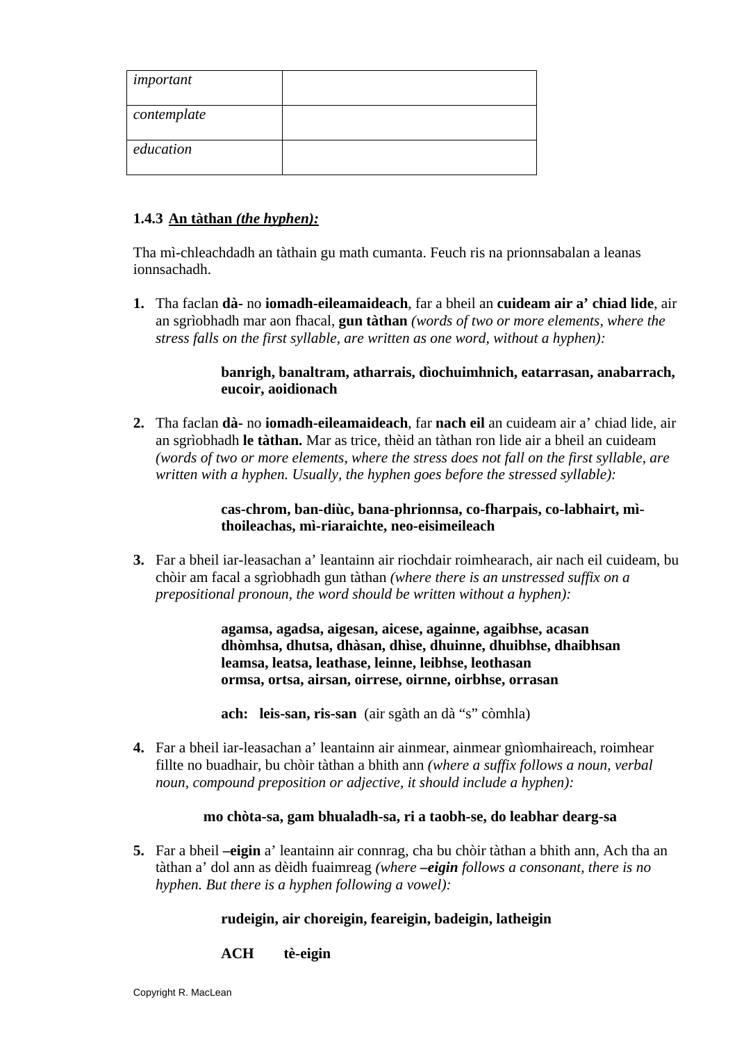| | |
|---|---|
| *important* | |
| *contemplate* | |
| *education* | |

### 1.4.3 <u>An tàthan *(the hyphen):*</u>

Tha mì-chleachdadh an tàthain gu math cumanta. Feuch ris na prionnsabalan a leanas ionnsachadh.

1. Tha faclan **dà-** no **iomadh-eileamaideach**, far a bheil an **cuideam air a' chiad lide**, air an sgrìobhadh mar aon fhacal, **gun tàthan** *(words of two or more elements, where the stress falls on the first syllable, are written as one word, without a hyphen):*

   **banrigh, banaltram, atharrais, dìochuimhnich, eatarrasan, anabarrach, eucoir, aoidionach**

2. Tha faclan **dà-** no **iomadh-eileamaideach**, far **nach eil** an cuideam air a' chiad lide, air an sgrìobhadh **le tàthan.** Mar as trice, thèid an tàthan ron lide air a bheil an cuideam *(words of two or more elements, where the stress does not fall on the first syllable, are written with a hyphen. Usually, the hyphen goes before the stressed syllable):*

   **cas-chrom, ban-diùc, bana-phrionnsa, co-fharpais, co-labhairt, mì-thoileachas, mì-riaraichte, neo-eisimeileach**

3. Far a bheil iar-leasachan a' leantainn air riochdair roimhearach, air nach eil cuideam, bu chòir am facal a sgrìobhadh gun tàthan *(where there is an unstressed suffix on a prepositional pronoun, the word should be written without a hyphen):*

   **agamsa, agadsa, aigesan, aicese, againne, agaibhse, acasan**
   **dhòmhsa, dhutsa, dhàsan, dhìse, dhuinne, dhuibhse, dhaibhsan**
   **leamsa, leatsa, leathase, leinne, leibhse, leothasan**
   **ormsa, ortsa, airsan, oirrese, oirnne, oirbhse, orrasan**

   **ach: leis-san, ris-san** (air sgàth an dà "s" còmhla)

4. Far a bheil iar-leasachan a' leantainn air ainmear, ainmear gnìomhaireach, roimhear fillte no buadhair, bu chòir tàthan a bhith ann *(where a suffix follows a noun, verbal noun, compound preposition or adjective, it should include a hyphen):*

   **mo chòta-sa, gam bhualadh-sa, ri a taobh-se, do leabhar dearg-sa**

5. Far a bheil **–eigin** a' leantainn air connrag, cha bu chòir tàthan a bhith ann, Ach tha an tàthan a' dol ann as dèidh fuaimreag *(where **–eigin** follows a consonant, there is no hyphen. But there is a hyphen following a vowel):*

   **rudeigin, air choreigin, feareigin, badeigin, latheigin**

   **ACH tè-eigin**

Copyright R. MacLean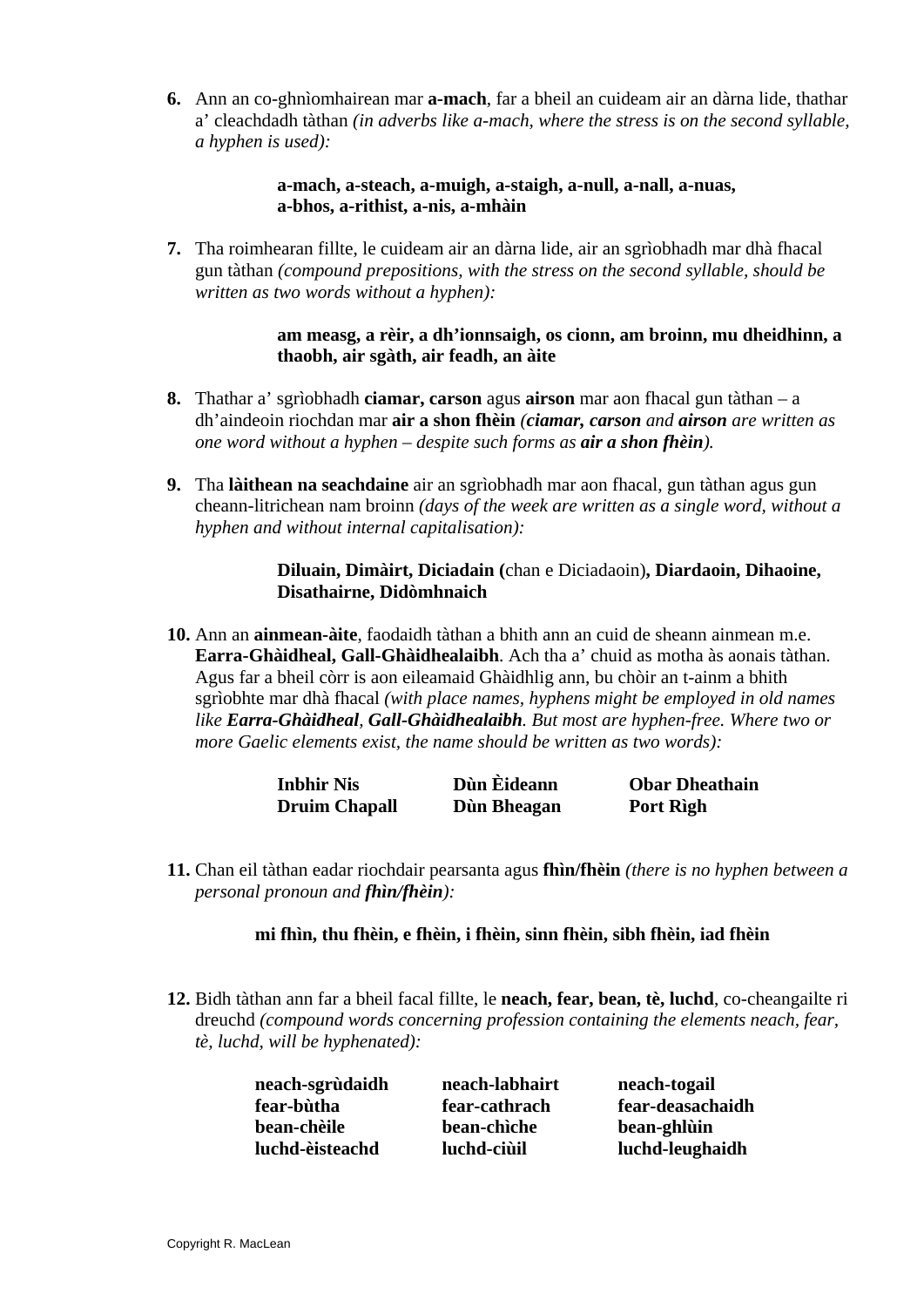6. Ann an co-ghnìomhairean mar **a-mach**, far a bheil an cuideam air an dàrna lide, thathar a' cleachdadh tàthan *(in adverbs like a-mach, where the stress is on the second syllable, a hyphen is used)*:

   **a-mach, a-steach, a-muigh, a-staigh, a-null, a-nall, a-nuas,**
   **a-bhos, a-rithist, a-nis, a-mhàin**

7. Tha roimhearan fillte, le cuideam air an dàrna lide, air an sgrìobhadh mar dhà fhacal gun tàthan *(compound prepositions, with the stress on the second syllable, should be written as two words without a hyphen)*:

   **am measg, a rèir, a dh'ionnsaigh, os cionn, am broinn, mu dheidhinn, a thaobh, air sgàth, air feadh, an àite**

8. Thathar a' sgrìobhadh **ciamar, carson** agus **airson** mar aon fhacal gun tàthan – a dh'aindeoin riochdan mar **air a shon fhèin** *(**ciamar, carson** and **airson** are written as one word without a hyphen – despite such forms as **air a shon fhèin**).*

9. Tha **làithean na seachdaine** air an sgrìobhadh mar aon fhacal, gun tàthan agus gun cheann-litrichean nam broinn *(days of the week are written as a single word, without a hyphen and without internal capitalisation)*:

   **Diluain, Dimàirt, Diciadain (**chan e Diciadaoin**), Diardaoin, Dihaoine, Disathairne, Didòmhnaich**

10. Ann an **ainmean-àite**, faodaidh tàthan a bhith ann an cuid de sheann ainmean m.e. **Earra-Ghàidheal, Gall-Ghàidhealaibh**. Ach tha a' chuid as motha às aonais tàthan. Agus far a bheil còrr is aon eileamaid Ghàidhlig ann, bu chòir an t-ainm a bhith sgrìobhte mar dhà fhacal *(with place names, hyphens might be employed in old names like **Earra-Ghàidheal**, **Gall-Ghàidhealaibh**. But most are hyphen-free. Where two or more Gaelic elements exist, the name should be written as two words)*:

   | | | |
   |---|---|---|
   | **Inbhir Nis** | **Dùn Èideann** | **Obar Dheathain** |
   | **Druim Chapall** | **Dùn Bheagan** | **Port Rìgh** |

11. Chan eil tàthan eadar riochdair pearsanta agus **fhìn/fhèin** *(there is no hyphen between a personal pronoun and **fhìn/fhèin**)*:

   **mi fhìn, thu fhèin, e fhèin, i fhèin, sinn fhèin, sibh fhèin, iad fhèin**

12. Bidh tàthan ann far a bheil facal fillte, le **neach, fear, bean, tè, luchd**, co-cheangailte ri dreuchd *(compound words concerning profession containing the elements neach, fear, tè, luchd, will be hyphenated)*:

   | | | |
   |---|---|---|
   | **neach-sgrùdaidh** | **neach-labhairt** | **neach-togail** |
   | **fear-bùtha** | **fear-cathrach** | **fear-deasachaidh** |
   | **bean-chèile** | **bean-chìche** | **bean-ghlùin** |
   | **luchd-èisteachd** | **luchd-ciùil** | **luchd-leughaidh** |

Copyright R. MacLean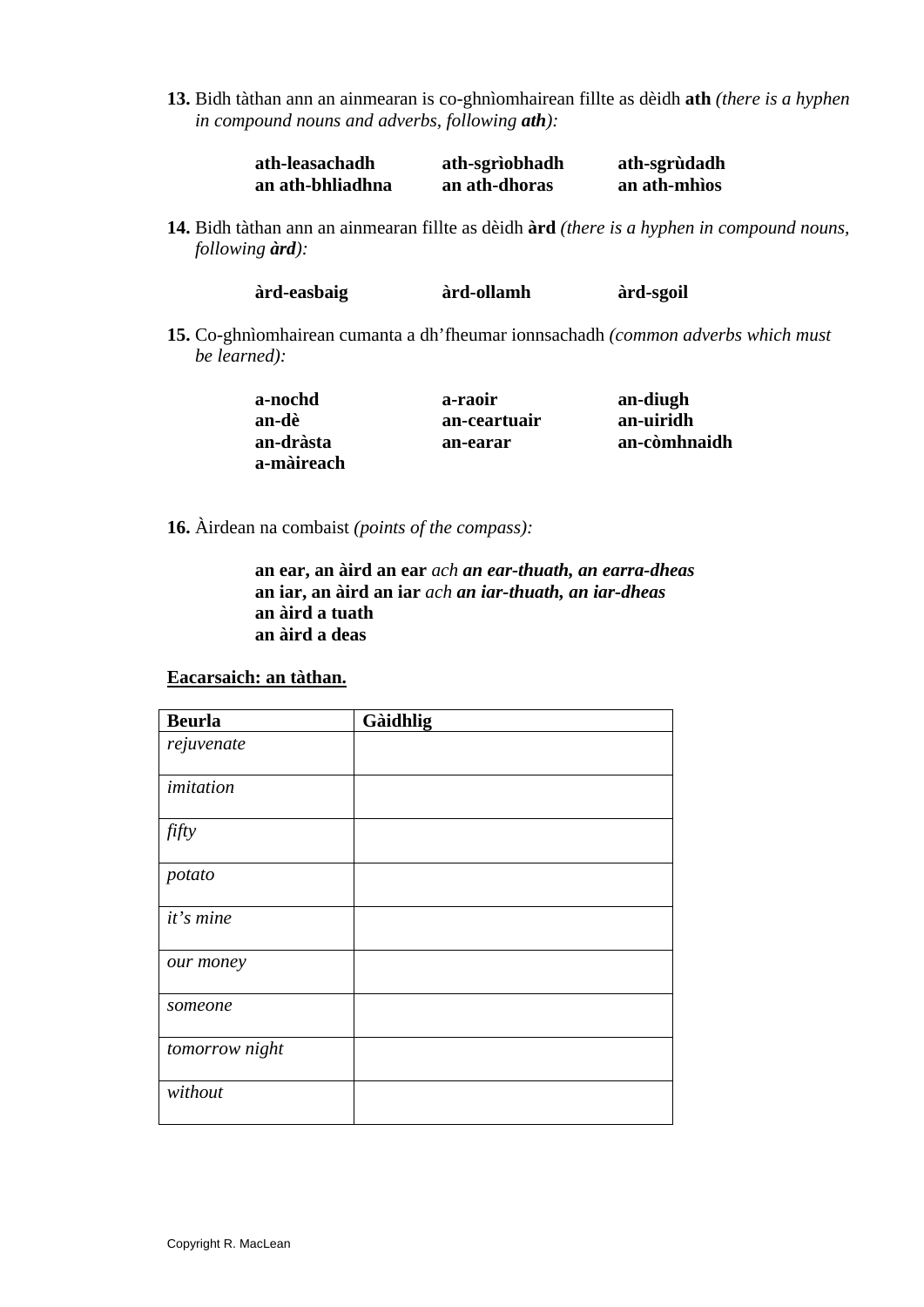**13.** Bidh tàthan ann an ainmearan is co-ghnìomhairean fillte as dèidh **ath** *(there is a hyphen in compound nouns and adverbs, following* ***ath****):*

| | | |
|---|---|---|
| **ath-leasachadh** | **ath-sgrìobhadh** | **ath-sgrùdadh** |
| **an ath-bhliadhna** | **an ath-dhoras** | **an ath-mhìos** |

**14.** Bidh tàthan ann an ainmearan fillte as dèidh **àrd** *(there is a hyphen in compound nouns, following* ***àrd****):*

| | | |
|---|---|---|
| **àrd-easbaig** | **àrd-ollamh** | **àrd-sgoil** |

**15.** Co-ghnìomhairean cumanta a dh'fheumar ionnsachadh *(common adverbs which must be learned):*

| | | |
|---|---|---|
| **a-nochd** | **a-raoir** | **an-diugh** |
| **an-dè** | **an-ceartuair** | **an-uiridh** |
| **an-dràsta** | **an-earar** | **an-còmhnaidh** |
| **a-màireach** | | |

**16.** Àirdean na combaist *(points of the compass):*

**an ear, an àird an ear** *ach* ***an ear-thuath, an earra-dheas***
**an iar, an àird an iar** *ach* ***an iar-thuath, an iar-dheas***
**an àird a tuath**
**an àird a deas**

**<u>Eacarsaich: an tàthan.</u>**

| Beurla | Gàidhlig |
|---|---|
| *rejuvenate* | |
| *imitation* | |
| *fifty* | |
| *potato* | |
| *it's mine* | |
| *our money* | |
| *someone* | |
| *tomorrow night* | |
| *without* | |

Copyright R. MacLean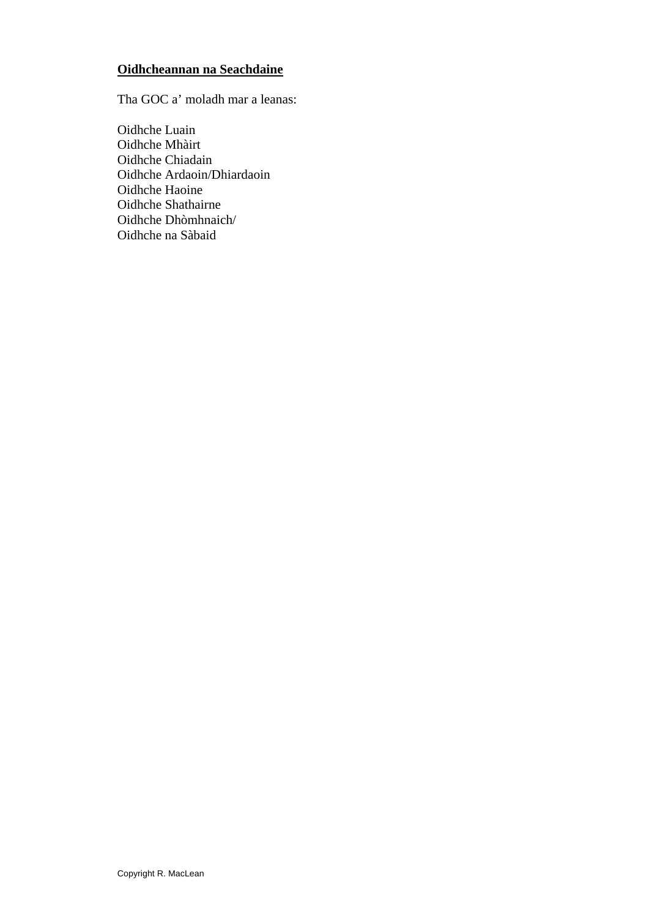**<u>Oidhcheannan na Seachdaine</u>**

Tha GOC a' moladh mar a leanas:

Oidhche Luain  
Oidhche Mhàirt  
Oidhche Chiadain  
Oidhche Ardaoin/Dhiardaoin  
Oidhche Haoine  
Oidhche Shathairne  
Oidhche Dhòmhnaich/  
Oidhche na Sàbaid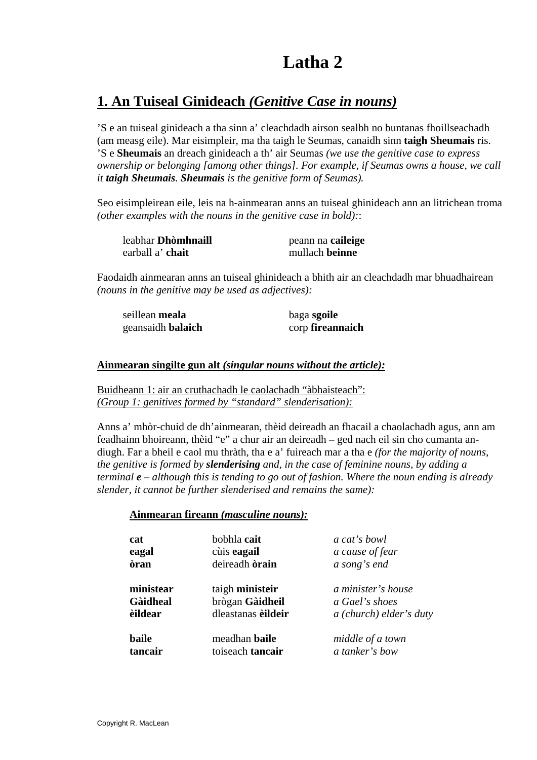# Latha 2

## 1. An Tuiseal Ginideach *(Genitive Case in nouns)*

’S e an tuiseal ginideach a tha sinn a’ cleachdadh airson sealbh no buntanas fhoillseachadh (am measg eile). Mar eisimpleir, ma tha taigh le Seumas, canaidh sinn **taigh Sheumais** ris. ’S e **Sheumais** an dreach ginideach a th’ air Seumas *(we use the genitive case to express ownership or belonging [among other things]. For example, if Seumas owns a house, we call it **taigh Sheumais**. **Sheumais** is the genitive form of Seumas).*

Seo eisimpleirean eile, leis na h-ainmearan anns an tuiseal ghinideach ann an litrichean troma *(other examples with the nouns in the genitive case in bold):*:

| | |
|---|---|
| leabhar **Dhòmhnaill** | peann na **caileige** |
| earball a’ **chait** | mullach **beinne** |

Faodaidh ainmearan anns an tuiseal ghinideach a bhith air an cleachdadh mar bhuadhairean *(nouns in the genitive may be used as adjectives):*

| | |
|---|---|
| seillean **meala** | baga **sgoile** |
| geansaidh **balaich** | corp **fireannaich** |

**Ainmearan singilte gun alt** ***(singular nouns without the article):***

Buidheann 1: air an cruthachadh le caolachadh “àbhaisteach”:
*(Group 1: genitives formed by “standard” slenderisation):*

Anns a’ mhòr-chuid de dh’ainmearan, thèid deireadh an fhacail a chaolachadh agus, ann am feadhainn bhoireann, thèid “e” a chur air an deireadh – ged nach eil sin cho cumanta an-diugh. Far a bheil e caol mu thràth, tha e a’ fuireach mar a tha e *(for the majority of nouns, the genitive is formed by **slenderising** and, in the case of feminine nouns, by adding a terminal **e** – although this is tending to go out of fashion. Where the noun ending is already slender, it cannot be further slenderised and remains the same):*

**Ainmearan fireann** ***(masculine nouns):***

| | | |
|---|---|---|
| **cat** | bobhla **cait** | *a cat’s bowl* |
| **eagal** | cùis **eagail** | *a cause of fear* |
| **òran** | deireadh **òrain** | *a song’s end* |
| **ministear** | taigh **ministeir** | *a minister’s house* |
| **Gàidheal** | brògan **Gàidheil** | *a Gael’s shoes* |
| **èildear** | dleastanas **èildeir** | *a (church) elder’s duty* |
| **baile** | meadhan **baile** | *middle of a town* |
| **tancair** | toiseach **tancair** | *a tanker’s bow* |

Copyright R. MacLean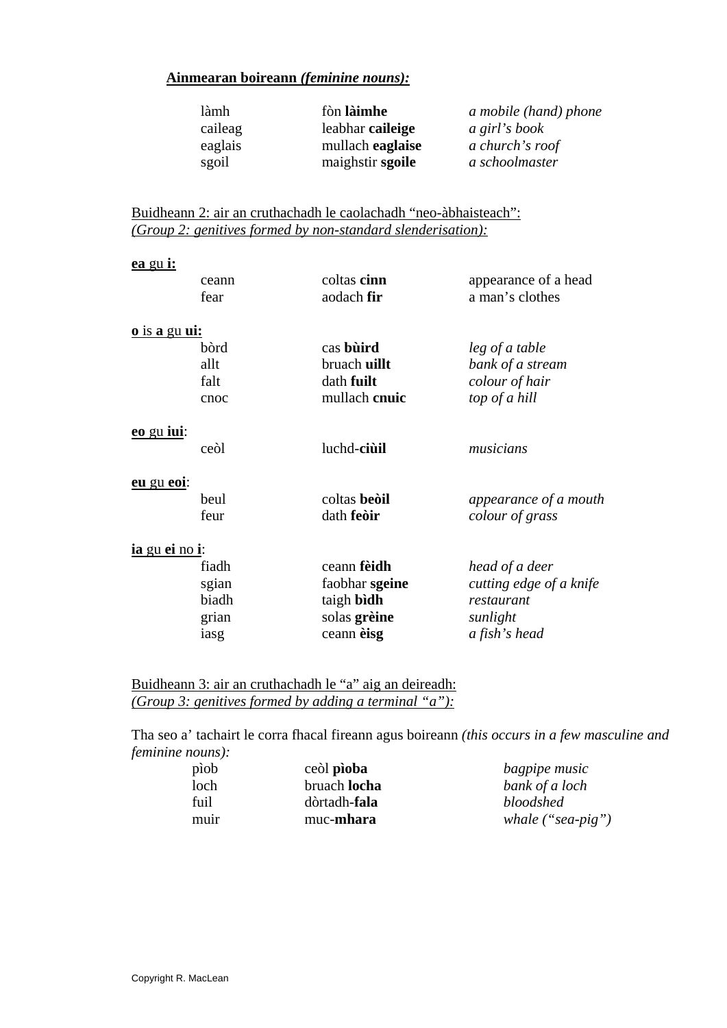**Ainmearan boireann *(feminine nouns):***

| | | |
|---|---|---|
| làmh | fòn **làimhe** | *a mobile (hand) phone* |
| caileag | leabhar **caileige** | *a girl's book* |
| eaglais | mullach **eaglaise** | *a church's roof* |
| sgoil | maighstir **sgoile** | *a schoolmaster* |

<u>Buidheann 2: air an cruthachadh le caolachadh "neo-àbhaisteach":</u>
<u>*(Group 2: genitives formed by non-standard slenderisation):*</u>

<u>**ea** gu **i:**</u>

| | | |
|---|---|---|
| ceann | coltas **cinn** | appearance of a head |
| fear | aodach **fir** | a man's clothes |

<u>**o** is **a** gu **ui:**</u>

| | | |
|---|---|---|
| bòrd | cas **bùird** | *leg of a table* |
| allt | bruach **uillt** | *bank of a stream* |
| falt | dath **fuilt** | *colour of hair* |
| cnoc | mullach **cnuic** | *top of a hill* |

<u>**eo** gu **iui**</u>:

| | | |
|---|---|---|
| ceòl | luchd-**ciùil** | *musicians* |

<u>**eu** gu **eoi**</u>:

| | | |
|---|---|---|
| beul | coltas **beòil** | *appearance of a mouth* |
| feur | dath **feòir** | *colour of grass* |

<u>**ia** gu **ei** no **i**</u>:

| | | |
|---|---|---|
| fiadh | ceann **fèidh** | *head of a deer* |
| sgian | faobhar **sgeine** | *cutting edge of a knife* |
| biadh | taigh **bìdh** | *restaurant* |
| grian | solas **grèine** | *sunlight* |
| iasg | ceann **èisg** | *a fish's head* |

<u>Buidheann 3: air an cruthachadh le "a" aig an deireadh:</u>
<u>*(Group 3: genitives formed by adding a terminal "a"):*</u>

Tha seo a' tachairt le corra fhacal fireann agus boireann *(this occurs in a few masculine and feminine nouns):*

| | | |
|---|---|---|
| pìob | ceòl **pìoba** | *bagpipe music* |
| loch | bruach **locha** | *bank of a loch* |
| fuil | dòrtadh-**fala** | *bloodshed* |
| muir | muc-**mhara** | *whale ("sea-pig")* |

Copyright R. MacLean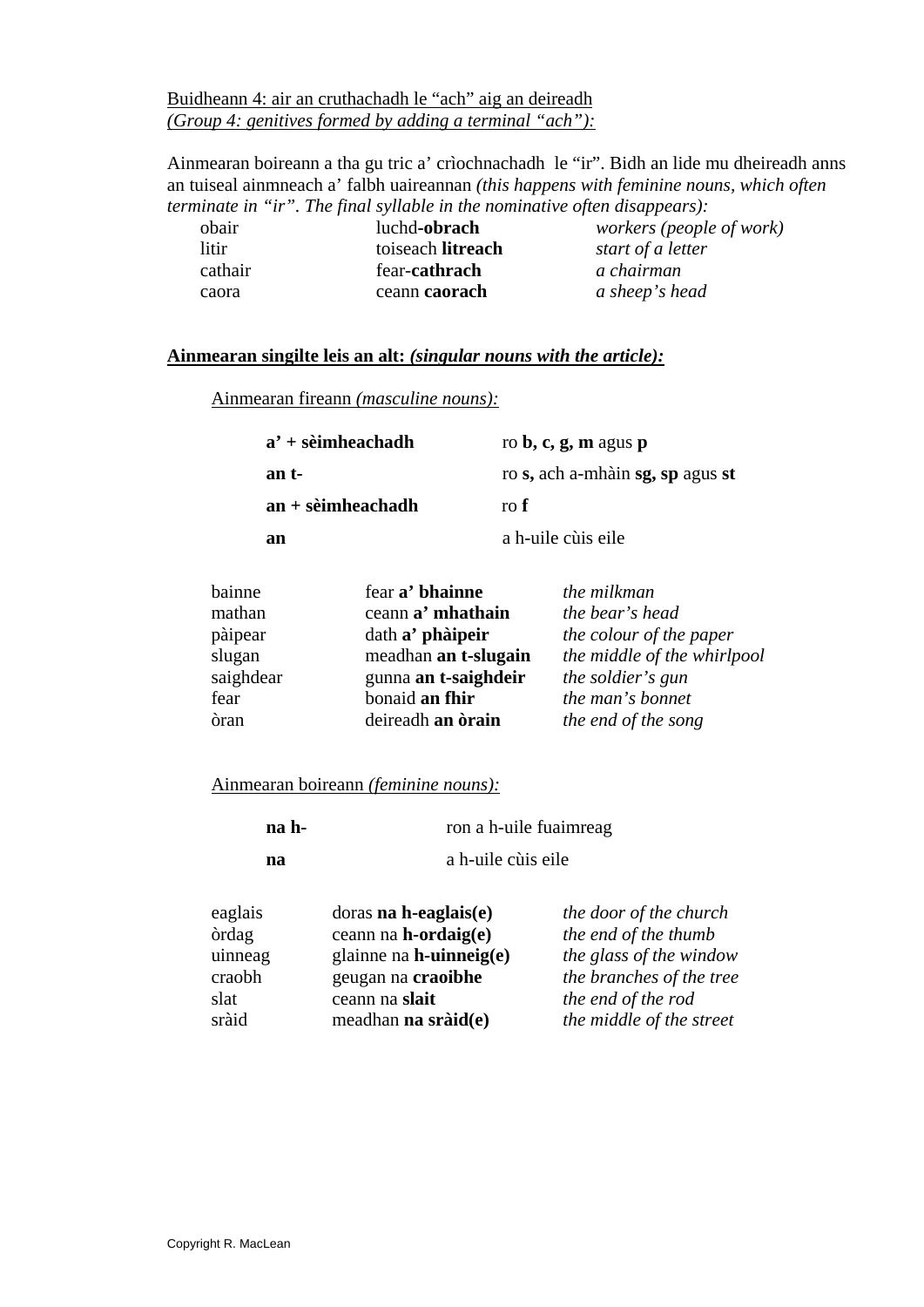<u>Buidheann 4: air an cruthachadh le "ach" aig an deireadh</u>
*<u>(Group 4: genitives formed by adding a terminal "ach"):</u>*

Ainmearan boireann a tha gu tric a' crìochnachadh le "ir". Bidh an lide mu dheireadh anns an tuiseal ainmneach a' falbh uaireannan *(this happens with feminine nouns, which often terminate in "ir". The final syllable in the nominative often disappears):*

| | | |
|---|---|---|
| obair | luchd-**obrach** | *workers (people of work)* |
| litir | toiseach **litreach** | *start of a letter* |
| cathair | fear-**cathrach** | *a chairman* |
| caora | ceann **caorach** | *a sheep's head* |

**<u>Ainmearan singilte leis an alt:</u>** ***<u>(singular nouns with the article):</u>***

<u>Ainmearan fireann *(masculine nouns):*</u>

| | |
|---|---|
| **a' + sèimheachadh** | ro **b, c, g, m** agus **p** |
| **an t-** | ro **s,** ach a-mhàin **sg, sp** agus **st** |
| **an + sèimheachadh** | ro **f** |
| **an** | a h-uile cùis eile |

| | | |
|---|---|---|
| bainne | fear **a' bhainne** | *the milkman* |
| mathan | ceann **a' mhathain** | *the bear's head* |
| pàipear | dath **a' phàipeir** | *the colour of the paper* |
| slugan | meadhan **an t-slugain** | *the middle of the whirlpool* |
| saighdear | gunna **an t-saighdeir** | *the soldier's gun* |
| fear | bonaid **an fhir** | *the man's bonnet* |
| òran | deireadh **an òrain** | *the end of the song* |

<u>Ainmearan boireann *(feminine nouns):*</u>

| | |
|---|---|
| **na h-** | ron a h-uile fuaimreag |
| **na** | a h-uile cùis eile |

| | | |
|---|---|---|
| eaglais | doras **na h-eaglais(e)** | *the door of the church* |
| òrdag | ceann na **h-ordaig(e)** | *the end of the thumb* |
| uinneag | glainne na **h-uinneig(e)** | *the glass of the window* |
| craobh | geugan na **craoibhe** | *the branches of the tree* |
| slat | ceann na **slait** | *the end of the rod* |
| sràid | meadhan **na sràid(e)** | *the middle of the street* |

Copyright R. MacLean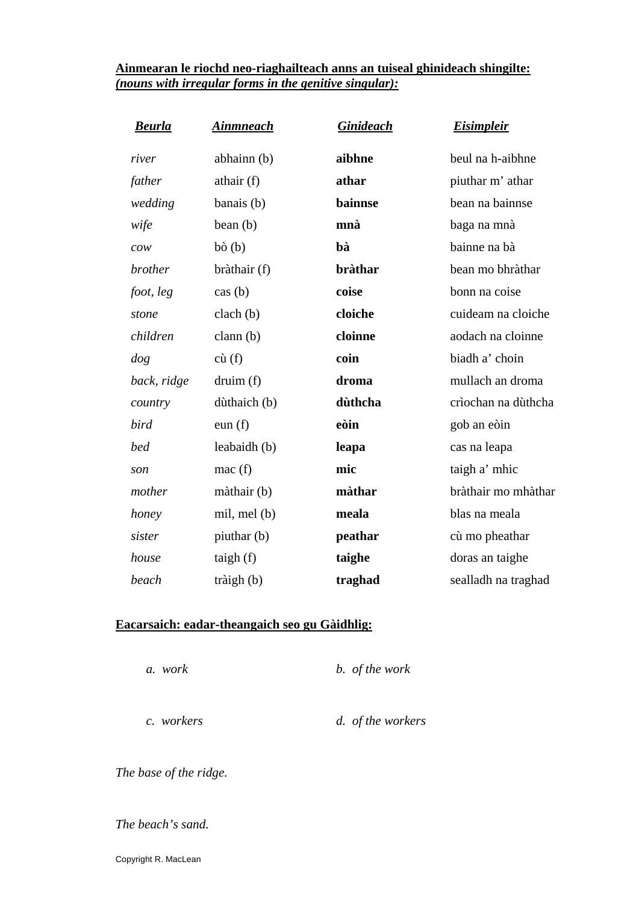**<u>Ainmearan le riochd neo-riaghailteach anns an tuiseal ghinideach shingilte:</u>**
***<u>(nouns with irregular forms in the genitive singular):</u>***

| ***Beurla*** | ***Ainmneach*** | ***Ginideach*** | ***Eisimpleir*** |
|---|---|---|---|
| *river* | abhainn (b) | **aibhne** | beul na h-aibhne |
| *father* | athair (f) | **athar** | piuthar m' athar |
| *wedding* | banais (b) | **bainnse** | bean na bainnse |
| *wife* | bean (b) | **mnà** | baga na mnà |
| *cow* | bò (b) | **bà** | bainne na bà |
| *brother* | bràthair (f) | **bràthar** | bean mo bhràthar |
| *foot, leg* | cas (b) | **coise** | bonn na coise |
| *stone* | clach (b) | **cloiche** | cuideam na cloiche |
| *children* | clann (b) | **cloinne** | aodach na cloinne |
| *dog* | cù (f) | **coin** | biadh a' choin |
| *back, ridge* | druim (f) | **droma** | mullach an droma |
| *country* | dùthaich (b) | **dùthcha** | crìochan na dùthcha |
| *bird* | eun (f) | **eòin** | gob an eòin |
| *bed* | leabaidh (b) | **leapa** | cas na leapa |
| *son* | mac (f) | **mic** | taigh a' mhic |
| *mother* | màthair (b) | **màthar** | bràthair mo mhàthar |
| *honey* | mil, mel (b) | **meala** | blas na meala |
| *sister* | piuthar (b) | **peathar** | cù mo pheathar |
| *house* | taigh (f) | **taighe** | doras an taighe |
| *beach* | tràigh (b) | **traghad** | sealladh na traghad |

**<u>Eacarsaich: eadar-theangaich seo gu Gàidhlig:</u>**

*a. work* *b. of the work*

*c. workers* *d. of the workers*

*The base of the ridge.*

*The beach's sand.*

Copyright R. MacLean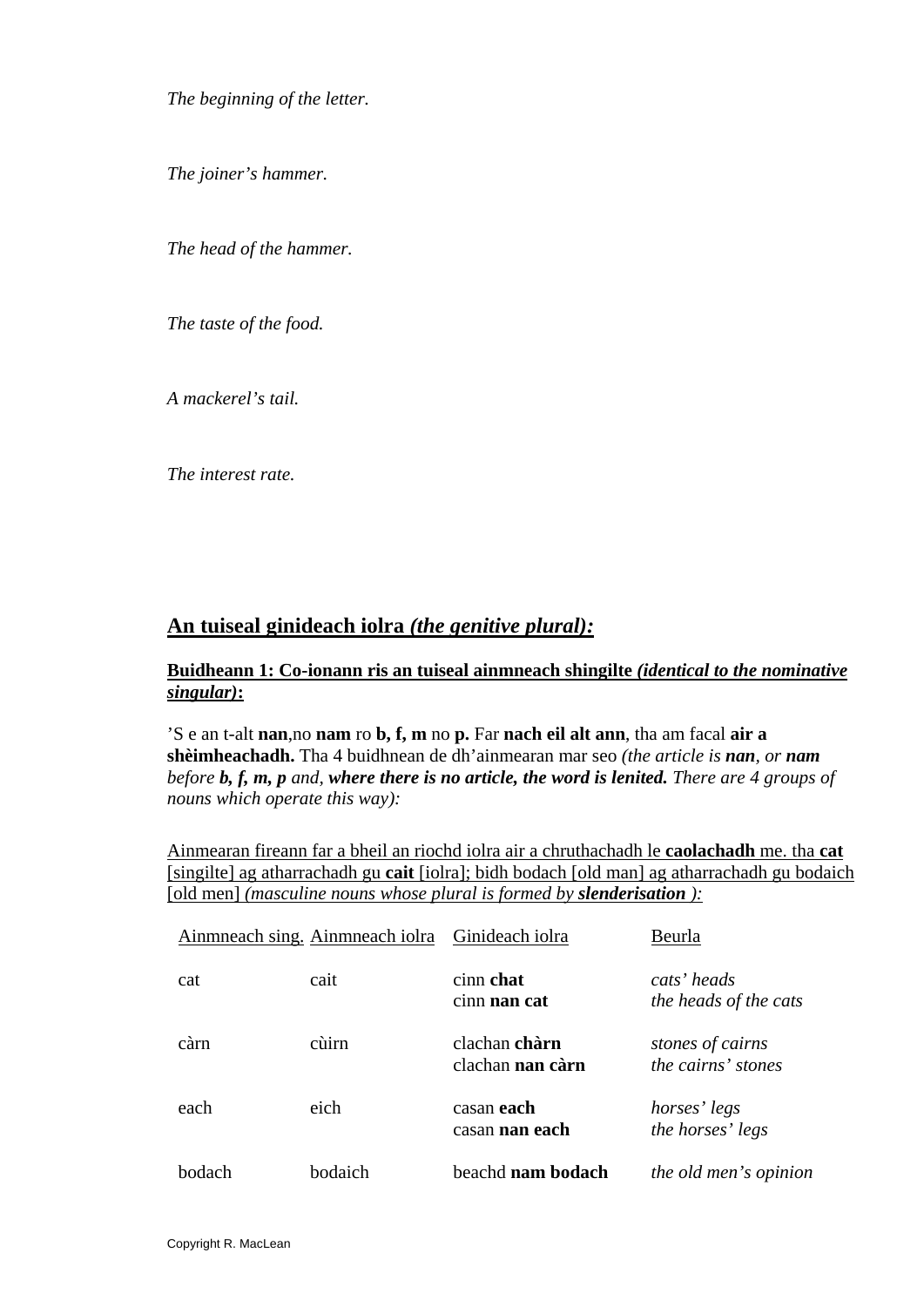*The beginning of the letter.*

*The joiner's hammer.*

*The head of the hammer.*

*The taste of the food.*

*A mackerel's tail.*

*The interest rate.*

## <u>An tuiseal ginideach iolra *(the genitive plural):*</u>

### <u>Buidheann 1: Co-ionann ris an tuiseal ainmneach shingilte *(identical to the nominative singular)*:</u>

'S e an t-alt **nan**,no **nam** ro **b, f, m** no **p.** Far **nach eil alt ann**, tha am facal **air a shèimheachadh.** Tha 4 buidhnean de dh'ainmearan mar seo *(the article is **nan**, or **nam** before **b, f, m, p** and, **where there is no article, the word is lenited.** There are 4 groups of nouns which operate this way):*

<u>Ainmearan fireann far a bheil an riochd iolra air a chruthachadh le **caolachadh** me. tha **cat** [singilte] ag atharrachadh gu **cait** [iolra]; bidh bodach [old man] ag atharrachadh gu bodaich [old men] *(masculine nouns whose plural is formed by **slenderisation** ):*</u>

| <u>Ainmneach sing.</u> | <u>Ainmneach iolra</u> | <u>Ginideach iolra</u> | <u>Beurla</u> |
|---|---|---|---|
| cat | cait | cinn **chat**<br>cinn **nan cat** | *cats' heads*<br>*the heads of the cats* |
| càrn | cùirn | clachan **chàrn**<br>clachan **nan càrn** | *stones of cairns*<br>*the cairns' stones* |
| each | eich | casan **each**<br>casan **nan each** | *horses' legs*<br>*the horses' legs* |
| bodach | bodaich | beachd **nam bodach** | *the old men's opinion* |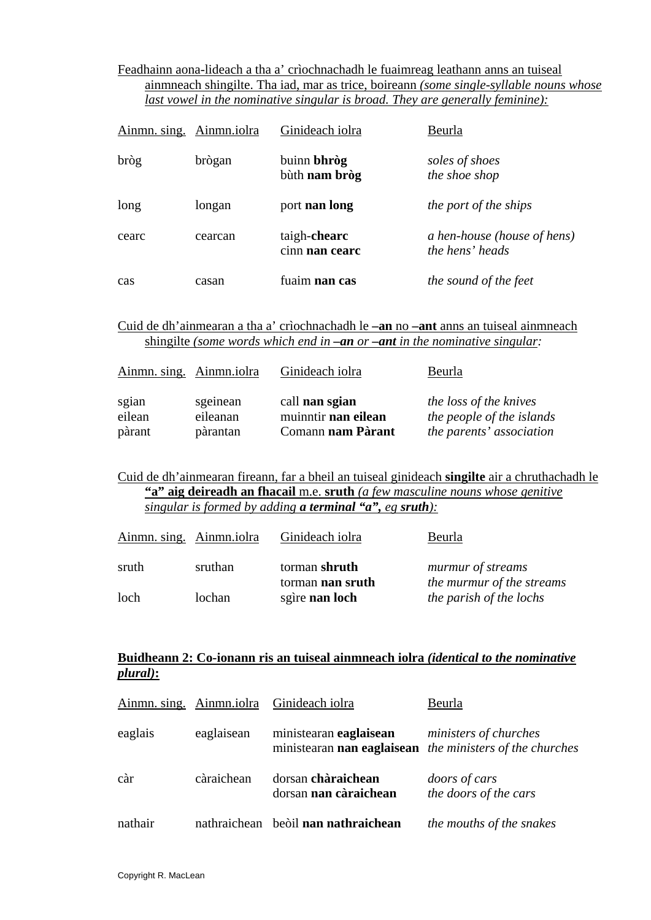Feadhainn aona-lideach a tha a' crìochnachadh le fuaimreag leathann anns an tuiseal ainmneach shingilte. Tha iad, mar as trice, boireann *(some single-syllable nouns whose last vowel in the nominative singular is broad. They are generally feminine):*

| Ainmn. sing. | Ainmn.iolra | Ginideach iolra | Beurla |
|---|---|---|---|
| bròg | brògan | buinn **bhròg**<br>bùth **nam bròg** | *soles of shoes*<br>*the shoe shop* |
| long | longan | port **nan long** | *the port of the ships* |
| cearc | cearcan | taigh-**chearc**<br>cinn **nan cearc** | *a hen-house (house of hens)*<br>*the hens' heads* |
| cas | casan | fuaim **nan cas** | *the sound of the feet* |

Cuid de dh'ainmearan a tha a' crìochnachadh le **–an** no **–ant** anns an tuiseal ainmneach shingilte *(some words which end in **–an** or **–ant** in the nominative singular:*

| Ainmn. sing. | Ainmn.iolra | Ginideach iolra | Beurla |
|---|---|---|---|
| sgian | sgeinean | call **nan sgian** | *the loss of the knives* |
| eilean | eileanan | muinntir **nan eilean** | *the people of the islands* |
| pàrant | pàrantan | Comann **nam Pàrant** | *the parents' association* |

Cuid de dh'ainmearan fireann, far a bheil an tuiseal ginideach **singilte** air a chruthachadh le **"a" aig deireadh an fhacail** m.e. **sruth** *(a few masculine nouns whose genitive singular is formed by adding **a terminal "a"**, eg **sruth**):*

| Ainmn. sing. | Ainmn.iolra | Ginideach iolra | Beurla |
|---|---|---|---|
| sruth | sruthan | torman **shruth**<br>torman **nan sruth** | *murmur of streams*<br>*the murmur of the streams* |
| loch | lochan | sgìre **nan loch** | *the parish of the lochs* |

**Buidheann 2: Co-ionann ris an tuiseal ainmneach iolra *(identical to the nominative plural)*:**

| Ainmn. sing. | Ainmn.iolra | Ginideach iolra | Beurla |
|---|---|---|---|
| eaglais | eaglaisean | ministearan **eaglaisean**<br>ministearan **nan eaglaisean** | *ministers of churches*<br>*the ministers of the churches* |
| càr | càraichean | dorsan **chàraichean**<br>dorsan **nan càraichean** | *doors of cars*<br>*the doors of the cars* |
| nathair | nathraichean | beòil **nan nathraichean** | *the mouths of the snakes* |

Copyright R. MacLean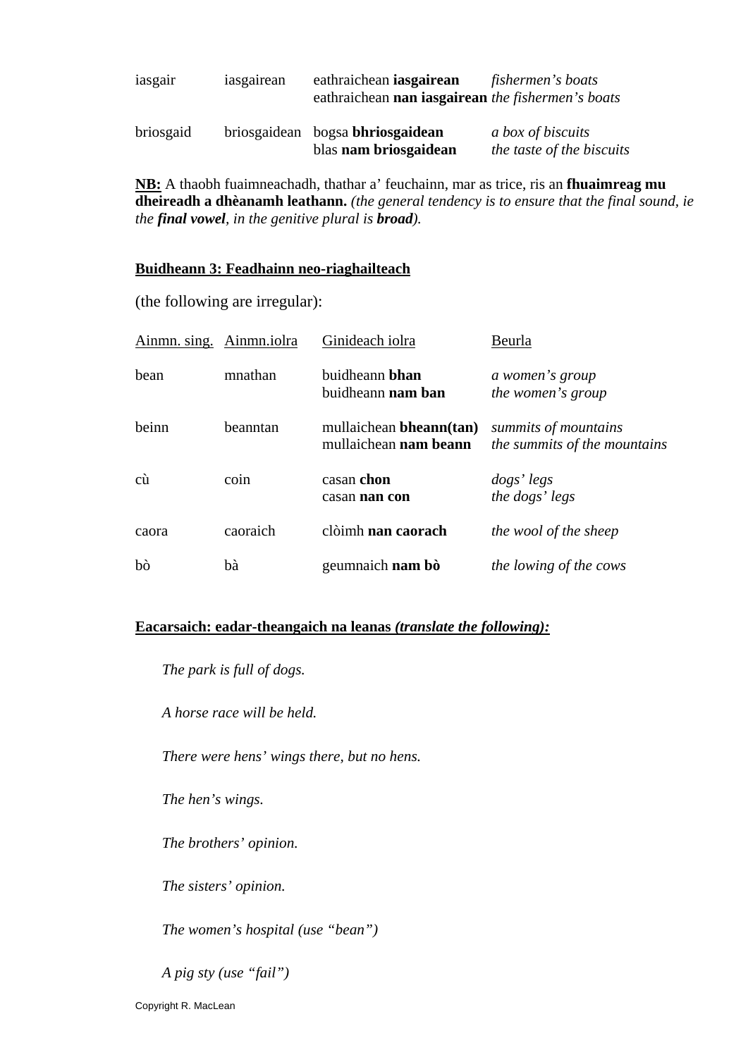| | | | |
|---|---|---|---|
| iasgair | iasgairean | eathraichean **iasgairean** | *fishermen's boats* |
| | | eathraichean **nan iasgairean** | *the fishermen's boats* |
| briosgaid | briosgaidean | bogsa **bhriosgaidean** | *a box of biscuits* |
| | | blas **nam briosgaidean** | *the taste of the biscuits* |

**NB:** A thaobh fuaimneachadh, thathar a' feuchainn, mar as trice, ris an **fhuaimreag mu dheireadh a dhèanamh leathann.** *(the general tendency is to ensure that the final sound, ie the **final vowel**, in the genitive plural is **broad**).*

**Buidheann 3: Feadhainn neo-riaghailteach**

(the following are irregular):

| Ainmn. sing. | Ainmn.iolra | Ginideach iolra | Beurla |
|---|---|---|---|
| bean | mnathan | buidheann **bhan** | *a women's group* |
| | | buidheann **nam ban** | *the women's group* |
| beinn | beanntan | mullaichean **bheann(tan)** | *summits of mountains* |
| | | mullaichean **nam beann** | *the summits of the mountains* |
| cù | coin | casan **chon** | *dogs' legs* |
| | | casan **nan con** | *the dogs' legs* |
| caora | caoraich | clòimh **nan caorach** | *the wool of the sheep* |
| bò | bà | geumnaich **nam bò** | *the lowing of the cows* |

**Eacarsaich: eadar-theangaich na leanas *(translate the following):***

*The park is full of dogs.*

*A horse race will be held.*

*There were hens' wings there, but no hens.*

*The hen's wings.*

*The brothers' opinion.*

*The sisters' opinion.*

*The women's hospital (use "bean")*

*A pig sty (use "fail")*

Copyright R. MacLean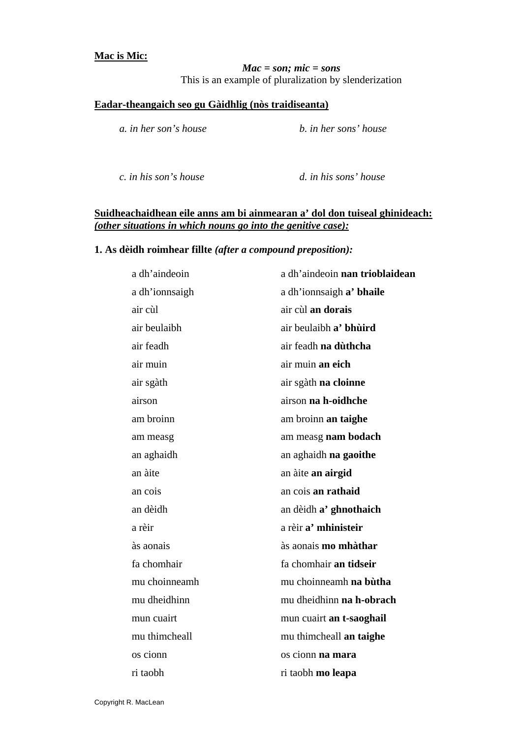**<u>Mac is Mic:</u>**

***Mac = son; mic = sons***

This is an example of pluralization by slenderization

**<u>Eadar-theangaich seo gu Gàidhlig (nòs traidiseanta)</u>**

*a. in her son's house* *b. in her sons' house*

*c. in his son's house* *d. in his sons' house*

**<u>Suidheachaidhean eile anns am bi ainmearan a' dol don tuiseal ghinideach:</u>**
***<u>(other situations in which nouns go into the genitive case):</u>***

**1. As dèidh roimhear fillte** ***(after a compound preposition):***

| | |
|---|---|
| a dh'aindeoin | a dh'aindeoin **nan trioblaidean** |
| a dh'ionnsaigh | a dh'ionnsaigh **a' bhaile** |
| air cùl | air cùl **an dorais** |
| air beulaibh | air beulaibh **a' bhùird** |
| air feadh | air feadh **na dùthcha** |
| air muin | air muin **an eich** |
| air sgàth | air sgàth **na cloinne** |
| airson | airson **na h-oidhche** |
| am broinn | am broinn **an taighe** |
| am measg | am measg **nam bodach** |
| an aghaidh | an aghaidh **na gaoithe** |
| an àite | an àite **an airgid** |
| an cois | an cois **an rathaid** |
| an dèidh | an dèidh **a' ghnothaich** |
| a rèir | a rèir **a' mhinisteir** |
| às aonais | às aonais **mo mhàthar** |
| fa chomhair | fa chomhair **an tidseir** |
| mu choinneamh | mu choinneamh **na bùtha** |
| mu dheidhinn | mu dheidhinn **na h-obrach** |
| mun cuairt | mun cuairt **an t-saoghail** |
| mu thimcheall | mu thimcheall **an taighe** |
| os cionn | os cionn **na mara** |
| ri taobh | ri taobh **mo leapa** |

Copyright R. MacLean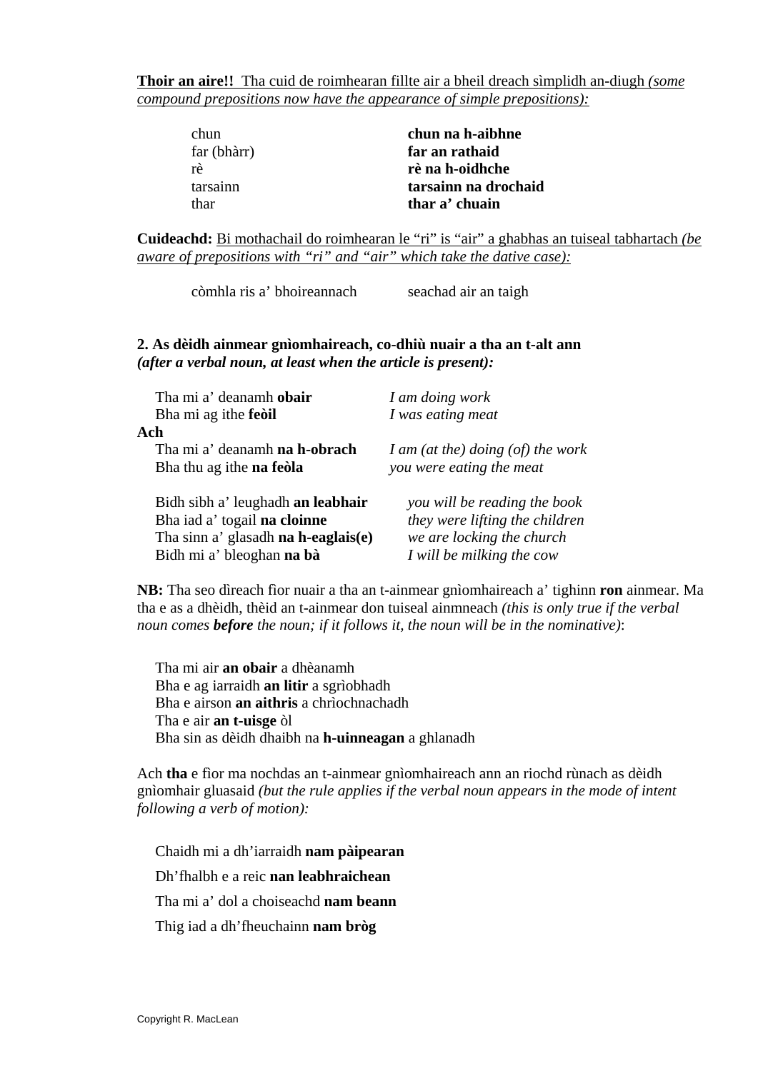**Thoir an aire!!** Tha cuid de roimhearan fillte air a bheil dreach sìmplidh an-diugh *(some compound prepositions now have the appearance of simple prepositions):*

| | |
|---|---|
| chun | **chun na h-aibhne** |
| far (bhàrr) | **far an rathaid** |
| rè | **rè na h-oidhche** |
| tarsainn | **tarsainn na drochaid** |
| thar | **thar a' chuain** |

**Cuideachd:** Bi mothachail do roimhearan le "ri" is "air" a ghabhas an tuiseal tabhartach *(be aware of prepositions with "ri" and "air" which take the dative case):*

| | |
|---|---|
| còmhla ris a' bhoireannach | seachad air an taigh |

**2. As dèidh ainmear gnìomhaireach, co-dhiù nuair a tha an t-alt ann** ***(after a verbal noun, at least when the article is present):***

| | |
|---|---|
| Tha mi a' deanamh **obair** | *I am doing work* |
| Bha mi ag ithe **feòil** | *I was eating meat* |

**Ach**

| | |
|---|---|
| Tha mi a' deanamh **na h-obrach** | *I am (at the) doing (of) the work* |
| Bha thu ag ithe **na feòla** | *you were eating the meat* |
| Bidh sibh a' leughadh **an leabhair** | *you will be reading the book* |
| Bha iad a' togail **na cloinne** | *they were lifting the children* |
| Tha sinn a' glasadh **na h-eaglais(e)** | *we are locking the church* |
| Bidh mi a' bleoghan **na bà** | *I will be milking the cow* |

**NB:** Tha seo dìreach fìor nuair a tha an t-ainmear gnìomhaireach a' tighinn **ron** ainmear. Ma tha e as a dhèidh, thèid an t-ainmear don tuiseal ainmneach *(this is only true if the verbal noun comes* ***before*** *the noun; if it follows it, the noun will be in the nominative)*:

Tha mi air **an obair** a dhèanamh
Bha e ag iarraidh **an litir** a sgrìobhadh
Bha e airson **an aithris** a chrìochnachadh
Tha e air **an t-uisge** òl
Bha sin as dèidh dhaibh na **h-uinneagan** a ghlanadh

Ach **tha** e fìor ma nochdas an t-ainmear gnìomhaireach ann an riochd rùnach as dèidh gnìomhair gluasaid *(but the rule applies if the verbal noun appears in the mode of intent following a verb of motion):*

Chaidh mi a dh'iarraidh **nam pàipearan**

Dh'fhalbh e a reic **nan leabhraichean**

Tha mi a' dol a choiseachd **nam beann**

Thig iad a dh'fheuchainn **nam bròg**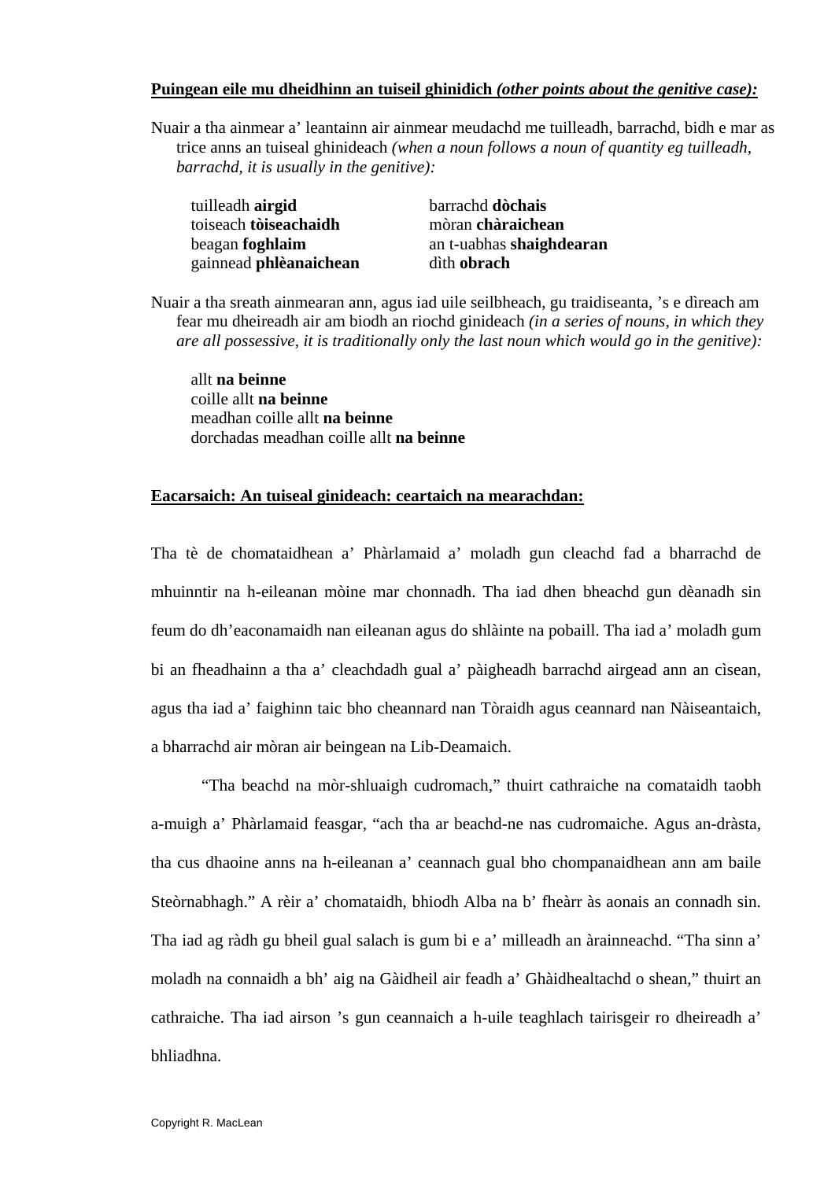**<u>Puingean eile mu dheidhinn an tuiseil ghinidich *(other points about the genitive case):*</u>**

Nuair a tha ainmear a' leantainn air ainmear meudachd me tuilleadh, barrachd, bidh e mar as trice anns an tuiseal ghinideach *(when a noun follows a noun of quantity eg tuilleadh, barrachd, it is usually in the genitive):*

| | |
|---|---|
| tuilleadh **airgid** | barrachd **dòchais** |
| toiseach **tòiseachaidh** | mòran **chàraichean** |
| beagan **foghlaim** | an t-uabhas **shaighdearan** |
| gainnead **phlèanaichean** | dìth **obrach** |

Nuair a tha sreath ainmearan ann, agus iad uile seilbheach, gu traidiseanta, 's e dìreach am fear mu dheireadh air am biodh an riochd ginideach *(in a series of nouns, in which they are all possessive, it is traditionally only the last noun which would go in the genitive):*

allt **na beinne**
coille allt **na beinne**
meadhan coille allt **na beinne**
dorchadas meadhan coille allt **na beinne**

**<u>Eacarsaich: An tuiseal ginideach: ceartaich na mearachdan:</u>**

Tha tè de chomataidhean a' Phàrlamaid a' moladh gun cleachd fad a bharrachd de mhuinntir na h-eileanan mòine mar chonnadh. Tha iad dhen bheachd gun dèanadh sin feum do dh'eaconamaidh nan eileanan agus do shlàinte na pobaill. Tha iad a' moladh gum bi an fheadhainn a tha a' cleachdadh gual a' pàigheadh barrachd airgead ann an cìsean, agus tha iad a' faighinn taic bho cheannard nan Tòraidh agus ceannard nan Nàiseantaich, a bharrachd air mòran air beingean na Lib-Deamaich.

"Tha beachd na mòr-shluaigh cudromach," thuirt cathraiche na comataidh taobh a-muigh a' Phàrlamaid feasgar, "ach tha ar beachd-ne nas cudromaiche. Agus an-dràsta, tha cus dhaoine anns na h-eileanan a' ceannach gual bho chompanaidhean ann am baile Steòrnabhagh." A rèir a' chomataidh, bhiodh Alba na b' fheàrr às aonais an connadh sin. Tha iad ag ràdh gu bheil gual salach is gum bi e a' milleadh an àrainneachd. "Tha sinn a' moladh na connaidh a bh' aig na Gàidheil air feadh a' Ghàidhealtachd o shean," thuirt an cathraiche. Tha iad airson 's gun ceannaich a h-uile teaghlach tairisgeir ro dheireadh a' bhliadhna.

Copyright R. MacLean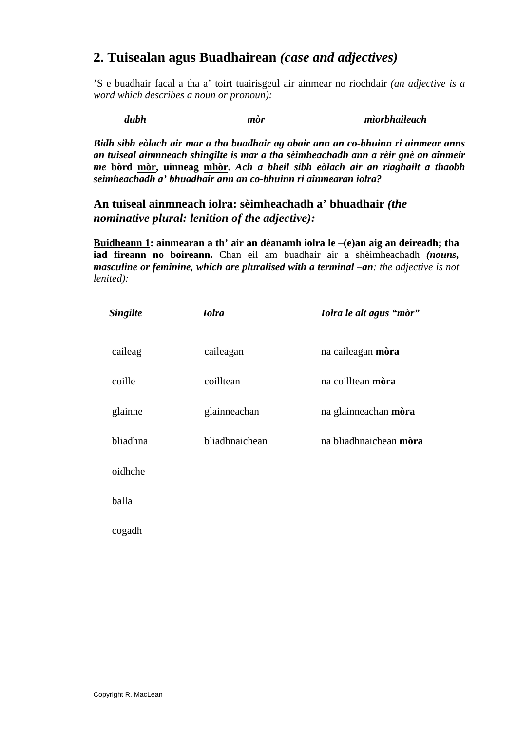## 2. Tuisealan agus Buadhairean *(case and adjectives)*

'S e buadhair facal a tha a' toirt tuairisgeul air ainmear no riochdair *(an adjective is a word which describes a noun or pronoun):*

***dubh*** ***mòr*** ***mìorbhaileach***

***Bidh sibh eòlach air mar a tha buadhair ag obair ann an co-bhuinn ri ainmear anns an tuiseal ainmneach shingilte is mar a tha sèimheachadh ann a rèir gnè an ainmeir me*** **bòrd <u>mòr</u>, uinneag <u>mhòr</u>.** ***Ach a bheil sibh eòlach air an riaghailt a thaobh seimheachadh a' bhuadhair ann an co-bhuinn ri ainmearan iolra?***

### An tuiseal ainmneach iolra: sèimheachadh a' bhuadhair *(the nominative plural: lenition of the adjective):*

**<u>Buidheann 1</u>: ainmearan a th' air an dèanamh iolra le –(e)an aig an deireadh; tha iad fireann no boireann.** Chan eil am buadhair air a shèimheachadh ***(nouns, masculine or feminine, which are pluralised with a terminal –an****: the adjective is not lenited):*

| *Singilte* | *Iolra* | *Iolra le alt agus "mòr"* |
|---|---|---|
| caileag | caileagan | na caileagan **mòra** |
| coille | coilltean | na coilltean **mòra** |
| glainne | glainneachan | na glainneachan **mòra** |
| bliadhna | bliadhnaichean | na bliadhnaichean **mòra** |
| oidhche | | |
| balla | | |
| cogadh | | |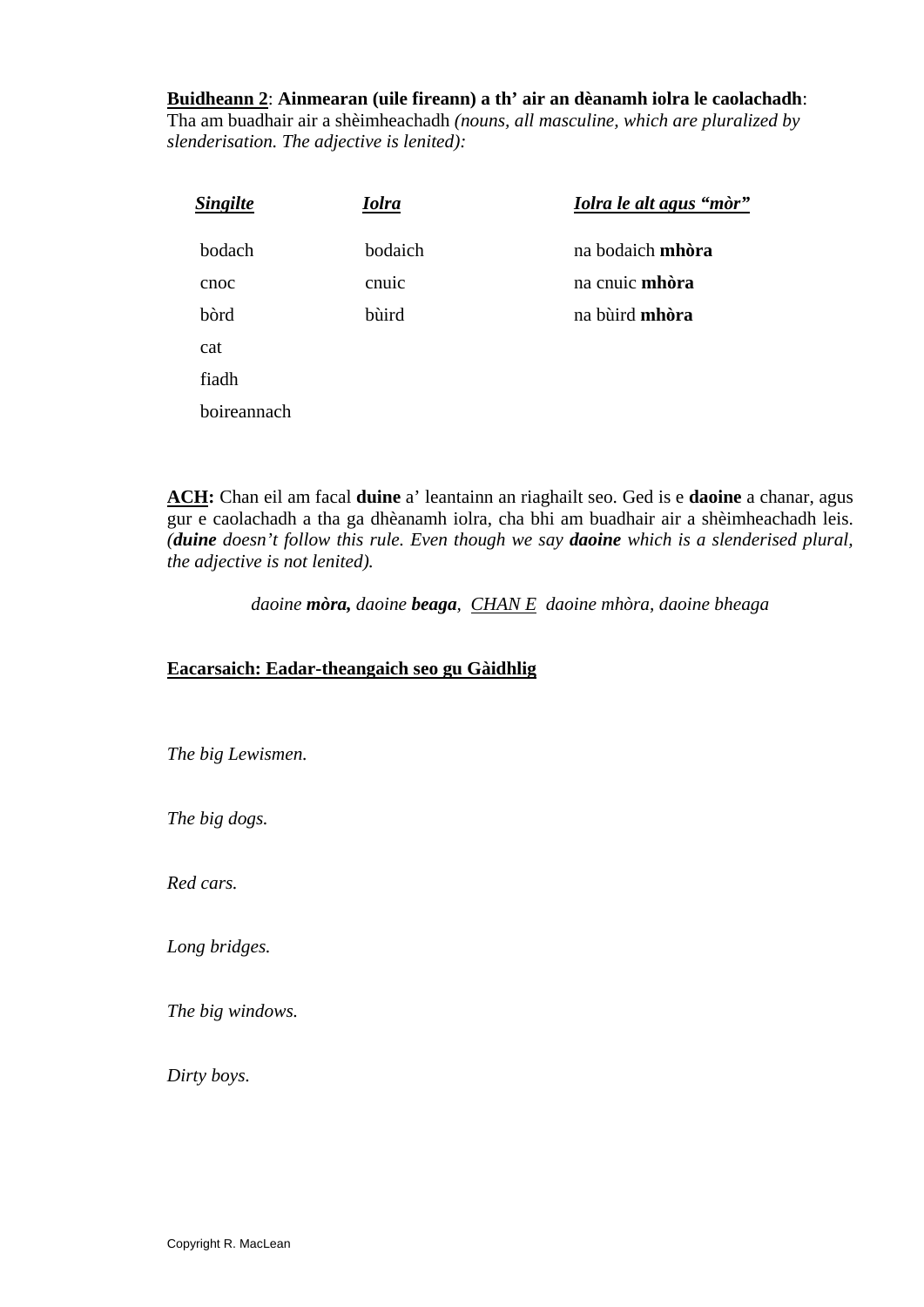**Buidheann 2**: **Ainmearan (uile fireann) a th' air an dèanamh iolra le caolachadh**: Tha am buadhair air a shèimheachadh *(nouns, all masculine, which are pluralized by slenderisation. The adjective is lenited):*

| ***Singilte*** | ***Iolra*** | ***Iolra le alt agus "mòr"*** |
|---|---|---|
| bodach | bodaich | na bodaich **mhòra** |
| cnoc | cnuic | na cnuic **mhòra** |
| bòrd | bùird | na bùird **mhòra** |
| cat | | |
| fiadh | | |
| boireannach | | |

**ACH:** Chan eil am facal **duine** a' leantainn an riaghailt seo. Ged is e **daoine** a chanar, agus gur e caolachadh a tha ga dhèanamh iolra, cha bhi am buadhair air a shèimheachadh leis. *(**duine** doesn't follow this rule. Even though we say **daoine** which is a slenderised plural, the adjective is not lenited).*

*daoine **mòra,** daoine **beaga**, CHAN E daoine mhòra, daoine bheaga*

**Eacarsaich: Eadar-theangaich seo gu Gàidhlig**

*The big Lewismen.*

*The big dogs.*

*Red cars.*

*Long bridges.*

*The big windows.*

*Dirty boys.*

Copyright R. MacLean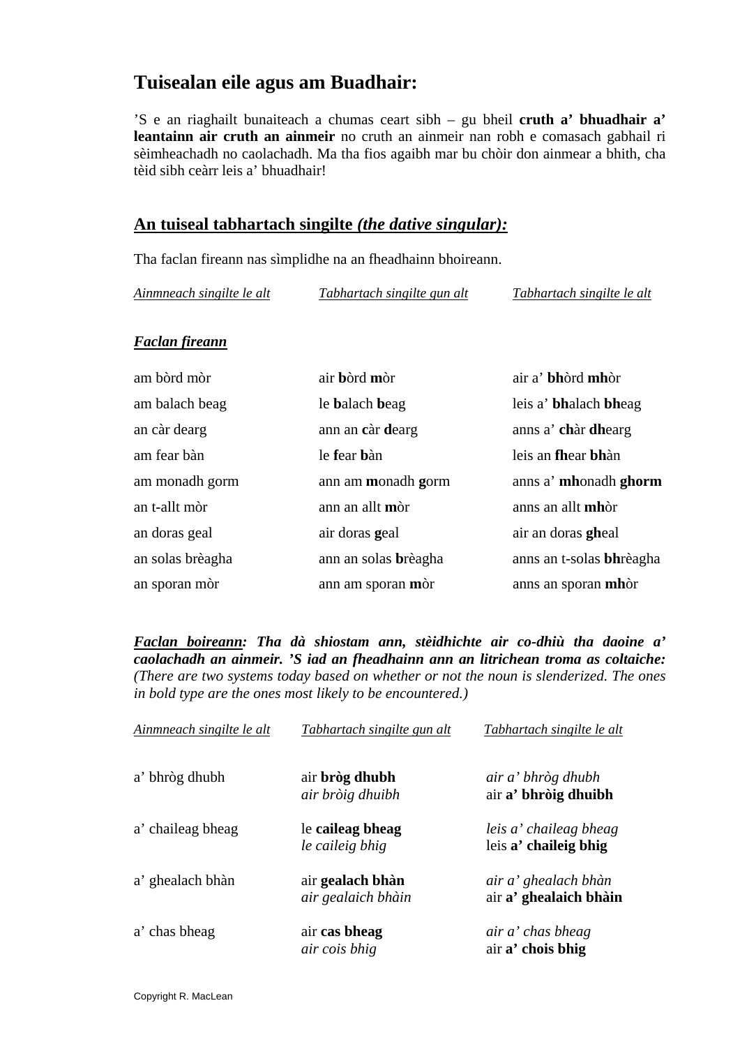## Tuisealan eile agus am Buadhair:

'S e an riaghailt bunaiteach a chumas ceart sibh – gu bheil **cruth a' bhuadhair a' leantainn air cruth an ainmeir** no cruth an ainmeir nan robh e comasach gabhail ri sèimheachadh no caolachadh. Ma tha fios agaibh mar bu chòir don ainmear a bhith, cha tèid sibh ceàrr leis a' bhuadhair!

### <u>An tuiseal tabhartach singilte *(the dative singular):*</u>

Tha faclan fireann nas sìmplidhe na an fheadhainn bhoireann.

| *<u>Ainmneach singilte le alt</u>* | *<u>Tabhartach singilte gun alt</u>* | *<u>Tabhartach singilte le alt</u>* |
|---|---|---|
| ***<u>Faclan fireann</u>*** | | |
| am bòrd mòr | air **b**òrd **m**òr | air a' **bh**òrd **mh**òr |
| am balach beag | le **b**alach **b**eag | leis a' **bh**alach **bh**eag |
| an càr dearg | ann an **c**àr **d**earg | anns a' **ch**àr **dh**earg |
| am fear bàn | le **f**ear **b**àn | leis an **fh**ear **bh**àn |
| am monadh gorm | ann am **m**onadh **g**orm | anns a' **mh**onadh **ghorm** |
| an t-allt mòr | ann an allt **m**òr | anns an allt **mh**òr |
| an doras geal | air doras **g**eal | air an doras **gh**eal |
| an solas brèagha | ann an solas **b**rèagha | anns an t-solas **bh**rèagha |
| an sporan mòr | ann am sporan **m**òr | anns an sporan **mh**òr |

***<u>Faclan boireann</u>: Tha dà shiostam ann, stèidhichte air co-dhiù tha daoine a' caolachadh an ainmeir. 'S iad an fheadhainn ann an litrichean troma as coltaiche:*** *(There are two systems today based on whether or not the noun is slenderized. The ones in bold type are the ones most likely to be encountered.)*

| *<u>Ainmneach singilte le alt</u>* | *<u>Tabhartach singilte gun alt</u>* | *<u>Tabhartach singilte le alt</u>* |
|---|---|---|
| a' bhròg dhubh | air **bròg dhubh**<br>*air bròig dhuibh* | *air a' bhròg dhubh*<br>air **a' bhròig dhuibh** |
| a' chaileag bheag | le **caileag bheag**<br>*le caileig bhig* | *leis a' chaileag bheag*<br>leis **a' chaileig bhig** |
| a' ghealach bhàn | air **gealach bhàn**<br>*air gealaich bhàin* | *air a' ghealach bhàn*<br>air **a' ghealaich bhàin** |
| a' chas bheag | air **cas bheag**<br>*air cois bhig* | *air a' chas bheag*<br>air **a' chois bhig** |

Copyright R. MacLean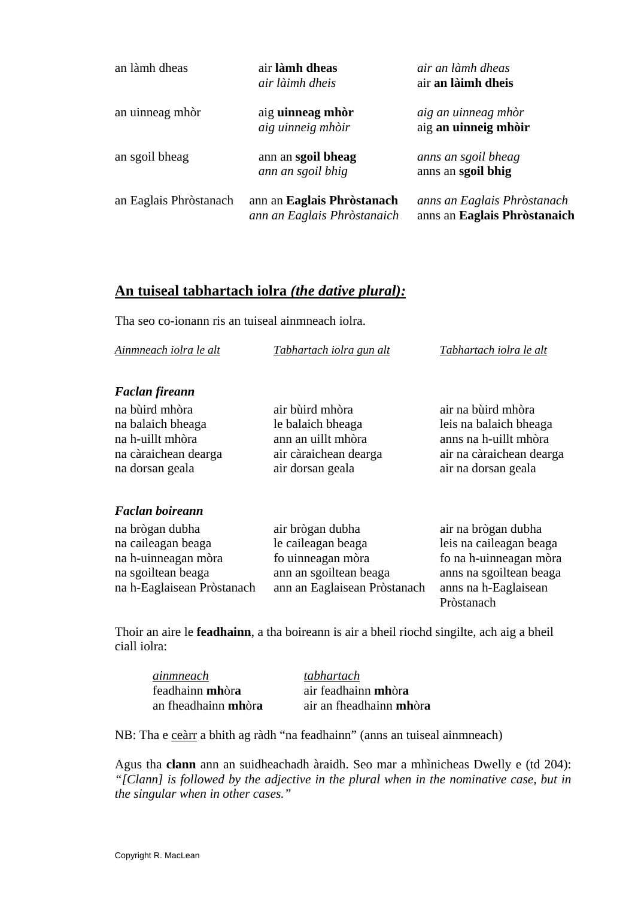| | | |
|---|---|---|
| an làmh dheas | air **làmh dheas**<br>*air làimh dheis* | *air an làmh dheas*<br>air **an làimh dheis** |
| an uinneag mhòr | aig **uinneag mhòr**<br>*aig uinneig mhòir* | *aig an uinneag mhòr*<br>aig **an uinneig mhòir** |
| an sgoil bheag | ann an **sgoil bheag**<br>*ann an sgoil bhig* | *anns an sgoil bheag*<br>anns an **sgoil bhig** |
| an Eaglais Phròstanach | ann an **Eaglais Phròstanach**<br>*ann an Eaglais Phròstanaich* | *anns an Eaglais Phròstanach*<br>anns an **Eaglais Phròstanaich** |

## An tuiseal tabhartach iolra *(the dative plural):*

Tha seo co-ionann ris an tuiseal ainmneach iolra.

| *Ainmneach iolra le alt* | *Tabhartach iolra gun alt* | *Tabhartach iolra le alt* |
|---|---|---|
| ***Faclan fireann*** | | |
| na bùird mhòra | air bùird mhòra | air na bùird mhòra |
| na balaich bheaga | le balaich bheaga | leis na balaich bheaga |
| na h-uillt mhòra | ann an uillt mhòra | anns na h-uillt mhòra |
| na càraichean dearga | air càraichean dearga | air na càraichean dearga |
| na dorsan geala | air dorsan geala | air na dorsan geala |
| ***Faclan boireann*** | | |
| na brògan dubha | air brògan dubha | air na brògan dubha |
| na caileagan beaga | le caileagan beaga | leis na caileagan beaga |
| na h-uinneagan mòra | fo uinneagan mòra | fo na h-uinneagan mòra |
| na sgoiltean beaga | ann an sgoiltean beaga | anns na sgoiltean beaga |
| na h-Eaglaisean Pròstanach | ann an Eaglaisean Pròstanach | anns na h-Eaglaisean Pròstanach |

Thoir an aire le **feadhainn**, a tha boireann is air a bheil riochd singilte, ach aig a bheil ciall iolra:

| *ainmneach* | *tabhartach* |
|---|---|
| feadhainn **mh**òr**a** | air feadhainn **mh**òr**a** |
| an fheadhainn **mh**òr**a** | air an fheadhainn **mh**òr**a** |

NB: Tha e ceàrr a bhith ag ràdh "na feadhainn" (anns an tuiseal ainmneach)

Agus tha **clann** ann an suidheachadh àraidh. Seo mar a mhìnicheas Dwelly e (td 204): *"[Clann] is followed by the adjective in the plural when in the nominative case, but in the singular when in other cases."*

Copyright R. MacLean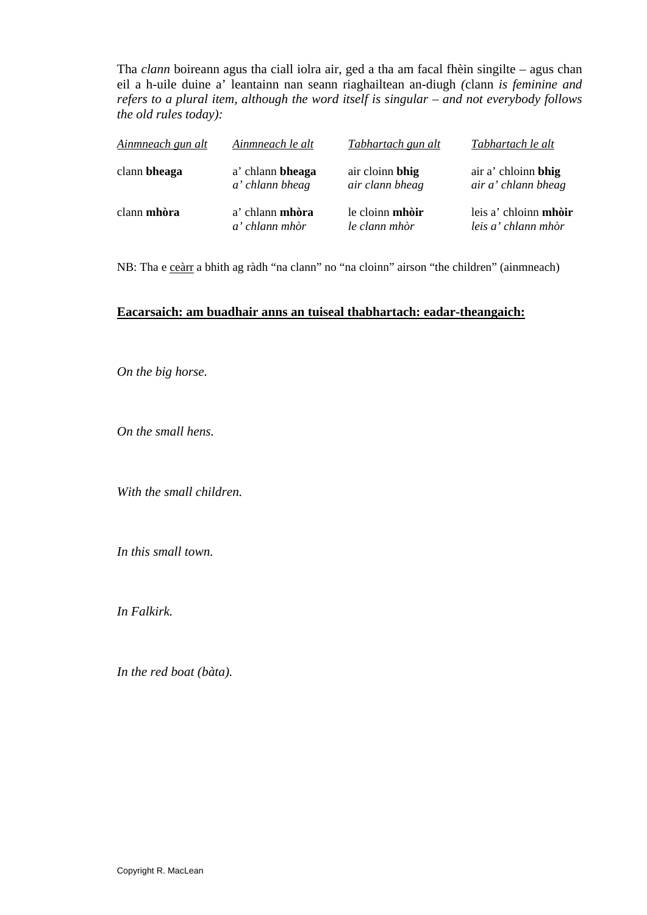Tha *clann* boireann agus tha ciall iolra air, ged a tha am facal fhèin singilte – agus chan eil a h-uile duine a' leantainn nan seann riaghailtean an-diugh *(*clann *is feminine and refers to a plural item, although the word itself is singular – and not everybody follows the old rules today):*

| Ainmneach gun alt | Ainmneach le alt | Tabhartach gun alt | Tabhartach le alt |
|---|---|---|---|
| clann **bheaga** | a' chlann **bheaga**<br>*a' chlann bheag* | air cloinn **bhig**<br>*air clann bheag* | air a' chloinn **bhig**<br>*air a' chlann bheag* |
| clann **mhòra** | a' chlann **mhòra**<br>*a' chlann mhòr* | le cloinn **mhòir**<br>*le clann mhòr* | leis a' chloinn **mhòir**<br>*leis a' chlann mhòr* |

NB: Tha e ceàrr a bhith ag ràdh "na clann" no "na cloinn" airson "the children" (ainmneach)

**Eacarsaich: am buadhair anns an tuiseal thabhartach: eadar-theangaich:**

*On the big horse.*

*On the small hens.*

*With the small children.*

*In this small town.*

*In Falkirk.*

*In the red boat (bàta).*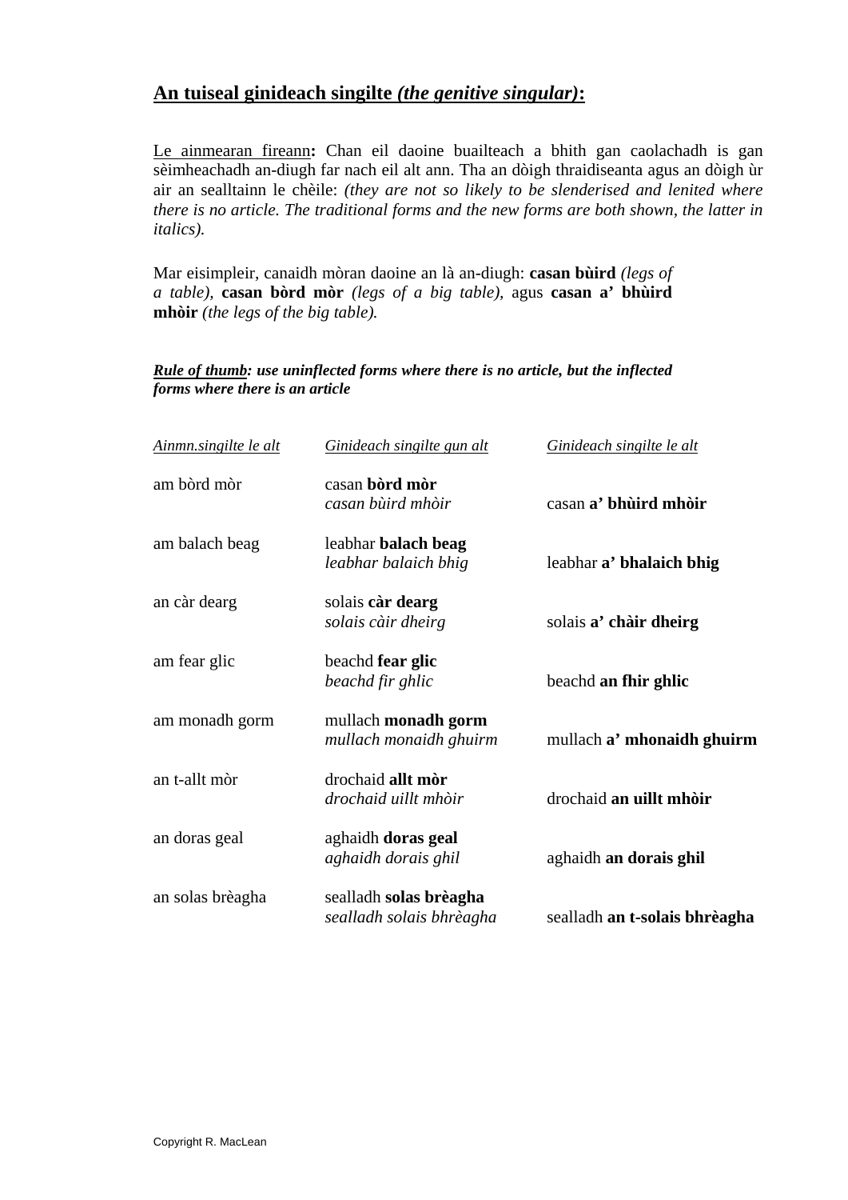## **<u>An tuiseal ginideach singilte *(the genitive singular)*:</u>**

<u>Le ainmearan fireann</u>**:** Chan eil daoine buailteach a bhith gan caolachadh is gan sèimheachadh an-diugh far nach eil alt ann. Tha an dòigh thraidiseanta agus an dòigh ùr air an sealltainn le chèile: *(they are not so likely to be slenderised and lenited where there is no article. The traditional forms and the new forms are both shown, the latter in italics).*

Mar eisimpleir, canaidh mòran daoine an là an-diugh: **casan bùird** *(legs of a table),* **casan bòrd mòr** *(legs of a big table),* agus **casan a' bhùird mhòir** *(the legs of the big table).*

***<u>Rule of thumb</u>: use uninflected forms where there is no article, but the inflected forms where there is an article***

| *<u>Ainmn.singilte le alt</u>* | *<u>Ginideach singilte gun alt</u>* | *<u>Ginideach singilte le alt</u>* |
|---|---|---|
| am bòrd mòr | casan **bòrd mòr**<br>*casan bùird mhòir* | casan **a' bhùird mhòir** |
| am balach beag | leabhar **balach beag**<br>*leabhar balaich bhig* | leabhar **a' bhalaich bhig** |
| an càr dearg | solais **càr dearg**<br>*solais càir dheirg* | solais **a' chàir dheirg** |
| am fear glic | beachd **fear glic**<br>*beachd fir ghlic* | beachd **an fhir ghlic** |
| am monadh gorm | mullach **monadh gorm**<br>*mullach monaidh ghuirm* | mullach **a' mhonaidh ghuirm** |
| an t-allt mòr | drochaid **allt mòr**<br>*drochaid uillt mhòir* | drochaid **an uillt mhòir** |
| an doras geal | aghaidh **doras geal**<br>*aghaidh dorais ghil* | aghaidh **an dorais ghil** |
| an solas brèagha | sealladh **solas brèagha**<br>*sealladh solais bhrèagha* | sealladh **an t-solais bhrèagha** |

Copyright R. MacLean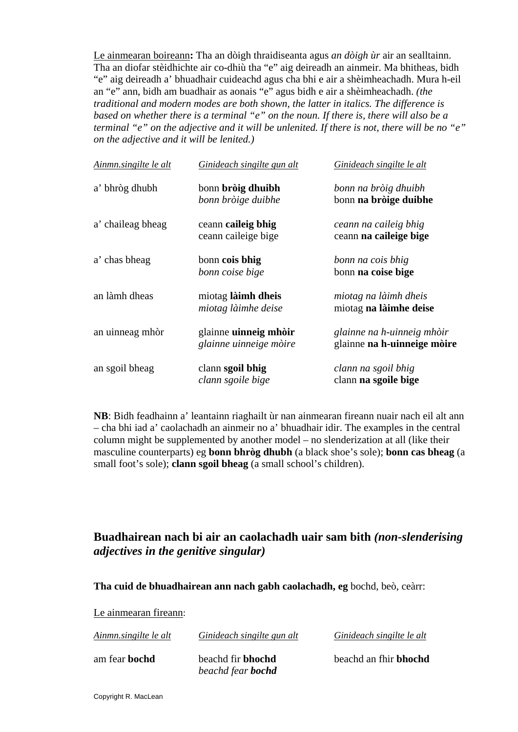<u>Le ainmearan boireann</u>**:** Tha an dòigh thraidiseanta agus *an dòigh ùr* air an sealltainn. Tha an diofar stèidhichte air co-dhiù tha "e" aig deireadh an ainmeir. Ma bhitheas, bidh "e" aig deireadh a' bhuadhair cuideachd agus cha bhi e air a shèimheachadh. Mura h-eil an "e" ann, bidh am buadhair as aonais "e" agus bidh e air a shèimheachadh. *(the traditional and modern modes are both shown, the latter in italics. The difference is based on whether there is a terminal "e" on the noun. If there is, there will also be a terminal "e" on the adjective and it will be unlenited. If there is not, there will be no "e" on the adjective and it will be lenited.)*

| *Ainmn.singilte le alt* | *Ginideach singilte gun alt* | *Ginideach singilte le alt* |
|---|---|---|
| a' bhròg dhubh | bonn **bròig dhuibh**<br>*bonn bròige duibhe* | *bonn na bròig dhuibh*<br>bonn **na bròige duibhe** |
| a' chaileag bheag | ceann **caileig bhig**<br>ceann caileige bige | *ceann na caileig bhig*<br>ceann **na caileige bige** |
| a' chas bheag | bonn **cois bhig**<br>*bonn coise bige* | *bonn na cois bhig*<br>bonn **na coise bige** |
| an làmh dheas | miotag **làimh dheis**<br>*miotag làimhe deise* | *miotag na làimh dheis*<br>miotag **na làimhe deise** |
| an uinneag mhòr | glainne **uinneig mhòir**<br>*glainne uinneige mòire* | *glainne na h-uinneig mhòir*<br>glainne **na h-uinneige mòire** |
| an sgoil bheag | clann **sgoil bhig**<br>*clann sgoile bige* | *clann na sgoil bhig*<br>clann **na sgoile bige** |

**NB**: Bidh feadhainn a' leantainn riaghailt ùr nan ainmearan fireann nuair nach eil alt ann – cha bhi iad a' caolachadh an ainmeir no a' bhuadhair idir. The examples in the central column might be supplemented by another model – no slenderization at all (like their masculine counterparts) eg **bonn bhròg dhubh** (a black shoe's sole); **bonn cas bheag** (a small foot's sole); **clann sgoil bheag** (a small school's children).

## Buadhairean nach bi air an caolachadh uair sam bith *(non-slenderising adjectives in the genitive singular)*

**Tha cuid de bhuadhairean ann nach gabh caolachadh, eg** bochd, beò, ceàrr:

<u>Le ainmearan fireann</u>:

| *Ainmn.singilte le alt* | *Ginideach singilte gun alt* | *Ginideach singilte le alt* |
|---|---|---|
| am fear **bochd** | beachd fir **bhochd**<br>*beachd fear **bochd*** | beachd an fhir **bhochd** |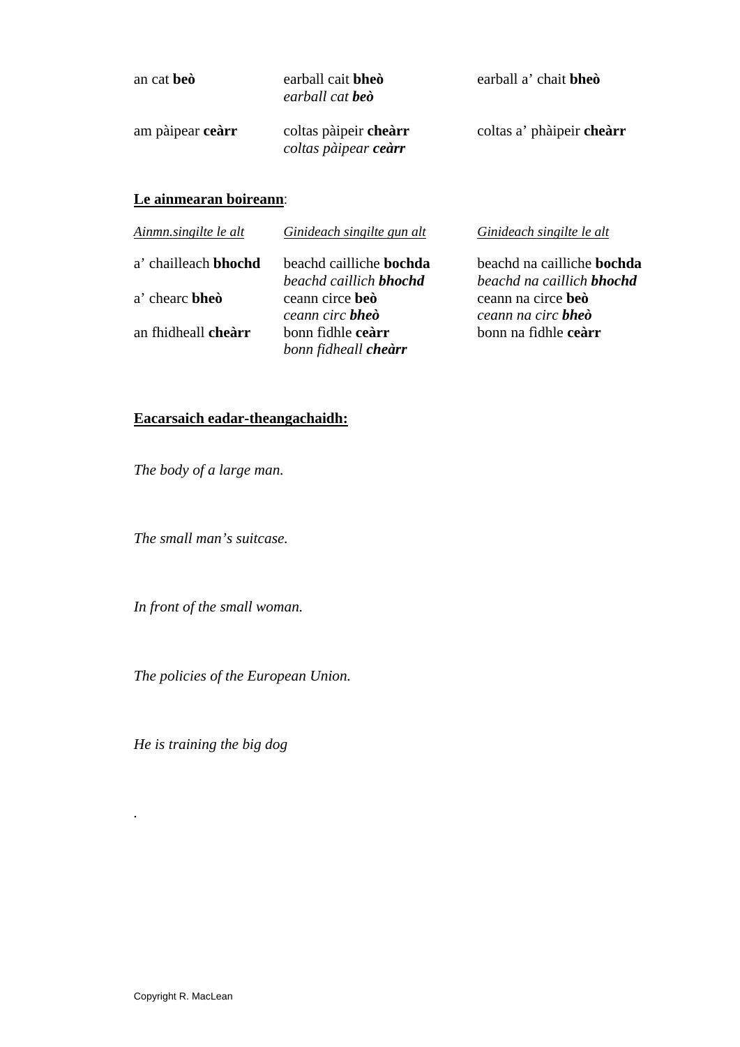| | | |
|---|---|---|
| an cat **beò** | earball cait **bheò**<br>*earball cat **beò*** | earball a' chait **bheò** |
| am pàipear **ceàrr** | coltas pàipeir **cheàrr**<br>*coltas pàipear **ceàrr*** | coltas a' phàipeir **cheàrr** |

**Le ainmearan boireann**:

| *Ainmn.singilte le alt* | *Ginideach singilte gun alt* | *Ginideach singilte le alt* |
|---|---|---|
| a' chailleach **bhochd** | beachd cailliche **bochda**<br>*beachd caillich **bhochd*** | beachd na cailliche **bochda**<br>*beachd na caillich **bhochd*** |
| a' chearc **bheò** | ceann circe **beò**<br>*ceann circ **bheò*** | ceann na circe **beò**<br>*ceann na circ **bheò*** |
| an fhidheall **cheàrr** | bonn fìdhle **ceàrr**<br>*bonn fidheall **cheàrr*** | bonn na fidhle **ceàrr** |

**Eacarsaich eadar-theangachaidh:**

*The body of a large man.*

*The small man's suitcase.*

*In front of the small woman.*

*The policies of the European Union.*

*He is training the big dog*

.

Copyright R. MacLean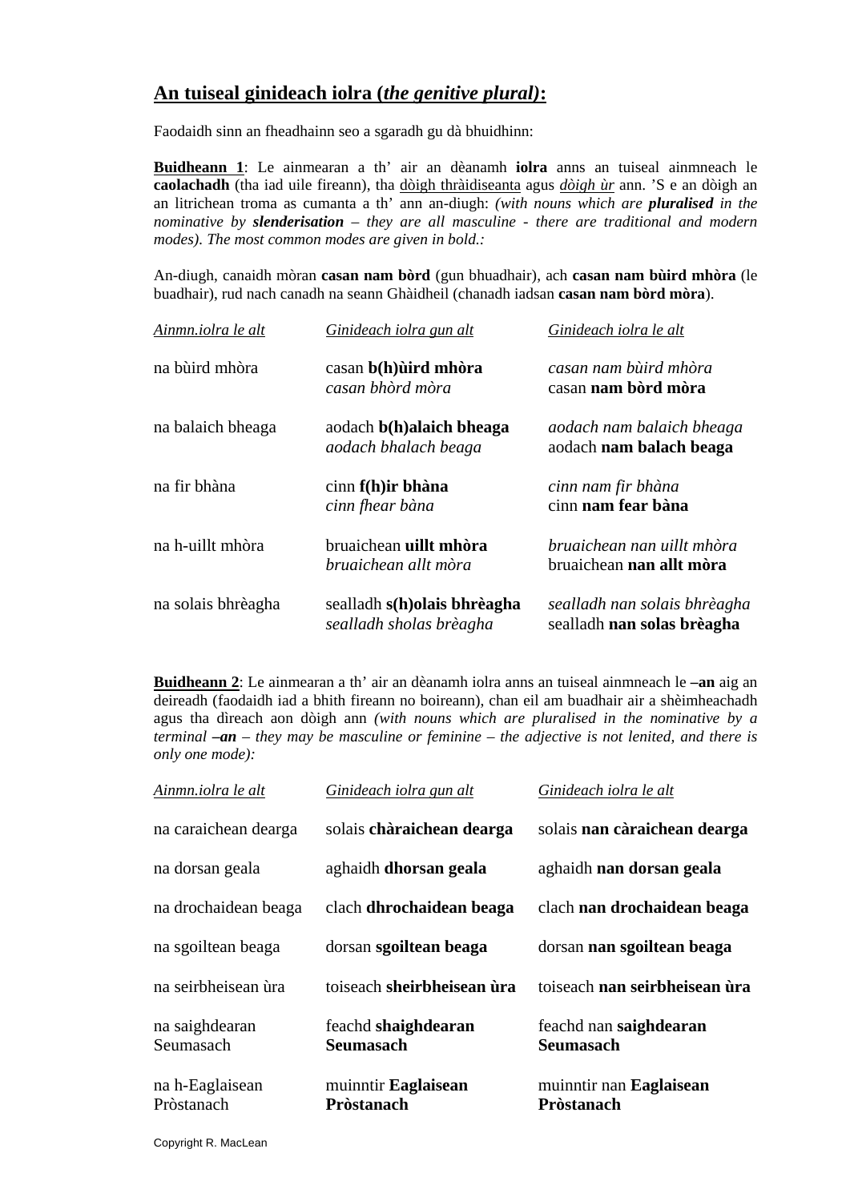## An tuiseal ginideach iolra (*the genitive plural)*:

Faodaidh sinn an fheadhainn seo a sgaradh gu dà bhuidhinn:

**Buidheann 1**: Le ainmearan a th' air an dèanamh **iolra** anns an tuiseal ainmneach le **caolachadh** (tha iad uile fireann), tha dòigh thràidiseanta agus *dòigh ùr* ann. 'S e an dòigh an an litrichean troma as cumanta a th' ann an-diugh: *(with nouns which are **pluralised** in the nominative by **slenderisation** – they are all masculine - there are traditional and modern modes). The most common modes are given in bold.:*

An-diugh, canaidh mòran **casan nam bòrd** (gun bhuadhair), ach **casan nam bùird mhòra** (le buadhair), rud nach canadh na seann Ghàidheil (chanadh iadsan **casan nam bòrd mòra**).

| *Ainmn.iolra le alt* | *Ginideach iolra gun alt* | *Ginideach iolra le alt* |
|---|---|---|
| na bùird mhòra | casan **b(h)ùird mhòra**<br>*casan bhòrd mòra* | *casan nam bùird mhòra*<br>casan **nam bòrd mòra** |
| na balaich bheaga | aodach **b(h)alaich bheaga**<br>*aodach bhalach beaga* | *aodach nam balaich bheaga*<br>aodach **nam balach beaga** |
| na fir bhàna | cinn **f(h)ir bhàna**<br>*cinn fhear bàna* | *cinn nam fir bhàna*<br>cinn **nam fear bàna** |
| na h-uillt mhòra | bruaichean **uillt mhòra**<br>*bruaichean allt mòra* | *bruaichean nan uillt mhòra*<br>bruaichean **nan allt mòra** |
| na solais bhrèagha | sealladh **s(h)olais bhrèagha**<br>*sealladh sholas brèagha* | *sealladh nan solais bhrèagha*<br>sealladh **nan solas brèagha** |

**Buidheann 2**: Le ainmearan a th' air an dèanamh iolra anns an tuiseal ainmneach le **–an** aig an deireadh (faodaidh iad a bhith fireann no boireann), chan eil am buadhair air a shèimheachadh agus tha dìreach aon dòigh ann *(with nouns which are pluralised in the nominative by a terminal **–an** – they may be masculine or feminine – the adjective is not lenited, and there is only one mode):*

| *Ainmn.iolra le alt* | *Ginideach iolra gun alt* | *Ginideach iolra le alt* |
|---|---|---|
| na caraichean dearga | solais **chàraichean dearga** | solais **nan càraichean dearga** |
| na dorsan geala | aghaidh **dhorsan geala** | aghaidh **nan dorsan geala** |
| na drochaidean beaga | clach **dhrochaidean beaga** | clach **nan drochaidean beaga** |
| na sgoiltean beaga | dorsan **sgoiltean beaga** | dorsan **nan sgoiltean beaga** |
| na seirbheisean ùra | toiseach **sheirbheisean ùra** | toiseach **nan seirbheisean ùra** |
| na saighdearan Seumasach | feachd **shaighdearan Seumasach** | feachd nan **saighdearan Seumasach** |
| na h-Eaglaisean Pròstanach | muinntir **Eaglaisean Pròstanach** | muinntir nan **Eaglaisean Pròstanach** |

Copyright R. MacLean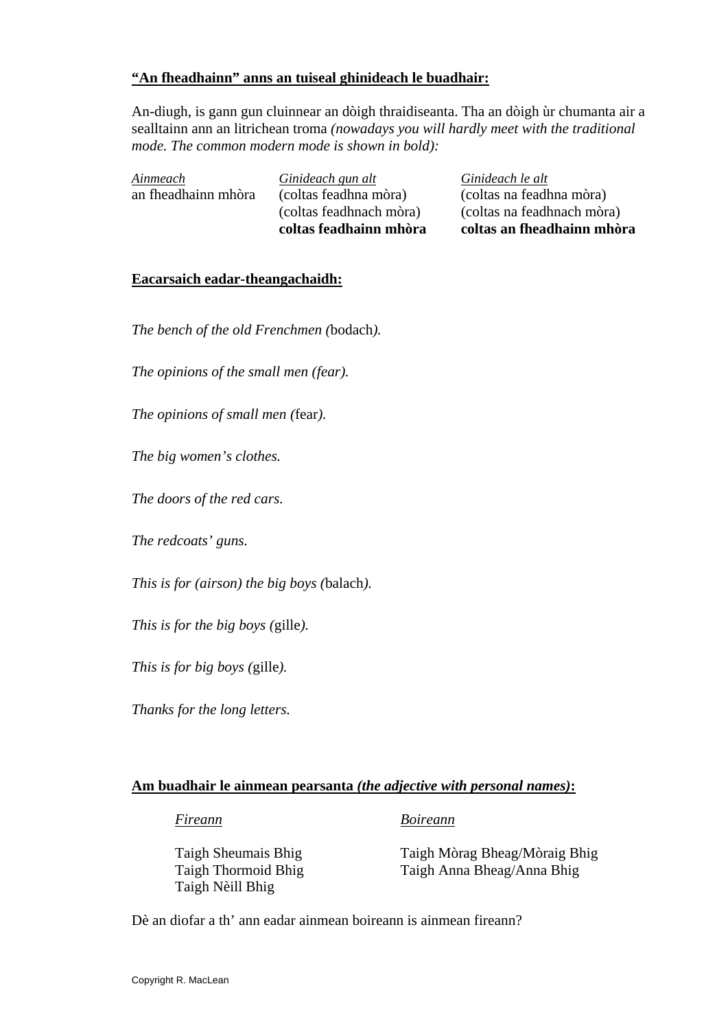**<u>"An fheadhainn" anns an tuiseal ghinideach le buadhair:</u>**

An-diugh, is gann gun cluinnear an dòigh thraidiseanta. Tha an dòigh ùr chumanta air a sealltainn ann an litrichean troma *(nowadays you will hardly meet with the traditional mode. The common modern mode is shown in bold):*

| *Ainmeach* | *Ginideach gun alt* | *Ginideach le alt* |
|---|---|---|
| an fheadhainn mhòra | (coltas feadhna mòra) | (coltas na feadhna mòra) |
| | (coltas feadhnach mòra) | (coltas na feadhnach mòra) |
| | **coltas feadhainn mhòra** | **coltas an fheadhainn mhòra** |

**<u>Eacarsaich eadar-theangachaidh:</u>**

*The bench of the old Frenchmen (*bodach*).*

*The opinions of the small men (fear).*

*The opinions of small men (*fear*).*

*The big women's clothes.*

*The doors of the red cars.*

*The redcoats' guns.*

*This is for (airson) the big boys (*balach*).*

*This is for the big boys (*gille*).*

*This is for big boys (*gille*).*

*Thanks for the long letters.*

**<u>Am buadhair le ainmean pearsanta *(the adjective with personal names)*:</u>**

| *Fireann* | *Boireann* |
|---|---|
| Taigh Sheumais Bhig | Taigh Mòrag Bheag/Mòraig Bhig |
| Taigh Thormoid Bhig | Taigh Anna Bheag/Anna Bhig |
| Taigh Nèill Bhig | |

Dè an diofar a th' ann eadar ainmean boireann is ainmean fireann?

Copyright R. MacLean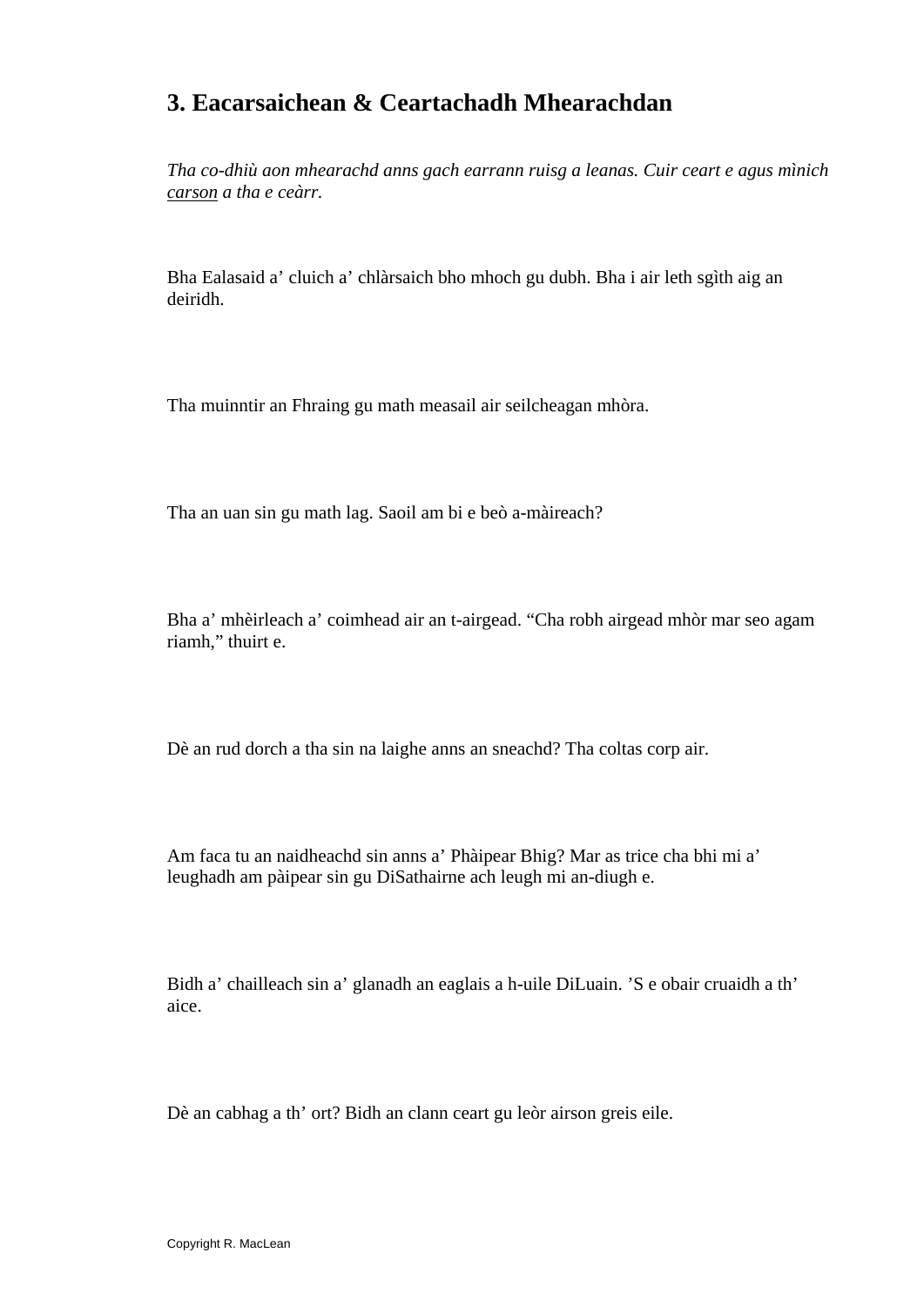## 3. Eacarsaichean & Ceartachadh Mhearachdan

*Tha co-dhiù aon mhearachd anns gach earrann ruisg a leanas. Cuir ceart e agus mìnich carson a tha e ceàrr.*

Bha Ealasaid a' cluich a' chlàrsaich bho mhoch gu dubh. Bha i air leth sgìth aig an deiridh.

Tha muinntir an Fhraing gu math measail air seilcheagan mhòra.

Tha an uan sin gu math lag. Saoil am bi e beò a-màireach?

Bha a' mhèirleach a' coimhead air an t-airgead. "Cha robh airgead mhòr mar seo agam riamh," thuirt e.

Dè an rud dorch a tha sin na laighe anns an sneachd? Tha coltas corp air.

Am faca tu an naidheachd sin anns a' Phàipear Bhig? Mar as trice cha bhi mi a' leughadh am pàipear sin gu DiSathairne ach leugh mi an-diugh e.

Bidh a' chailleach sin a' glanadh an eaglais a h-uile DiLuain. 'S e obair cruaidh a th' aice.

Dè an cabhag a th' ort? Bidh an clann ceart gu leòr airson greis eile.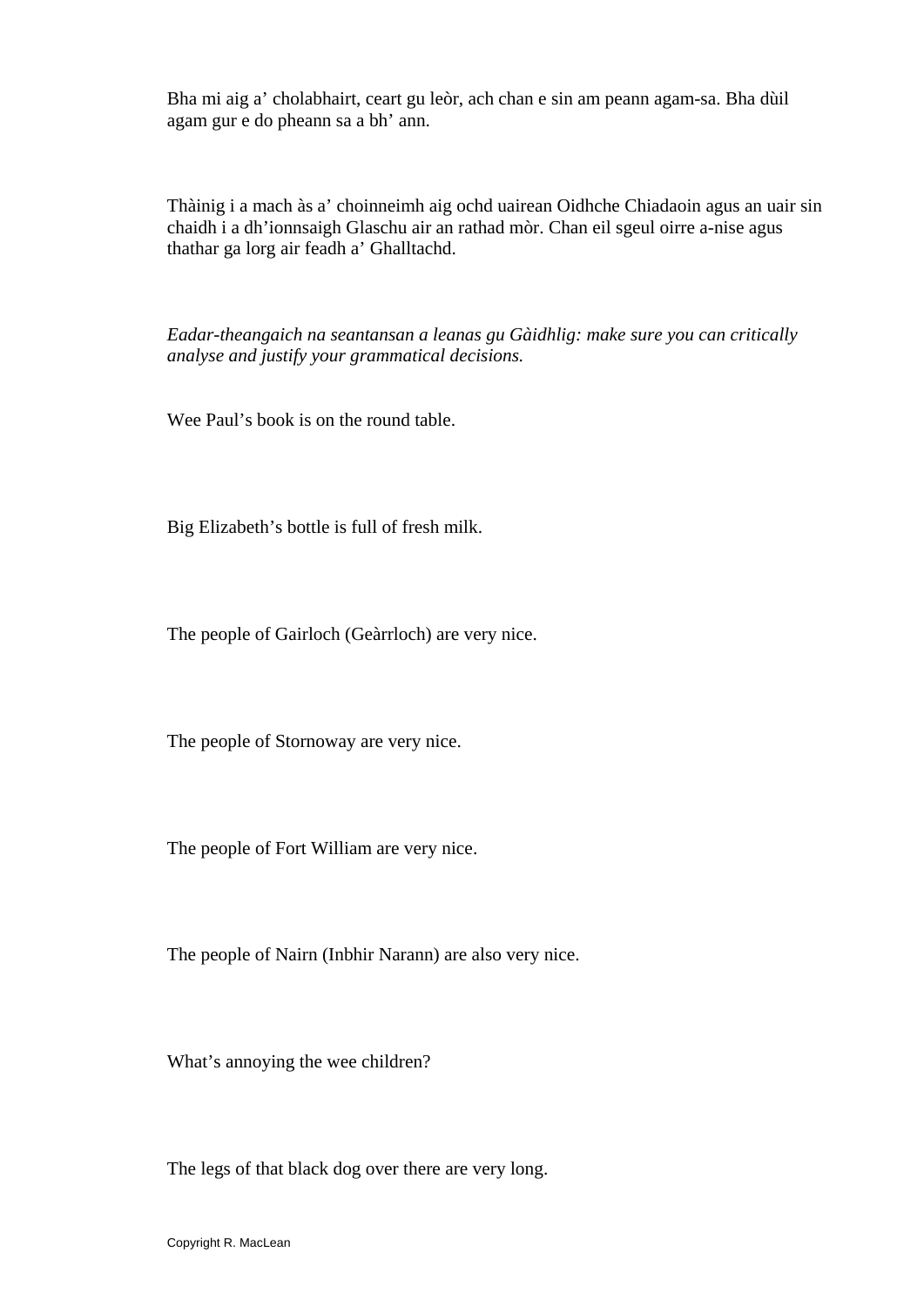Bha mi aig a' cholabhairt, ceart gu leòr, ach chan e sin am peann agam-sa. Bha dùil agam gur e do pheann sa a bh' ann.

Thàinig i a mach às a' choinneimh aig ochd uairean Oidhche Chiadaoin agus an uair sin chaidh i a dh'ionnsaigh Glaschu air an rathad mòr. Chan eil sgeul oirre a-nise agus thathar ga lorg air feadh a' Ghalltachd.

*Eadar-theangaich na seantansan a leanas gu Gàidhlig: make sure you can critically analyse and justify your grammatical decisions.*

Wee Paul's book is on the round table.

Big Elizabeth's bottle is full of fresh milk.

The people of Gairloch (Geàrrloch) are very nice.

The people of Stornoway are very nice.

The people of Fort William are very nice.

The people of Nairn (Inbhir Narann) are also very nice.

What's annoying the wee children?

The legs of that black dog over there are very long.

Copyright R. MacLean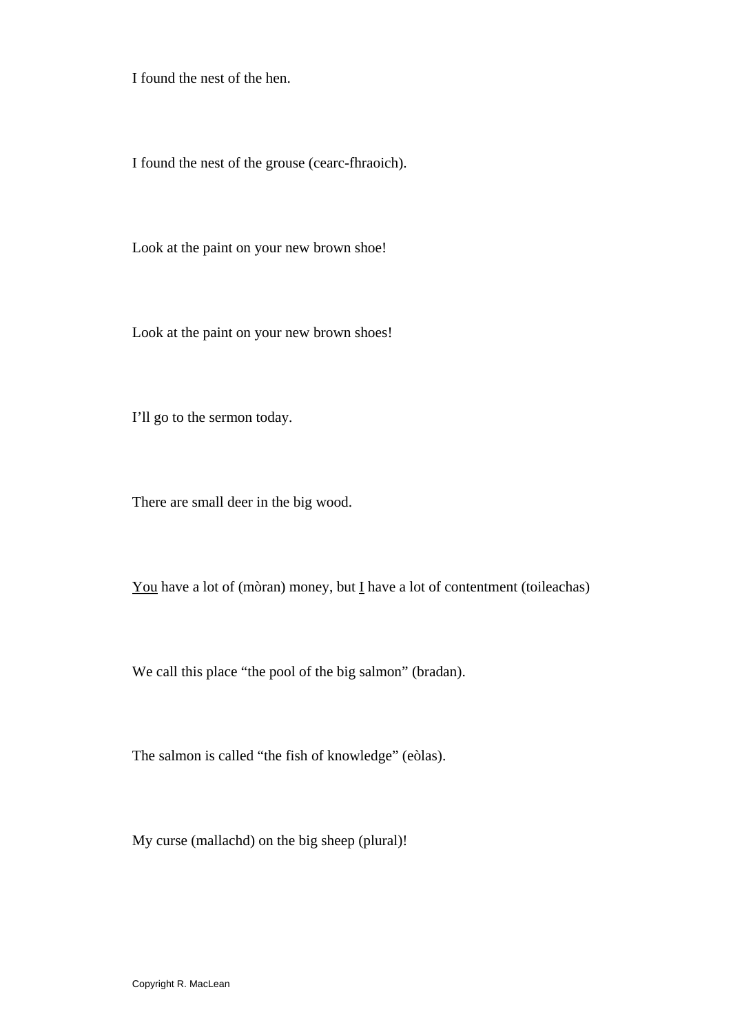I found the nest of the hen.

I found the nest of the grouse (cearc-fhraoich).

Look at the paint on your new brown shoe!

Look at the paint on your new brown shoes!

I'll go to the sermon today.

There are small deer in the big wood.

<u>You</u> have a lot of (mòran) money, but <u>I</u> have a lot of contentment (toileachas)

We call this place "the pool of the big salmon" (bradan).

The salmon is called "the fish of knowledge" (eòlas).

My curse (mallachd) on the big sheep (plural)!

Copyright R. MacLean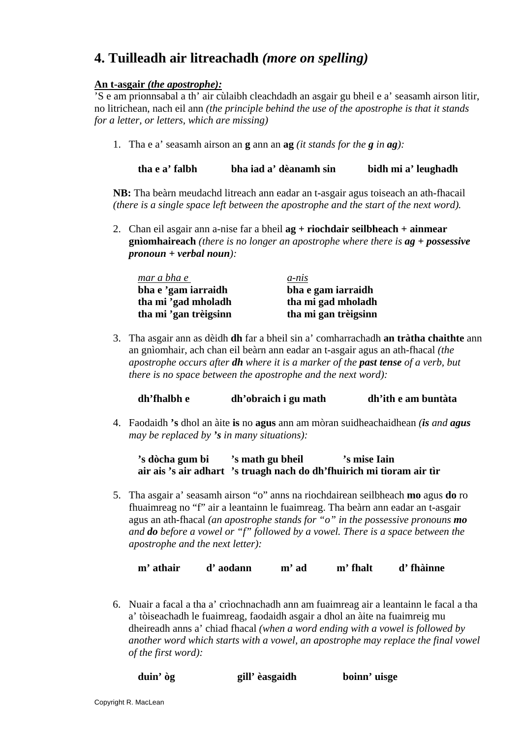## 4. Tuilleadh air litreachadh *(more on spelling)*

**An t-asgair *(the apostrophe):***

'S e am prionnsabal a th' air cùlaibh cleachdadh an asgair gu bheil e a' seasamh airson litir, no litrichean, nach eil ann *(the principle behind the use of the apostrophe is that it stands for a letter, or letters, which are missing)*

1. Tha e a' seasamh airson an **g** ann an **ag** *(it stands for the **g** in **ag**):*

   **tha e a' falbh** **bha iad a' dèanamh sin** **bidh mi a' leughadh**

   **NB:** Tha beàrn meudachd litreach ann eadar an t-asgair agus toiseach an ath-fhacail *(there is a single space left between the apostrophe and the start of the next word).*

2. Chan eil asgair ann a-nise far a bheil **ag + riochdair seilbheach + ainmear gnìomhaireach** *(there is no longer an apostrophe where there is **ag + possessive pronoun + verbal noun**):*

   | *mar a bha e* | *a-nis* |
   |---|---|
   | **bha e 'gam iarraidh** | **bha e gam iarraidh** |
   | **tha mi 'gad mholadh** | **tha mi gad mholadh** |
   | **tha mi 'gan trèigsinn** | **tha mi gan trèigsinn** |

3. Tha asgair ann as dèidh **dh** far a bheil sin a' comharrachadh **an tràtha chaithte** ann an gnìomhair, ach chan eil beàrn ann eadar an t-asgair agus an ath-fhacal *(the apostrophe occurs after **dh** where it is a marker of the **past tense** of a verb, but there is no space between the apostrophe and the next word):*

   **dh'fhalbh e** **dh'obraich i gu math** **dh'ith e am buntàta**

4. Faodaidh **'s** dhol an àite **is** no **agus** ann am mòran suidheachaidhean *(**is** and **agus** may be replaced by **'s** in many situations):*

   **'s dòcha gum bi** **'s math gu bheil** **'s mise Iain**
   **air ais 's air adhart** **'s truagh nach do dh'fhuirich mi tioram air tìr**

5. Tha asgair a' seasamh airson "o" anns na riochdairean seilbheach **mo** agus **do** ro fhuaimreag no "f" air a leantainn le fuaimreag. Tha beàrn ann eadar an t-asgair agus an ath-fhacal *(an apostrophe stands for "o" in the possessive pronouns **mo** and **do** before a vowel or "f" followed by a vowel. There is a space between the apostrophe and the next letter):*

   **m' athair** **d' aodann** **m' ad** **m' fhalt** **d' fhàinne**

6. Nuair a facal a tha a' crìochnachadh ann am fuaimreag air a leantainn le facal a tha a' tòiseachadh le fuaimreag, faodaidh asgair a dhol an àite na fuaimreig mu dheireadh anns a' chiad fhacal *(when a word ending with a vowel is followed by another word which starts with a vowel, an apostrophe may replace the final vowel of the first word):*

   **duin' òg** **gill' èasgaidh** **boinn' uisge**

Copyright R. MacLean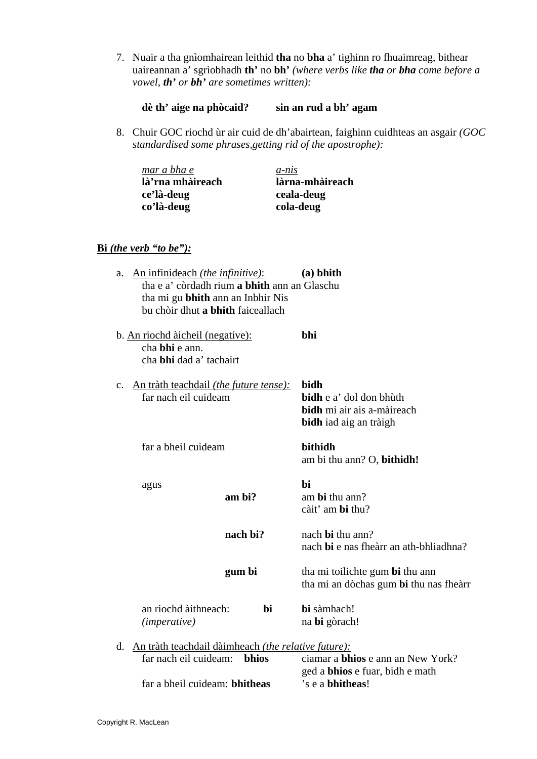7. Nuair a tha gnìomhairean leithid **tha** no **bha** a' tighinn ro fhuaimreag, bithear uaireannan a' sgrìobhadh **th'** no **bh'** *(where verbs like **tha** or **bha** come before a vowel, **th'** or **bh'** are sometimes written):*

   **dè th' aige na phòcaid?** **sin an rud a bh' agam**

8. Chuir GOC riochd ùr air cuid de dh'abairtean, faighinn cuidhteas an asgair *(GOC standardised some phrases,getting rid of the apostrophe):*

| <u>*mar a bha e*</u> | <u>*a-nis*</u> |
|---|---|
| **là'rna mhàireach** | **làrna-mhàireach** |
| **ce'là-deug** | **ceala-deug** |
| **co'là-deug** | **cola-deug** |

## <u>**Bi** *(the verb "to be"):*</u>

a. <u>An infinideach *(the infinitive)*:</u> **(a) bhith**
   tha e a' còrdadh rium **a bhith** ann an Glaschu
   tha mi gu **bhith** ann an Inbhir Nis
   bu chòir dhut **a bhith** faiceallach

b. <u>An riochd àicheil (negative):</u> **bhi**
   cha **bhi** e ann.
   cha **bhi** dad a' tachairt

c. <u>An tràth teachdail *(the future tense):*</u> **bidh**
   far nach eil cuideam
   **bidh** e a' dol don bhùth
   **bidh** mi air ais a-màireach
   **bidh** iad aig an tràigh

   far a bheil cuideam **bithidh**
   am bi thu ann? O, **bithidh!**

   agus **bi**

   **am bi?**
   am **bi** thu ann?
   càit' am **bi** thu?

   **nach bi?**
   nach **bi** thu ann?
   nach **bi** e nas fheàrr an ath-bhliadhna?

   **gum bi**
   tha mi toilichte gum **bi** thu ann
   tha mi an dòchas gum **bi** thu nas fheàrr

   an riochd àithneach: *(imperative)* **bi**
   **bi** sàmhach!
   na **bi** gòrach!

d. <u>An tràth teachdail dàimheach *(the relative future):*</u>
   far nach eil cuideam: **bhios**
   ciamar a **bhios** e ann an New York?
   ged a **bhios** e fuar, bidh e math

   far a bheil cuideam: **bhitheas**
   's e a **bhitheas**!

Copyright R. MacLean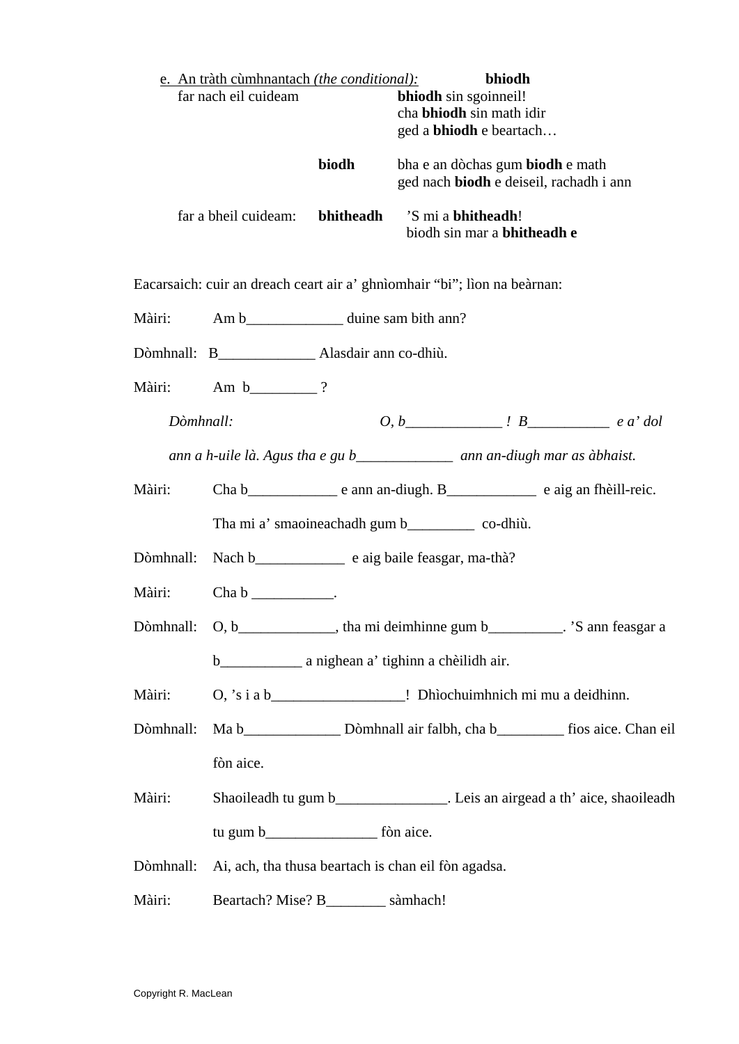e. <u>An tràth cùmhnantach *(the conditional):*</u> **bhiodh**

| | | |
|---|---|---|
| far nach eil cuideam | | **bhiodh** sin sgoinneil! |
| | | cha **bhiodh** sin math idir |
| | | ged a **bhiodh** e beartach… |
| | **biodh** | bha e an dòchas gum **biodh** e math |
| | | ged nach **biodh** e deiseil, rachadh i ann |
| far a bheil cuideam: | **bhitheadh** | ’S mi a **bhitheadh**! |
| | | biodh sin mar a **bhitheadh e** |

Eacarsaich: cuir an dreach ceart air a’ ghnìomhair “bi”; lìon na beàrnan:

Màiri: Am b_____________ duine sam bith ann?

Dòmhnall: B_____________ Alasdair ann co-dhiù.

Màiri: Am b_________ ?

*Dòmhnall: O, b_____________ ! B___________ e a’ dol ann a h-uile là. Agus tha e gu b_____________ ann an-diugh mar as àbhaist.*

Màiri: Cha b____________ e ann an-diugh. B____________ e aig an fhèill-reic. Tha mi a’ smaoineachadh gum b_________ co-dhiù.

Dòmhnall: Nach b____________ e aig baile feasgar, ma-thà?

Màiri: Cha b ___________.

Dòmhnall: O, b_____________, tha mi deimhinne gum b__________. ’S ann feasgar a b___________ a nighean a’ tighinn a chèilidh air.

Màiri: O, ’s i a b__________________! Dhìochuimhnich mi mu a deidhinn.

Dòmhnall: Ma b_____________ Dòmhnall air falbh, cha b_________ fios aice. Chan eil fòn aice.

Màiri: Shaoileadh tu gum b_______________. Leis an airgead a th’ aice, shaoileadh tu gum b_______________ fòn aice.

Dòmhnall: Ai, ach, tha thusa beartach is chan eil fòn agadsa.

Màiri: Beartach? Mise? B________ sàmhach!

Copyright R. MacLean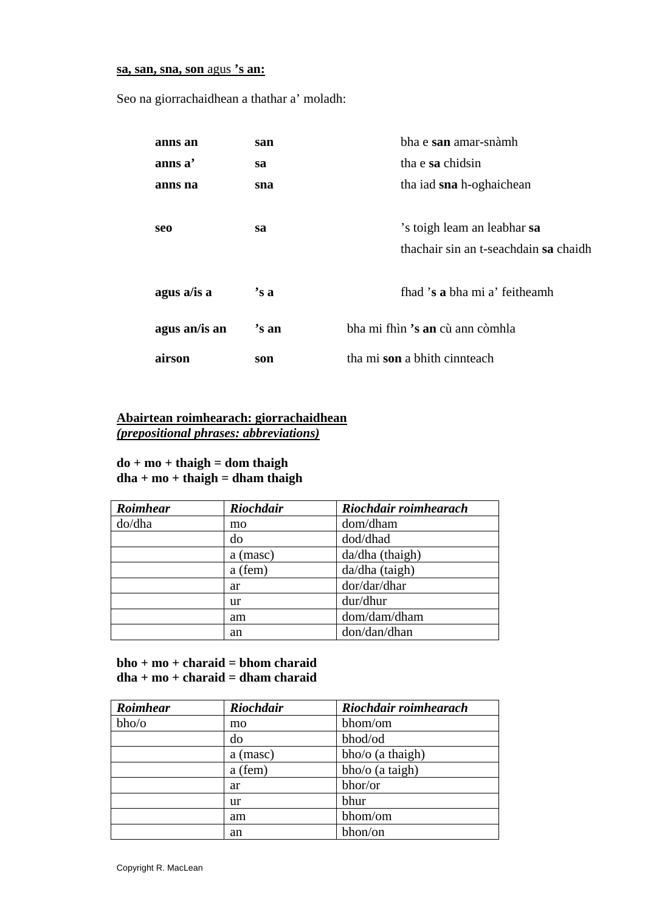**sa, san, sna, son** agus **'s an:**

Seo na giorrachaidhean a thathar a' moladh:

| | | |
|---|---|---|
| **anns an** | **san** | bha e **san** amar-snàmh |
| **anns a'** | **sa** | tha e **sa** chidsin |
| **anns na** | **sna** | tha iad **sna** h-oghaichean |
| | | |
| **seo** | **sa** | 's toigh leam an leabhar **sa** |
| | | thachair sin an t-seachdain **sa** chaidh |
| | | |
| **agus a/is a** | **'s a** | fhad '**s a** bha mi a' feitheamh |
| **agus an/is an** | **'s an** | bha mi fhìn **'s an** cù ann còmhla |
| **airson** | **son** | tha mi **son** a bhith cinnteach |

**Abairtean roimhearach: giorrachaidhean**
***(prepositional phrases: abbreviations)***

**do + mo + thaigh = dom thaigh**
**dha + mo + thaigh = dham thaigh**

| *Roimhear* | *Riochdair* | *Riochdair roimhearach* |
|---|---|---|
| do/dha | mo | dom/dham |
| | do | dod/dhad |
| | a (masc) | da/dha (thaigh) |
| | a (fem) | da/dha (taigh) |
| | ar | dor/dar/dhar |
| | ur | dur/dhur |
| | am | dom/dam/dham |
| | an | don/dan/dhan |

**bho + mo + charaid = bhom charaid**
**dha + mo + charaid = dham charaid**

| *Roimhear* | *Riochdair* | *Riochdair roimhearach* |
|---|---|---|
| bho/o | mo | bhom/om |
| | do | bhod/od |
| | a (masc) | bho/o (a thaigh) |
| | a (fem) | bho/o (a taigh) |
| | ar | bhor/or |
| | ur | bhur |
| | am | bhom/om |
| | an | bhon/on |

Copyright R. MacLean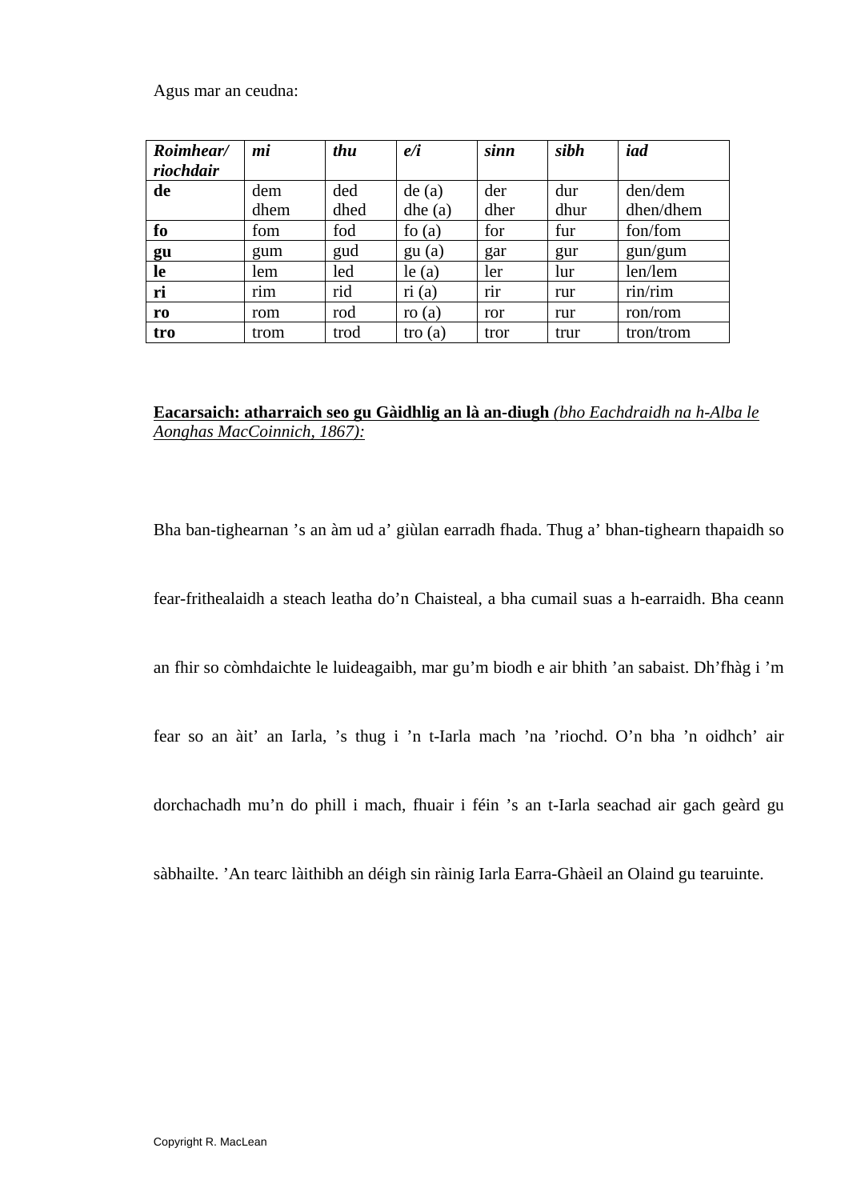Agus mar an ceudna:

| ***Roimhear/ riochdair*** | ***mi*** | ***thu*** | ***e/i*** | ***sinn*** | ***sibh*** | ***iad*** |
|---|---|---|---|---|---|---|
| **de** | dem dhem | ded dhed | de (a) dhe (a) | der dher | dur dhur | den/dem dhen/dhem |
| **fo** | fom | fod | fo (a) | for | fur | fon/fom |
| **gu** | gum | gud | gu (a) | gar | gur | gun/gum |
| **le** | lem | led | le (a) | ler | lur | len/lem |
| **ri** | rim | rid | ri (a) | rir | rur | rin/rim |
| **ro** | rom | rod | ro (a) | ror | rur | ron/rom |
| **tro** | trom | trod | tro (a) | tror | trur | tron/trom |

**Eacarsaich: atharraich seo gu Gàidhlig an là an-diugh** *(bho Eachdraidh na h-Alba le Aonghas MacCoinnich, 1867):*

Bha ban-tighearnan ’s an àm ud a’ giùlan earradh fhada. Thug a’ bhan-tighearn thapaidh so fear-frithealaidh a steach leatha do’n Chaisteal, a bha cumail suas a h-earraidh. Bha ceann an fhir so còmhdaichte le luideagaibh, mar gu’m biodh e air bhith ’an sabaist. Dh’fhàg i ’m fear so an àit’ an Iarla, ’s thug i ’n t-Iarla mach ’na ’riochd. O’n bha ’n oidhch’ air dorchachadh mu’n do phill i mach, fhuair i féin ’s an t-Iarla seachad air gach geàrd gu sàbhailte. ’An tearc làithibh an déigh sin ràinig Iarla Earra-Ghàeil an Olaind gu tearuinte.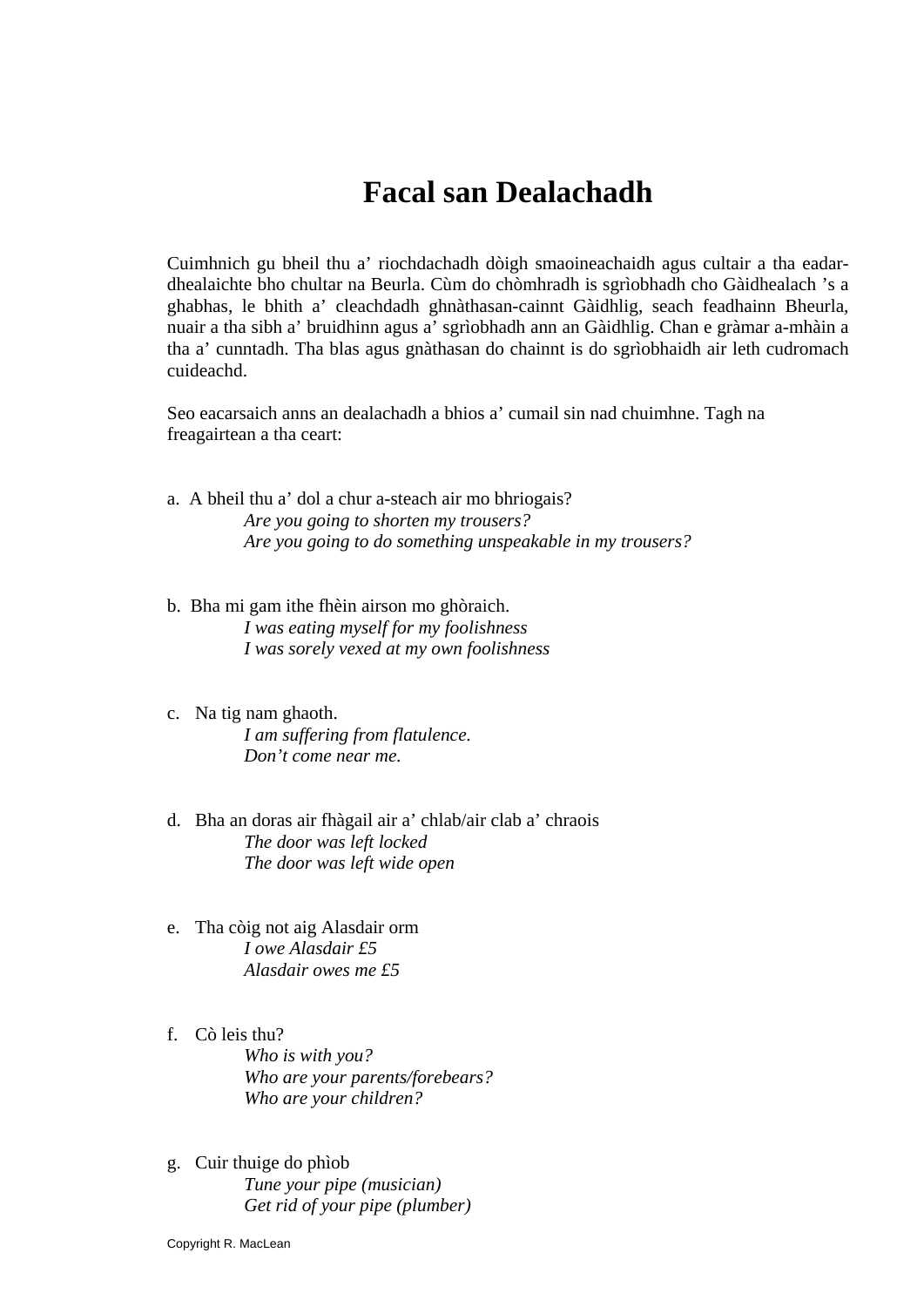# Facal san Dealachadh

Cuimhnich gu bheil thu a' riochdachadh dòigh smaoineachaidh agus cultair a tha eadar-dhealaichte bho chultar na Beurla. Cùm do chòmhradh is sgrìobhadh cho Gàidhealach 's a ghabhas, le bhith a' cleachdadh ghnàthasan-cainnt Gàidhlig, seach feadhainn Bheurla, nuair a tha sibh a' bruidhinn agus a' sgrìobhadh ann an Gàidhlig. Chan e gràmar a-mhàin a tha a' cunntadh. Tha blas agus gnàthasan do chainnt is do sgrìobhaidh air leth cudromach cuideachd.

Seo eacarsaich anns an dealachadh a bhios a' cumail sin nad chuimhne. Tagh na freagairtean a tha ceart:

a. A bheil thu a' dol a chur a-steach air mo bhriogais?
*Are you going to shorten my trousers?*
*Are you going to do something unspeakable in my trousers?*

b. Bha mi gam ithe fhèin airson mo ghòraich.
*I was eating myself for my foolishness*
*I was sorely vexed at my own foolishness*

c. Na tig nam ghaoth.
*I am suffering from flatulence.*
*Don't come near me.*

d. Bha an doras air fhàgail air a' chlab/air clab a' chraois
*The door was left locked*
*The door was left wide open*

e. Tha còig not aig Alasdair orm
*I owe Alasdair £5*
*Alasdair owes me £5*

f. Cò leis thu?
*Who is with you?*
*Who are your parents/forebears?*
*Who are your children?*

g. Cuir thuige do phìob
*Tune your pipe (musician)*
*Get rid of your pipe (plumber)*

Copyright R. MacLean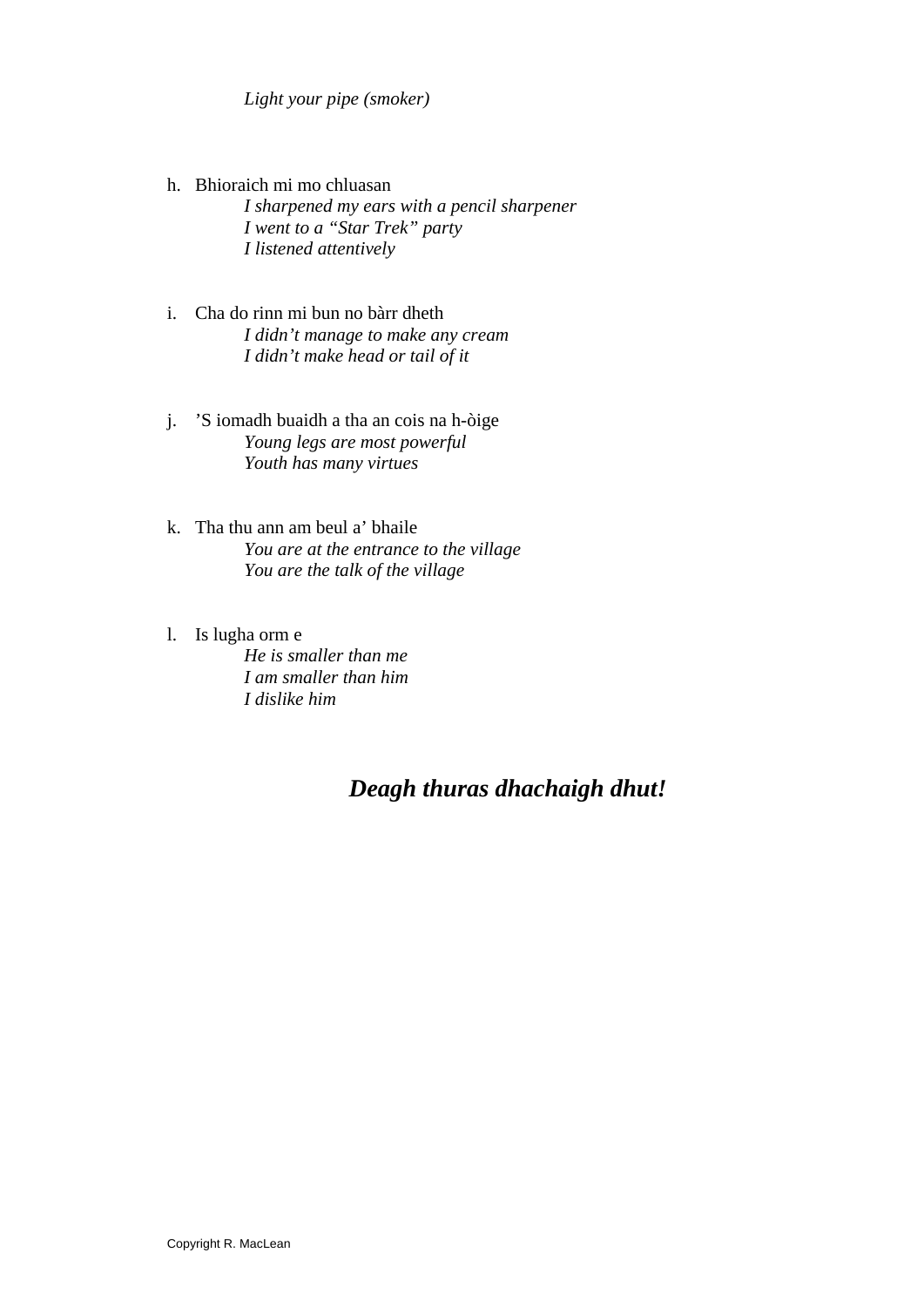*Light your pipe (smoker)*

h. Bhioraich mi mo chluasan
   *I sharpened my ears with a pencil sharpener*
   *I went to a "Star Trek" party*
   *I listened attentively*

i. Cha do rinn mi bun no bàrr dheth
   *I didn't manage to make any cream*
   *I didn't make head or tail of it*

j. 'S iomadh buaidh a tha an cois na h-òige
   *Young legs are most powerful*
   *Youth has many virtues*

k. Tha thu ann am beul a' bhaile
   *You are at the entrance to the village*
   *You are the talk of the village*

l. Is lugha orm e
   *He is smaller than me*
   *I am smaller than him*
   *I dislike him*

***Deagh thuras dhachaigh dhut!***

Copyright R. MacLean